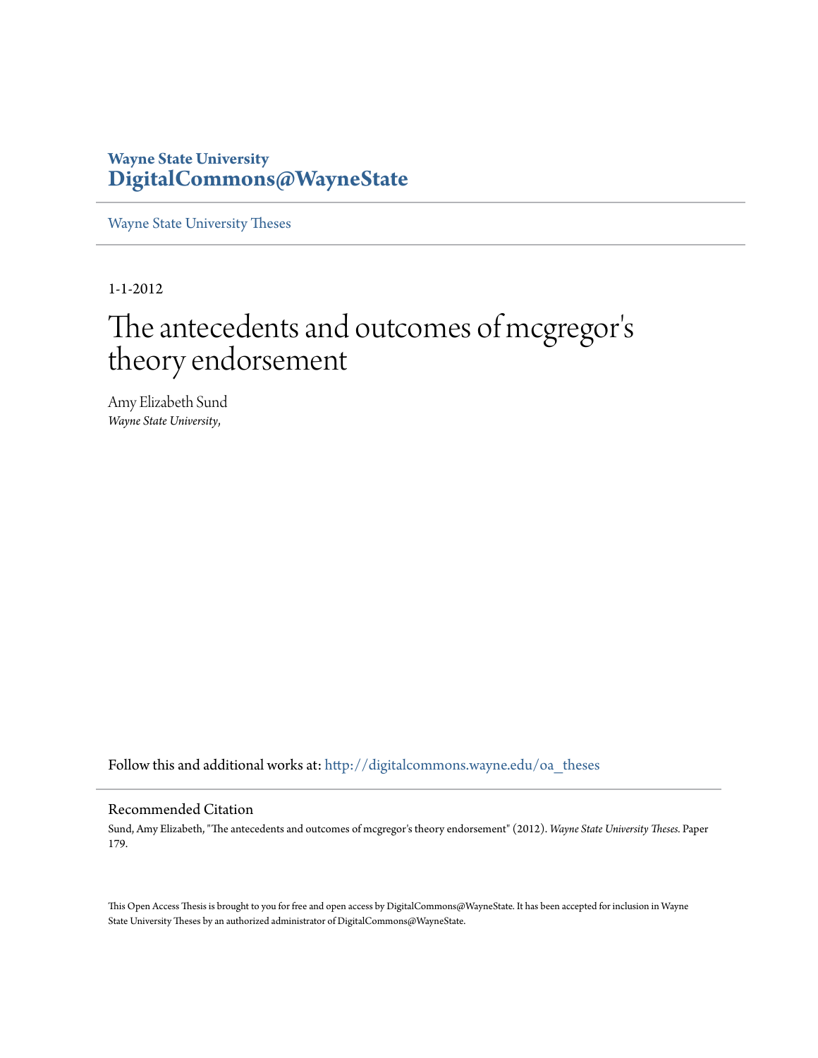**Wayne State University**
**DigitalCommons@WayneState**

Wayne State University Theses

1-1-2012

# The antecedents and outcomes of mcgregor's theory endorsement

Amy Elizabeth Sund
*Wayne State University,*

Follow this and additional works at: http://digitalcommons.wayne.edu/oa_theses

## Recommended Citation

Sund, Amy Elizabeth, "The antecedents and outcomes of mcgregor's theory endorsement" (2012). *Wayne State University Theses.* Paper 179.

This Open Access Thesis is brought to you for free and open access by DigitalCommons@WayneState. It has been accepted for inclusion in Wayne State University Theses by an authorized administrator of DigitalCommons@WayneState.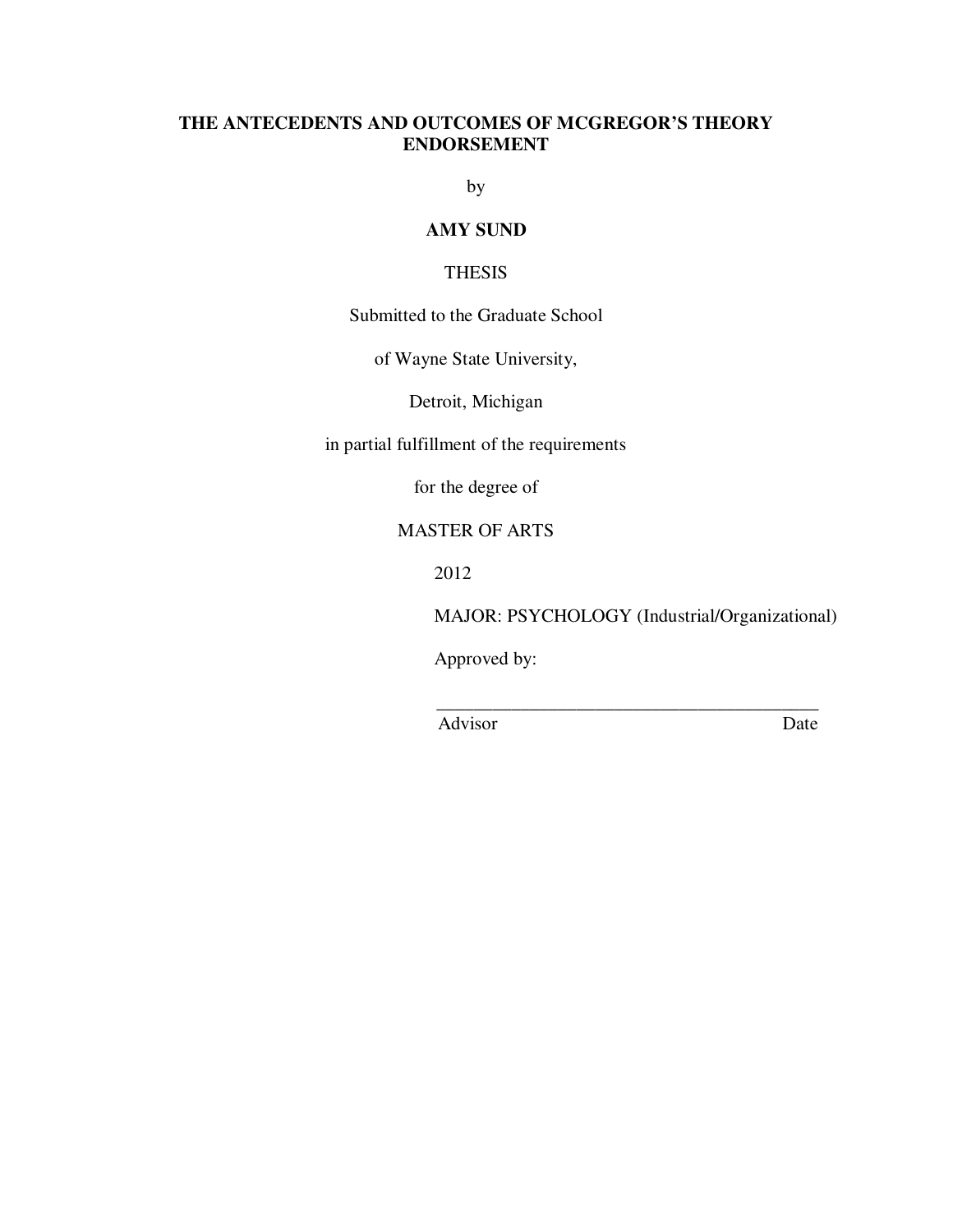**THE ANTECEDENTS AND OUTCOMES OF MCGREGOR'S THEORY ENDORSEMENT**

by

**AMY SUND**

THESIS

Submitted to the Graduate School

of Wayne State University,

Detroit, Michigan

in partial fulfillment of the requirements

for the degree of

MASTER OF ARTS

2012

MAJOR: PSYCHOLOGY (Industrial/Organizational)

Approved by:

\_\_\_\_\_\_\_\_\_\_\_\_\_\_\_\_\_\_\_\_\_\_\_\_\_\_\_\_\_\_\_\_\_\_\_\_\_\_\_\_\_\_

Advisor Date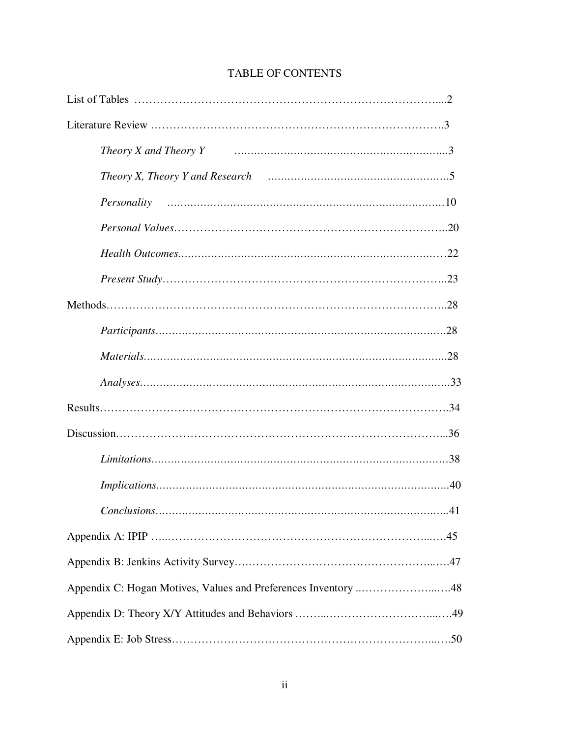# TABLE OF CONTENTS

List of Tables ..........................................................................2

Literature Review ......................................................................3

*Theory X and Theory Y* ..........................................................3

*Theory X, Theory Y and Research* ..........................................5

*Personality* .............................................................................10

*Personal Values*.......................................................................20

*Health Outcomes*.....................................................................22

*Present Study*...........................................................................23

Methods.....................................................................................28

*Participants*.............................................................................28

*Materials*..................................................................................28

*Analyses*...................................................................................33

Results........................................................................................34

Discussion..................................................................................36

*Limitations*...............................................................................38

*Implications*.............................................................................40

*Conclusions*.............................................................................41

Appendix A: IPIP .......................................................................45

Appendix B: Jenkins Activity Survey.........................................47

Appendix C: Hogan Motives, Values and Preferences Inventory ...48

Appendix D: Theory X/Y Attitudes and Behaviors .....................49

Appendix E: Job Stress...............................................................50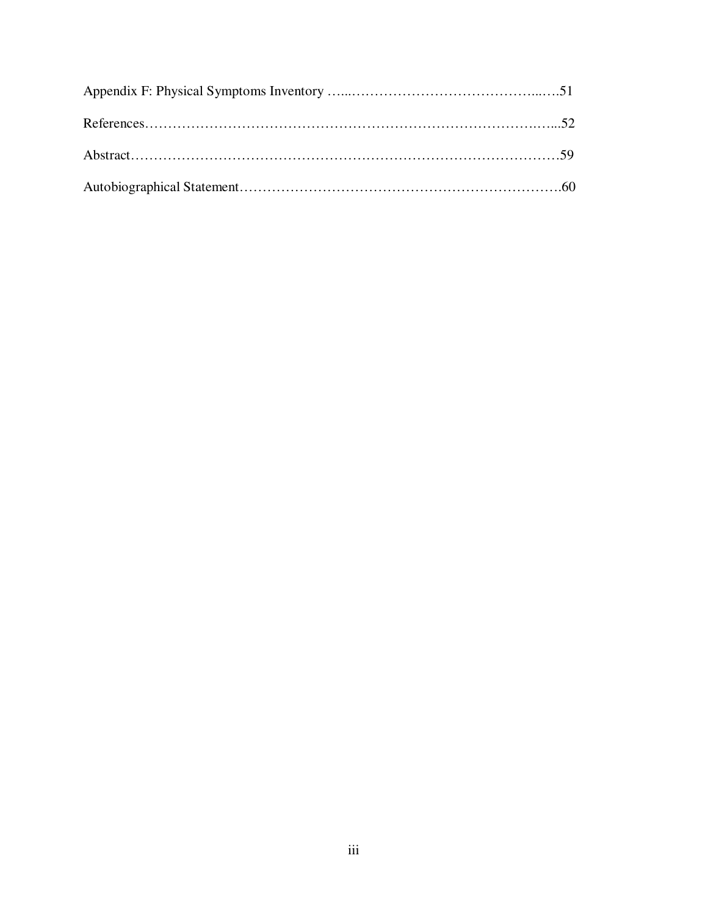Appendix F: Physical Symptoms Inventory …....…………………………….……….....….51

References…………………………………………………………………….…...52

Abstract………………………………………………………………………………59

Autobiographical Statement………………………………………………………….60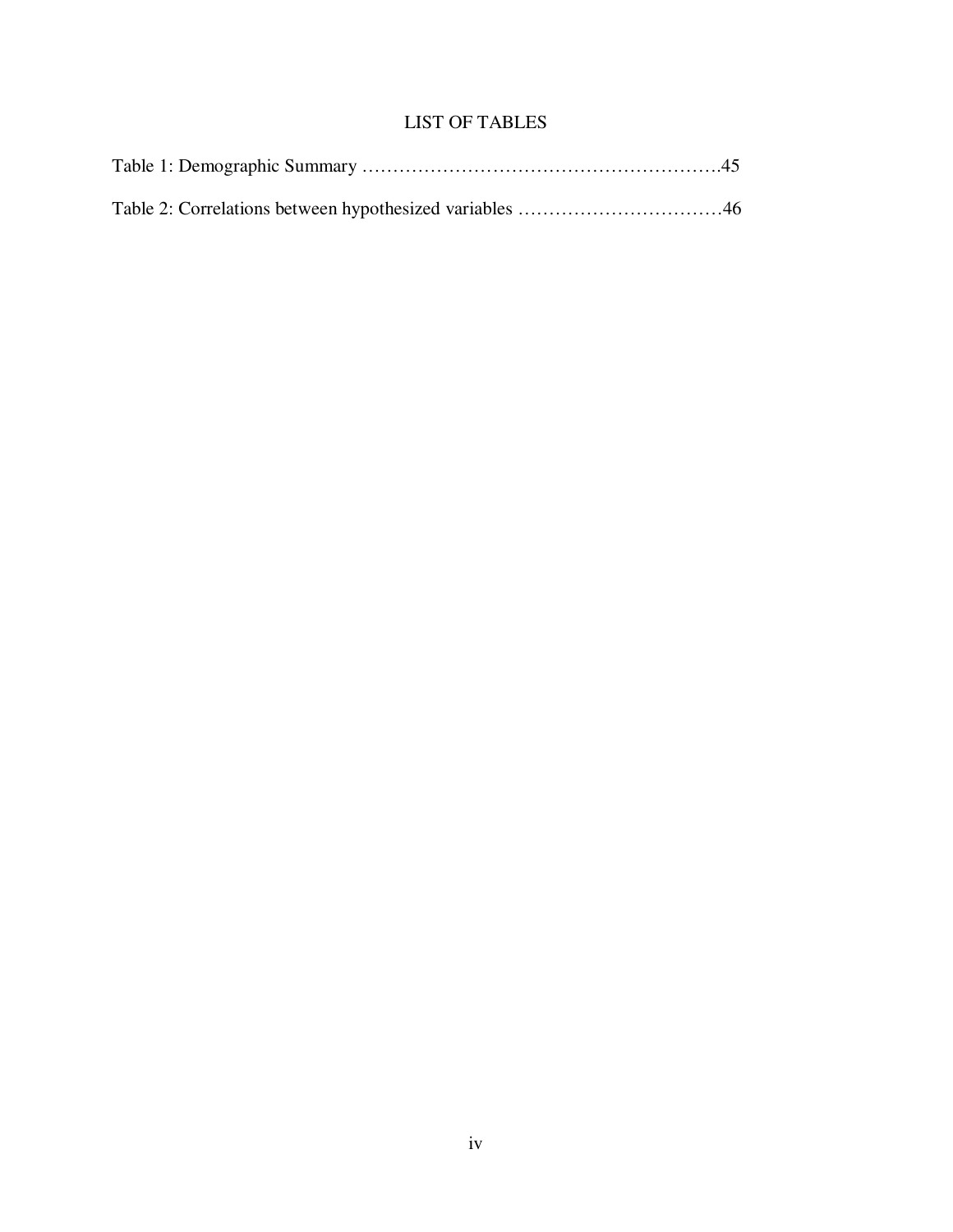# LIST OF TABLES

Table 1: Demographic Summary ………………………………………………….45

Table 2: Correlations between hypothesized variables ……………………………46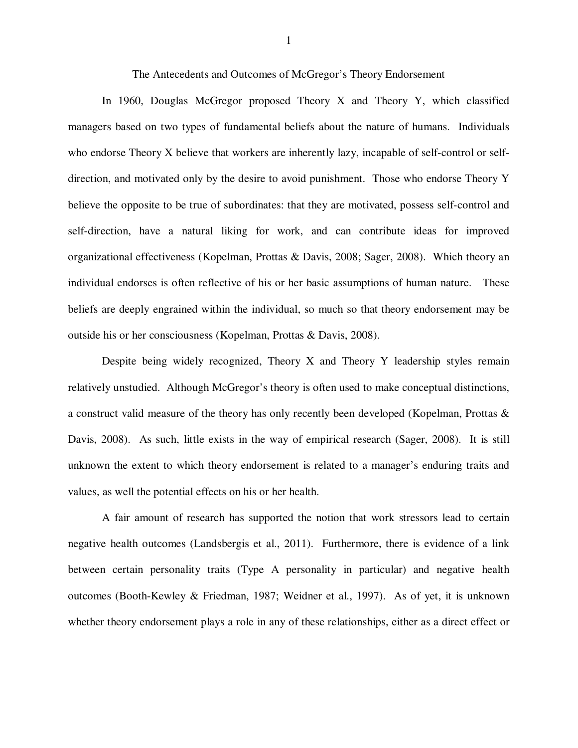# The Antecedents and Outcomes of McGregor's Theory Endorsement

In 1960, Douglas McGregor proposed Theory X and Theory Y, which classified managers based on two types of fundamental beliefs about the nature of humans. Individuals who endorse Theory X believe that workers are inherently lazy, incapable of self-control or self-direction, and motivated only by the desire to avoid punishment. Those who endorse Theory Y believe the opposite to be true of subordinates: that they are motivated, possess self-control and self-direction, have a natural liking for work, and can contribute ideas for improved organizational effectiveness (Kopelman, Prottas & Davis, 2008; Sager, 2008). Which theory an individual endorses is often reflective of his or her basic assumptions of human nature. These beliefs are deeply engrained within the individual, so much so that theory endorsement may be outside his or her consciousness (Kopelman, Prottas & Davis, 2008).

Despite being widely recognized, Theory X and Theory Y leadership styles remain relatively unstudied. Although McGregor's theory is often used to make conceptual distinctions, a construct valid measure of the theory has only recently been developed (Kopelman, Prottas & Davis, 2008). As such, little exists in the way of empirical research (Sager, 2008). It is still unknown the extent to which theory endorsement is related to a manager's enduring traits and values, as well the potential effects on his or her health.

A fair amount of research has supported the notion that work stressors lead to certain negative health outcomes (Landsbergis et al., 2011). Furthermore, there is evidence of a link between certain personality traits (Type A personality in particular) and negative health outcomes (Booth-Kewley & Friedman, 1987; Weidner et al., 1997). As of yet, it is unknown whether theory endorsement plays a role in any of these relationships, either as a direct effect or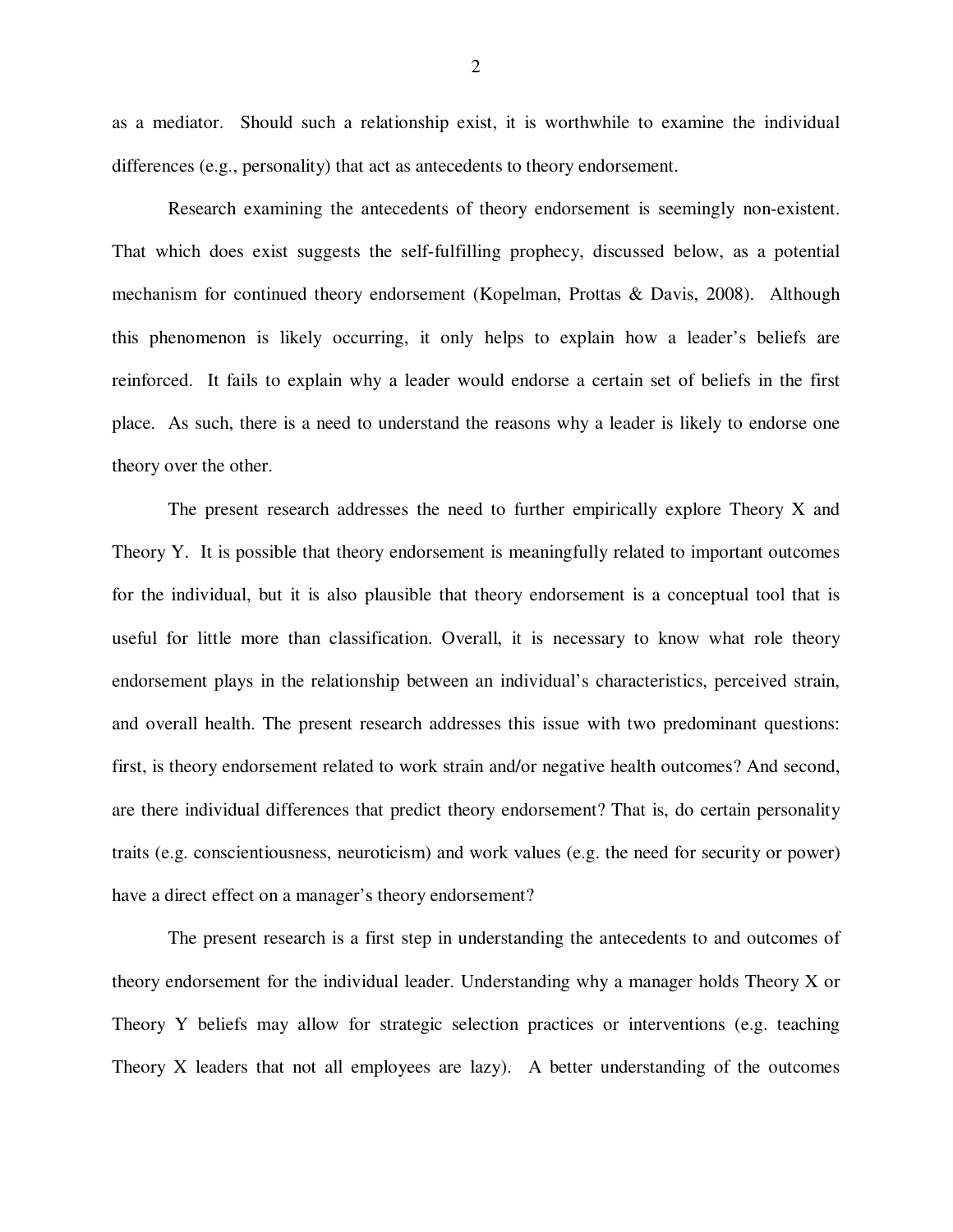as a mediator. Should such a relationship exist, it is worthwhile to examine the individual differences (e.g., personality) that act as antecedents to theory endorsement.

Research examining the antecedents of theory endorsement is seemingly non-existent. That which does exist suggests the self-fulfilling prophecy, discussed below, as a potential mechanism for continued theory endorsement (Kopelman, Prottas & Davis, 2008). Although this phenomenon is likely occurring, it only helps to explain how a leader's beliefs are reinforced. It fails to explain why a leader would endorse a certain set of beliefs in the first place. As such, there is a need to understand the reasons why a leader is likely to endorse one theory over the other.

The present research addresses the need to further empirically explore Theory X and Theory Y. It is possible that theory endorsement is meaningfully related to important outcomes for the individual, but it is also plausible that theory endorsement is a conceptual tool that is useful for little more than classification. Overall, it is necessary to know what role theory endorsement plays in the relationship between an individual's characteristics, perceived strain, and overall health. The present research addresses this issue with two predominant questions: first, is theory endorsement related to work strain and/or negative health outcomes? And second, are there individual differences that predict theory endorsement? That is, do certain personality traits (e.g. conscientiousness, neuroticism) and work values (e.g. the need for security or power) have a direct effect on a manager's theory endorsement?

The present research is a first step in understanding the antecedents to and outcomes of theory endorsement for the individual leader. Understanding why a manager holds Theory X or Theory Y beliefs may allow for strategic selection practices or interventions (e.g. teaching Theory X leaders that not all employees are lazy). A better understanding of the outcomes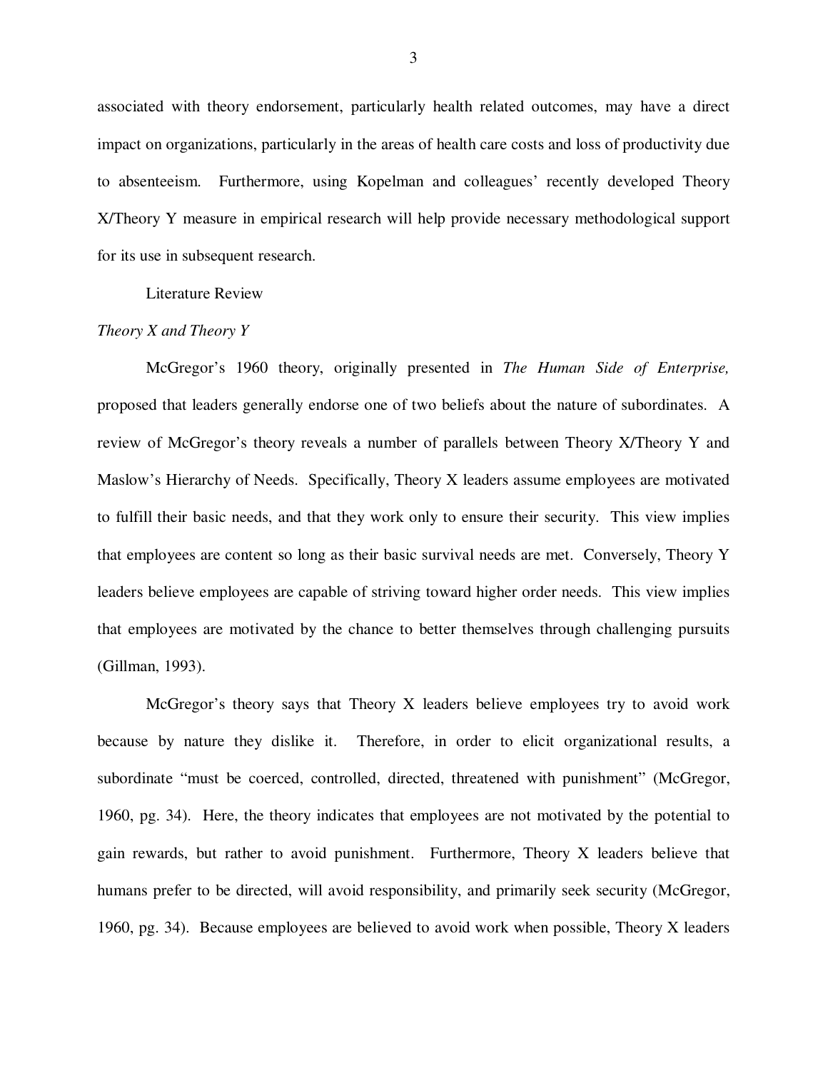associated with theory endorsement, particularly health related outcomes, may have a direct impact on organizations, particularly in the areas of health care costs and loss of productivity due to absenteeism. Furthermore, using Kopelman and colleagues' recently developed Theory X/Theory Y measure in empirical research will help provide necessary methodological support for its use in subsequent research.

## Literature Review

### *Theory X and Theory Y*

McGregor's 1960 theory, originally presented in *The Human Side of Enterprise,* proposed that leaders generally endorse one of two beliefs about the nature of subordinates. A review of McGregor's theory reveals a number of parallels between Theory X/Theory Y and Maslow's Hierarchy of Needs. Specifically, Theory X leaders assume employees are motivated to fulfill their basic needs, and that they work only to ensure their security. This view implies that employees are content so long as their basic survival needs are met. Conversely, Theory Y leaders believe employees are capable of striving toward higher order needs. This view implies that employees are motivated by the chance to better themselves through challenging pursuits (Gillman, 1993).

McGregor's theory says that Theory X leaders believe employees try to avoid work because by nature they dislike it. Therefore, in order to elicit organizational results, a subordinate "must be coerced, controlled, directed, threatened with punishment" (McGregor, 1960, pg. 34). Here, the theory indicates that employees are not motivated by the potential to gain rewards, but rather to avoid punishment. Furthermore, Theory X leaders believe that humans prefer to be directed, will avoid responsibility, and primarily seek security (McGregor, 1960, pg. 34). Because employees are believed to avoid work when possible, Theory X leaders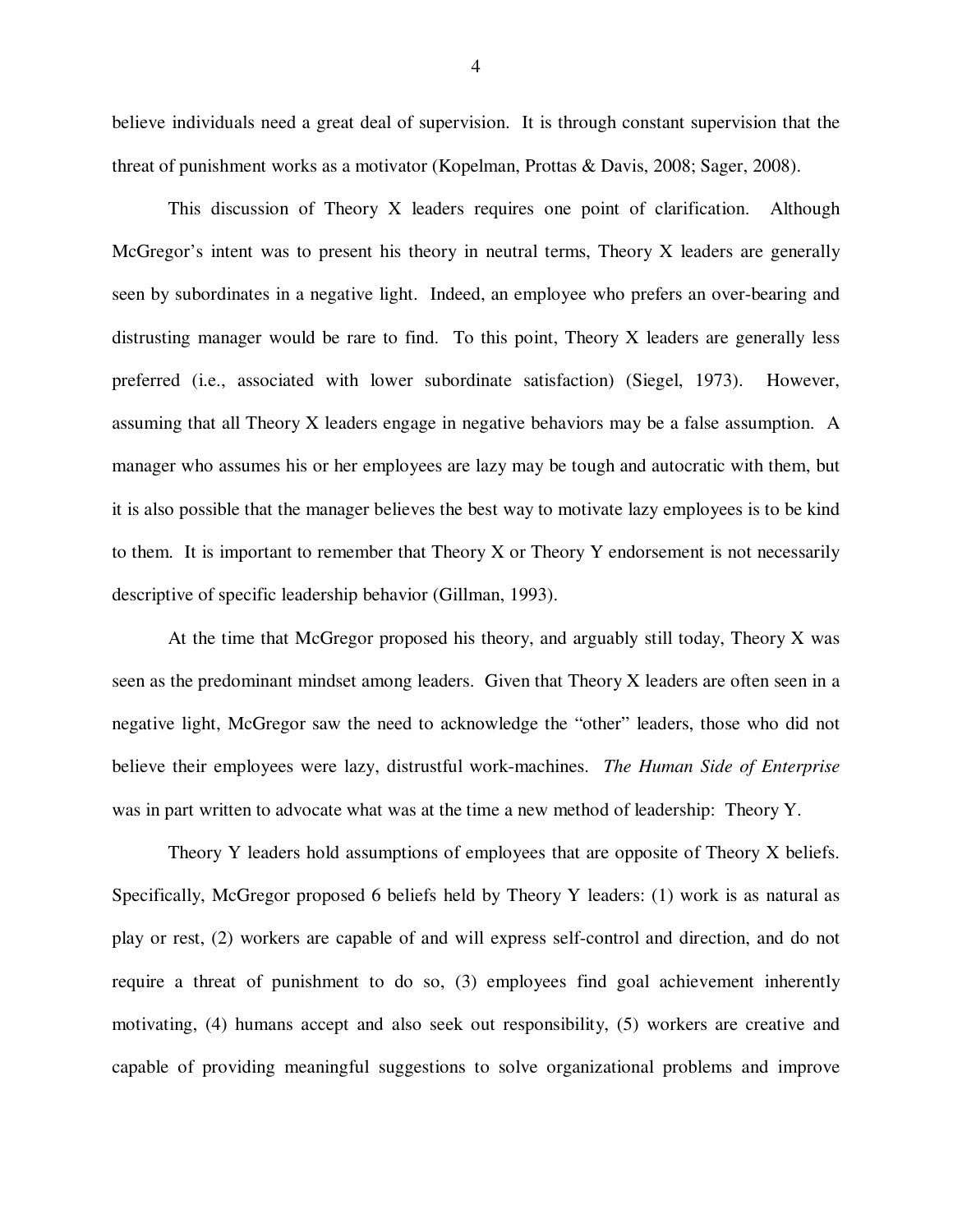believe individuals need a great deal of supervision. It is through constant supervision that the threat of punishment works as a motivator (Kopelman, Prottas & Davis, 2008; Sager, 2008).

This discussion of Theory X leaders requires one point of clarification. Although McGregor's intent was to present his theory in neutral terms, Theory X leaders are generally seen by subordinates in a negative light. Indeed, an employee who prefers an over-bearing and distrusting manager would be rare to find. To this point, Theory X leaders are generally less preferred (i.e., associated with lower subordinate satisfaction) (Siegel, 1973). However, assuming that all Theory X leaders engage in negative behaviors may be a false assumption. A manager who assumes his or her employees are lazy may be tough and autocratic with them, but it is also possible that the manager believes the best way to motivate lazy employees is to be kind to them. It is important to remember that Theory X or Theory Y endorsement is not necessarily descriptive of specific leadership behavior (Gillman, 1993).

At the time that McGregor proposed his theory, and arguably still today, Theory X was seen as the predominant mindset among leaders. Given that Theory X leaders are often seen in a negative light, McGregor saw the need to acknowledge the "other" leaders, those who did not believe their employees were lazy, distrustful work-machines. *The Human Side of Enterprise* was in part written to advocate what was at the time a new method of leadership: Theory Y.

Theory Y leaders hold assumptions of employees that are opposite of Theory X beliefs. Specifically, McGregor proposed 6 beliefs held by Theory Y leaders: (1) work is as natural as play or rest, (2) workers are capable of and will express self-control and direction, and do not require a threat of punishment to do so, (3) employees find goal achievement inherently motivating, (4) humans accept and also seek out responsibility, (5) workers are creative and capable of providing meaningful suggestions to solve organizational problems and improve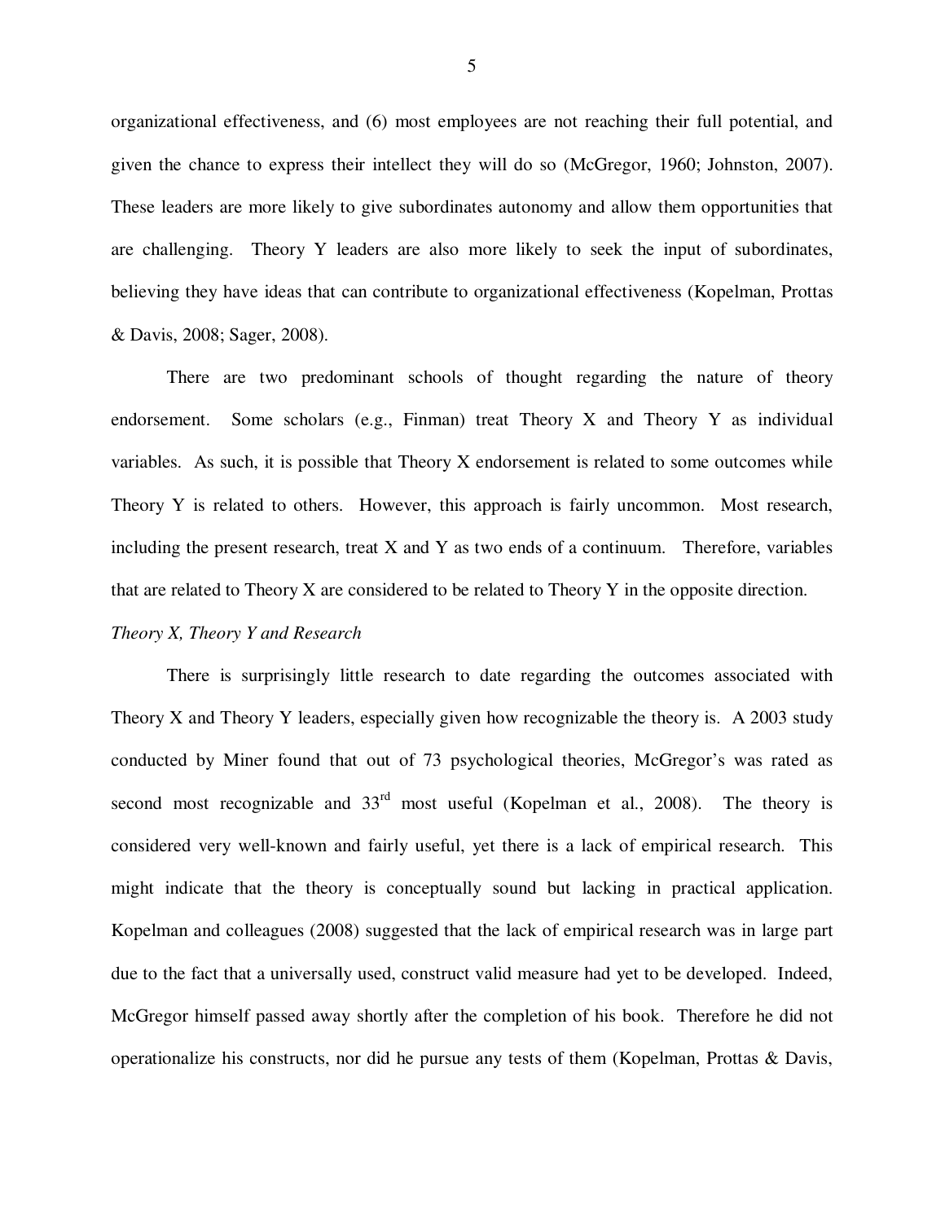organizational effectiveness, and (6) most employees are not reaching their full potential, and given the chance to express their intellect they will do so (McGregor, 1960; Johnston, 2007). These leaders are more likely to give subordinates autonomy and allow them opportunities that are challenging. Theory Y leaders are also more likely to seek the input of subordinates, believing they have ideas that can contribute to organizational effectiveness (Kopelman, Prottas & Davis, 2008; Sager, 2008).

There are two predominant schools of thought regarding the nature of theory endorsement. Some scholars (e.g., Finman) treat Theory X and Theory Y as individual variables. As such, it is possible that Theory X endorsement is related to some outcomes while Theory Y is related to others. However, this approach is fairly uncommon. Most research, including the present research, treat X and Y as two ends of a continuum. Therefore, variables that are related to Theory X are considered to be related to Theory Y in the opposite direction.

*Theory X, Theory Y and Research*

There is surprisingly little research to date regarding the outcomes associated with Theory X and Theory Y leaders, especially given how recognizable the theory is. A 2003 study conducted by Miner found that out of 73 psychological theories, McGregor's was rated as second most recognizable and 33rd most useful (Kopelman et al., 2008). The theory is considered very well-known and fairly useful, yet there is a lack of empirical research. This might indicate that the theory is conceptually sound but lacking in practical application. Kopelman and colleagues (2008) suggested that the lack of empirical research was in large part due to the fact that a universally used, construct valid measure had yet to be developed. Indeed, McGregor himself passed away shortly after the completion of his book. Therefore he did not operationalize his constructs, nor did he pursue any tests of them (Kopelman, Prottas & Davis,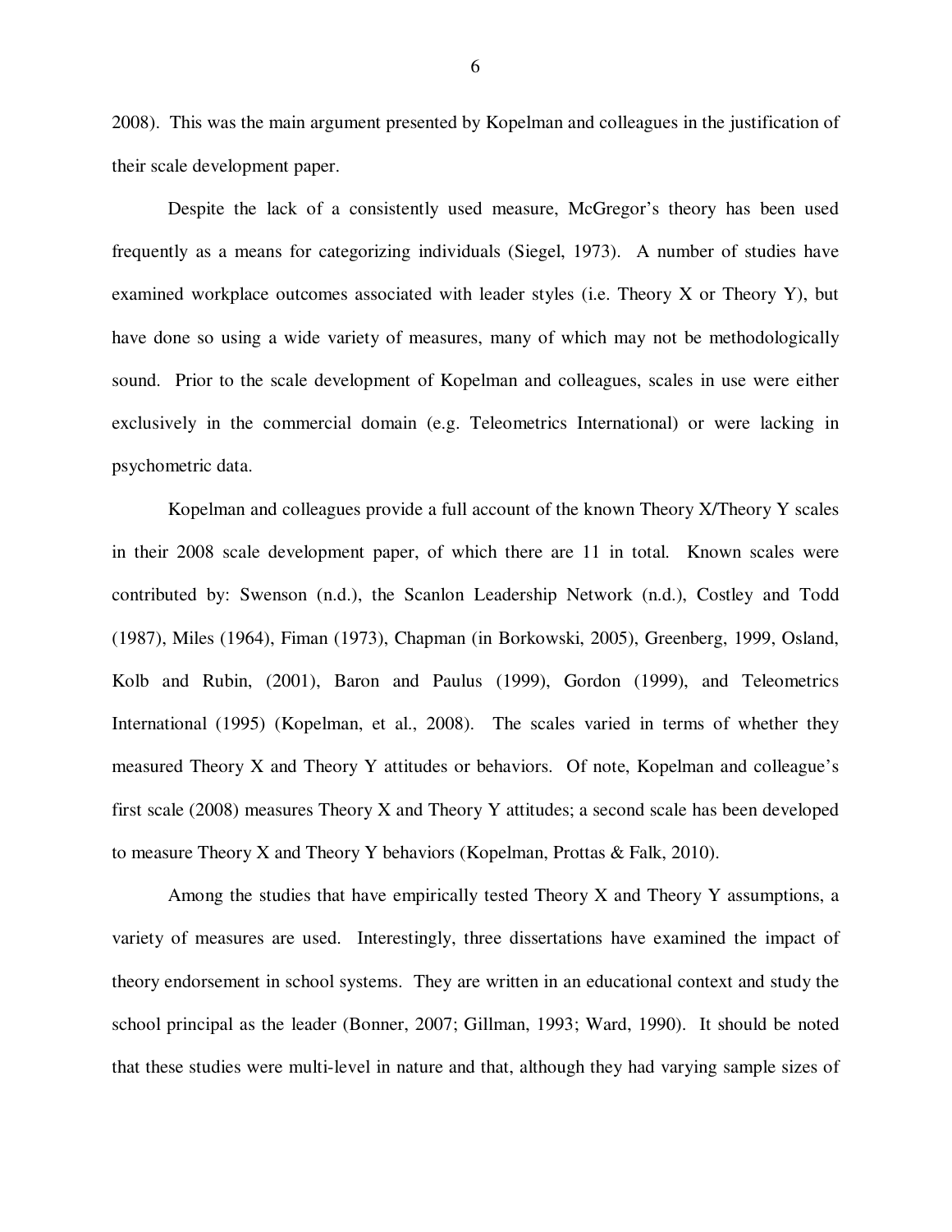2008). This was the main argument presented by Kopelman and colleagues in the justification of their scale development paper.

Despite the lack of a consistently used measure, McGregor's theory has been used frequently as a means for categorizing individuals (Siegel, 1973). A number of studies have examined workplace outcomes associated with leader styles (i.e. Theory X or Theory Y), but have done so using a wide variety of measures, many of which may not be methodologically sound. Prior to the scale development of Kopelman and colleagues, scales in use were either exclusively in the commercial domain (e.g. Teleometrics International) or were lacking in psychometric data.

Kopelman and colleagues provide a full account of the known Theory X/Theory Y scales in their 2008 scale development paper, of which there are 11 in total. Known scales were contributed by: Swenson (n.d.), the Scanlon Leadership Network (n.d.), Costley and Todd (1987), Miles (1964), Fiman (1973), Chapman (in Borkowski, 2005), Greenberg, 1999, Osland, Kolb and Rubin, (2001), Baron and Paulus (1999), Gordon (1999), and Teleometrics International (1995) (Kopelman, et al., 2008). The scales varied in terms of whether they measured Theory X and Theory Y attitudes or behaviors. Of note, Kopelman and colleague's first scale (2008) measures Theory X and Theory Y attitudes; a second scale has been developed to measure Theory X and Theory Y behaviors (Kopelman, Prottas & Falk, 2010).

Among the studies that have empirically tested Theory X and Theory Y assumptions, a variety of measures are used. Interestingly, three dissertations have examined the impact of theory endorsement in school systems. They are written in an educational context and study the school principal as the leader (Bonner, 2007; Gillman, 1993; Ward, 1990). It should be noted that these studies were multi-level in nature and that, although they had varying sample sizes of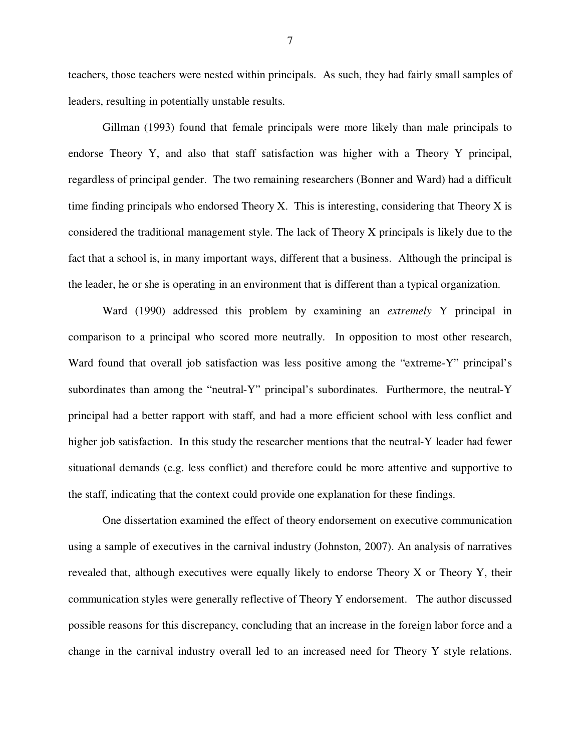teachers, those teachers were nested within principals. As such, they had fairly small samples of leaders, resulting in potentially unstable results.

Gillman (1993) found that female principals were more likely than male principals to endorse Theory Y, and also that staff satisfaction was higher with a Theory Y principal, regardless of principal gender. The two remaining researchers (Bonner and Ward) had a difficult time finding principals who endorsed Theory X. This is interesting, considering that Theory X is considered the traditional management style. The lack of Theory X principals is likely due to the fact that a school is, in many important ways, different that a business. Although the principal is the leader, he or she is operating in an environment that is different than a typical organization.

Ward (1990) addressed this problem by examining an *extremely* Y principal in comparison to a principal who scored more neutrally. In opposition to most other research, Ward found that overall job satisfaction was less positive among the "extreme-Y" principal's subordinates than among the "neutral-Y" principal's subordinates. Furthermore, the neutral-Y principal had a better rapport with staff, and had a more efficient school with less conflict and higher job satisfaction. In this study the researcher mentions that the neutral-Y leader had fewer situational demands (e.g. less conflict) and therefore could be more attentive and supportive to the staff, indicating that the context could provide one explanation for these findings.

One dissertation examined the effect of theory endorsement on executive communication using a sample of executives in the carnival industry (Johnston, 2007). An analysis of narratives revealed that, although executives were equally likely to endorse Theory X or Theory Y, their communication styles were generally reflective of Theory Y endorsement. The author discussed possible reasons for this discrepancy, concluding that an increase in the foreign labor force and a change in the carnival industry overall led to an increased need for Theory Y style relations.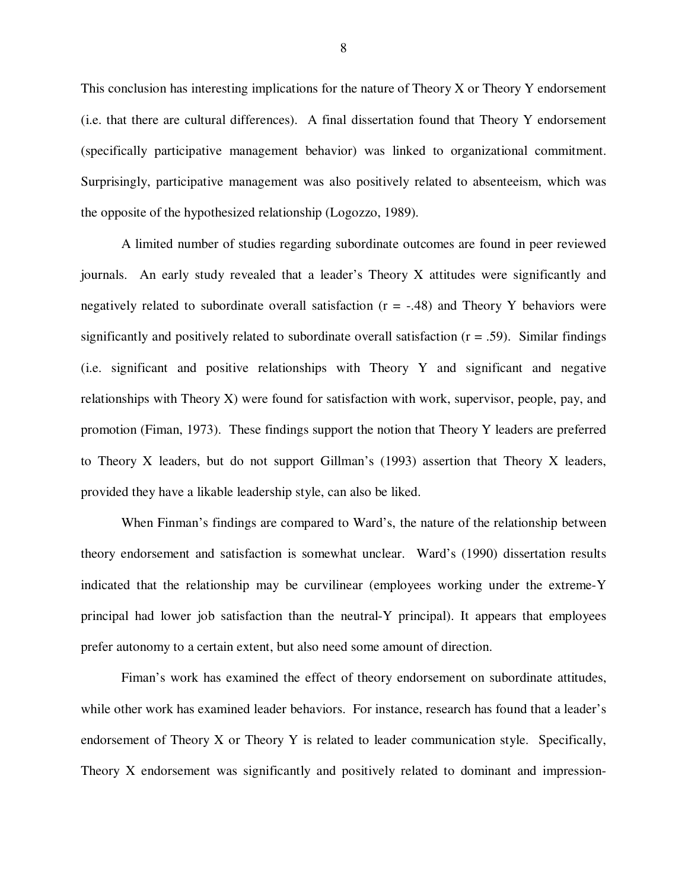This conclusion has interesting implications for the nature of Theory X or Theory Y endorsement (i.e. that there are cultural differences). A final dissertation found that Theory Y endorsement (specifically participative management behavior) was linked to organizational commitment. Surprisingly, participative management was also positively related to absenteeism, which was the opposite of the hypothesized relationship (Logozzo, 1989).

A limited number of studies regarding subordinate outcomes are found in peer reviewed journals. An early study revealed that a leader's Theory X attitudes were significantly and negatively related to subordinate overall satisfaction ($r = -.48$) and Theory Y behaviors were significantly and positively related to subordinate overall satisfaction ($r = .59$). Similar findings (i.e. significant and positive relationships with Theory Y and significant and negative relationships with Theory X) were found for satisfaction with work, supervisor, people, pay, and promotion (Fiman, 1973). These findings support the notion that Theory Y leaders are preferred to Theory X leaders, but do not support Gillman's (1993) assertion that Theory X leaders, provided they have a likable leadership style, can also be liked.

When Finman's findings are compared to Ward's, the nature of the relationship between theory endorsement and satisfaction is somewhat unclear. Ward's (1990) dissertation results indicated that the relationship may be curvilinear (employees working under the extreme-Y principal had lower job satisfaction than the neutral-Y principal). It appears that employees prefer autonomy to a certain extent, but also need some amount of direction.

Fiman's work has examined the effect of theory endorsement on subordinate attitudes, while other work has examined leader behaviors. For instance, research has found that a leader's endorsement of Theory X or Theory Y is related to leader communication style. Specifically, Theory X endorsement was significantly and positively related to dominant and impression-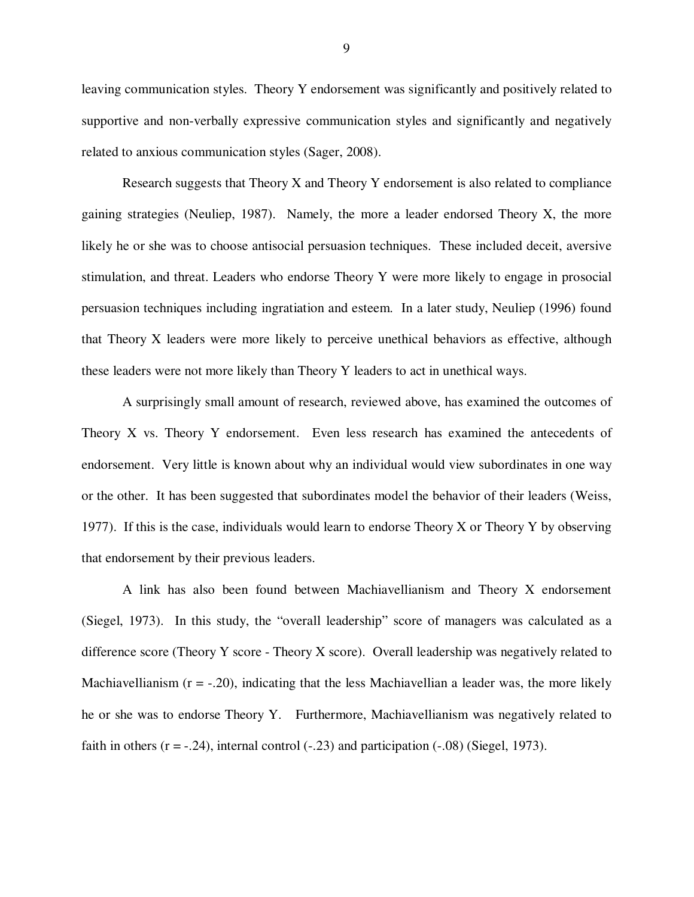leaving communication styles. Theory Y endorsement was significantly and positively related to supportive and non-verbally expressive communication styles and significantly and negatively related to anxious communication styles (Sager, 2008).

Research suggests that Theory X and Theory Y endorsement is also related to compliance gaining strategies (Neuliep, 1987). Namely, the more a leader endorsed Theory X, the more likely he or she was to choose antisocial persuasion techniques. These included deceit, aversive stimulation, and threat. Leaders who endorse Theory Y were more likely to engage in prosocial persuasion techniques including ingratiation and esteem. In a later study, Neuliep (1996) found that Theory X leaders were more likely to perceive unethical behaviors as effective, although these leaders were not more likely than Theory Y leaders to act in unethical ways.

A surprisingly small amount of research, reviewed above, has examined the outcomes of Theory X vs. Theory Y endorsement. Even less research has examined the antecedents of endorsement. Very little is known about why an individual would view subordinates in one way or the other. It has been suggested that subordinates model the behavior of their leaders (Weiss, 1977). If this is the case, individuals would learn to endorse Theory X or Theory Y by observing that endorsement by their previous leaders.

A link has also been found between Machiavellianism and Theory X endorsement (Siegel, 1973). In this study, the "overall leadership" score of managers was calculated as a difference score (Theory Y score - Theory X score). Overall leadership was negatively related to Machiavellianism ($r = -.20$), indicating that the less Machiavellian a leader was, the more likely he or she was to endorse Theory Y. Furthermore, Machiavellianism was negatively related to faith in others ($r = -.24$), internal control (-.23) and participation (-.08) (Siegel, 1973).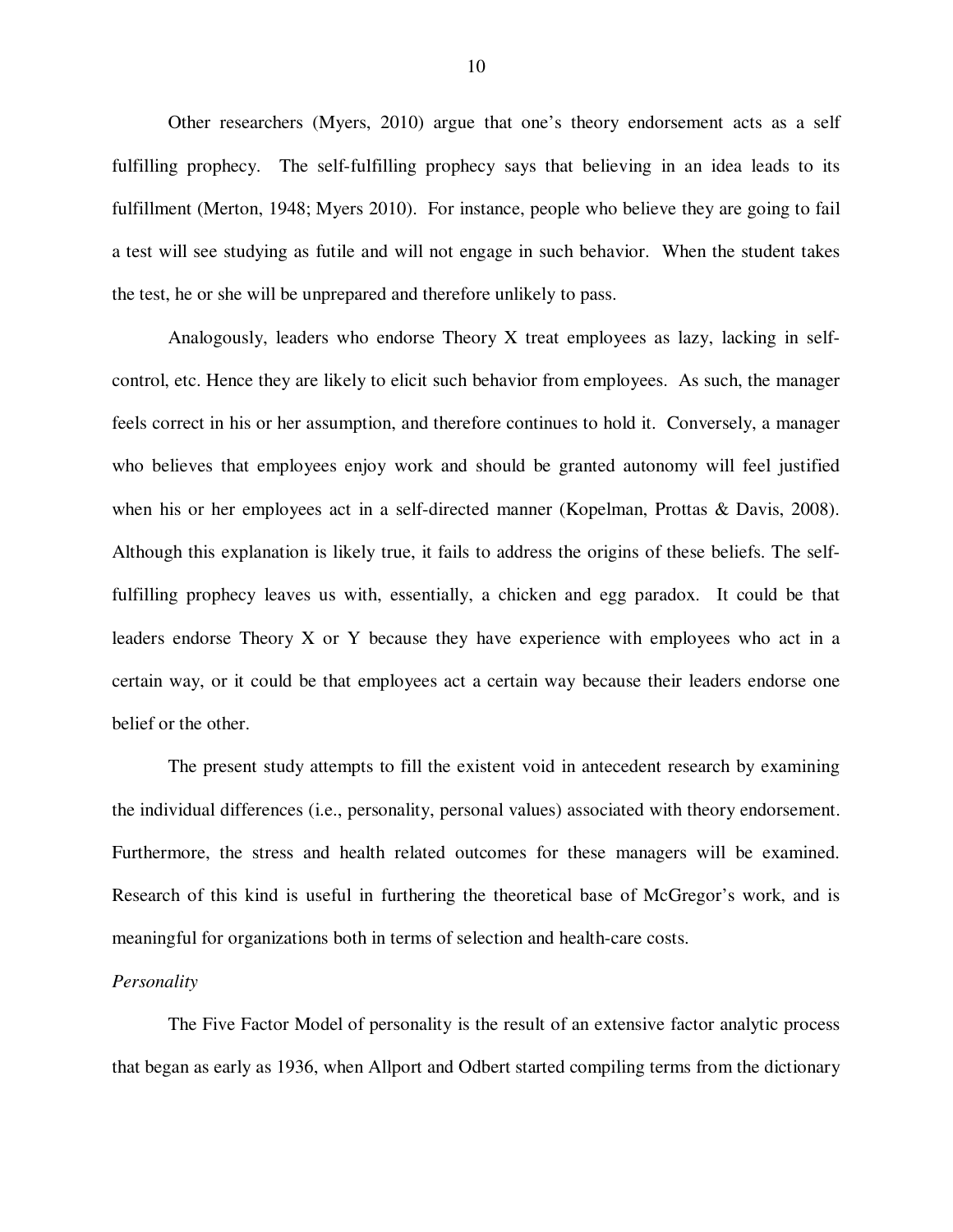Other researchers (Myers, 2010) argue that one's theory endorsement acts as a self fulfilling prophecy. The self-fulfilling prophecy says that believing in an idea leads to its fulfillment (Merton, 1948; Myers 2010). For instance, people who believe they are going to fail a test will see studying as futile and will not engage in such behavior. When the student takes the test, he or she will be unprepared and therefore unlikely to pass.

Analogously, leaders who endorse Theory X treat employees as lazy, lacking in self-control, etc. Hence they are likely to elicit such behavior from employees. As such, the manager feels correct in his or her assumption, and therefore continues to hold it. Conversely, a manager who believes that employees enjoy work and should be granted autonomy will feel justified when his or her employees act in a self-directed manner (Kopelman, Prottas & Davis, 2008). Although this explanation is likely true, it fails to address the origins of these beliefs. The self-fulfilling prophecy leaves us with, essentially, a chicken and egg paradox. It could be that leaders endorse Theory X or Y because they have experience with employees who act in a certain way, or it could be that employees act a certain way because their leaders endorse one belief or the other.

The present study attempts to fill the existent void in antecedent research by examining the individual differences (i.e., personality, personal values) associated with theory endorsement. Furthermore, the stress and health related outcomes for these managers will be examined. Research of this kind is useful in furthering the theoretical base of McGregor's work, and is meaningful for organizations both in terms of selection and health-care costs.

*Personality*

The Five Factor Model of personality is the result of an extensive factor analytic process that began as early as 1936, when Allport and Odbert started compiling terms from the dictionary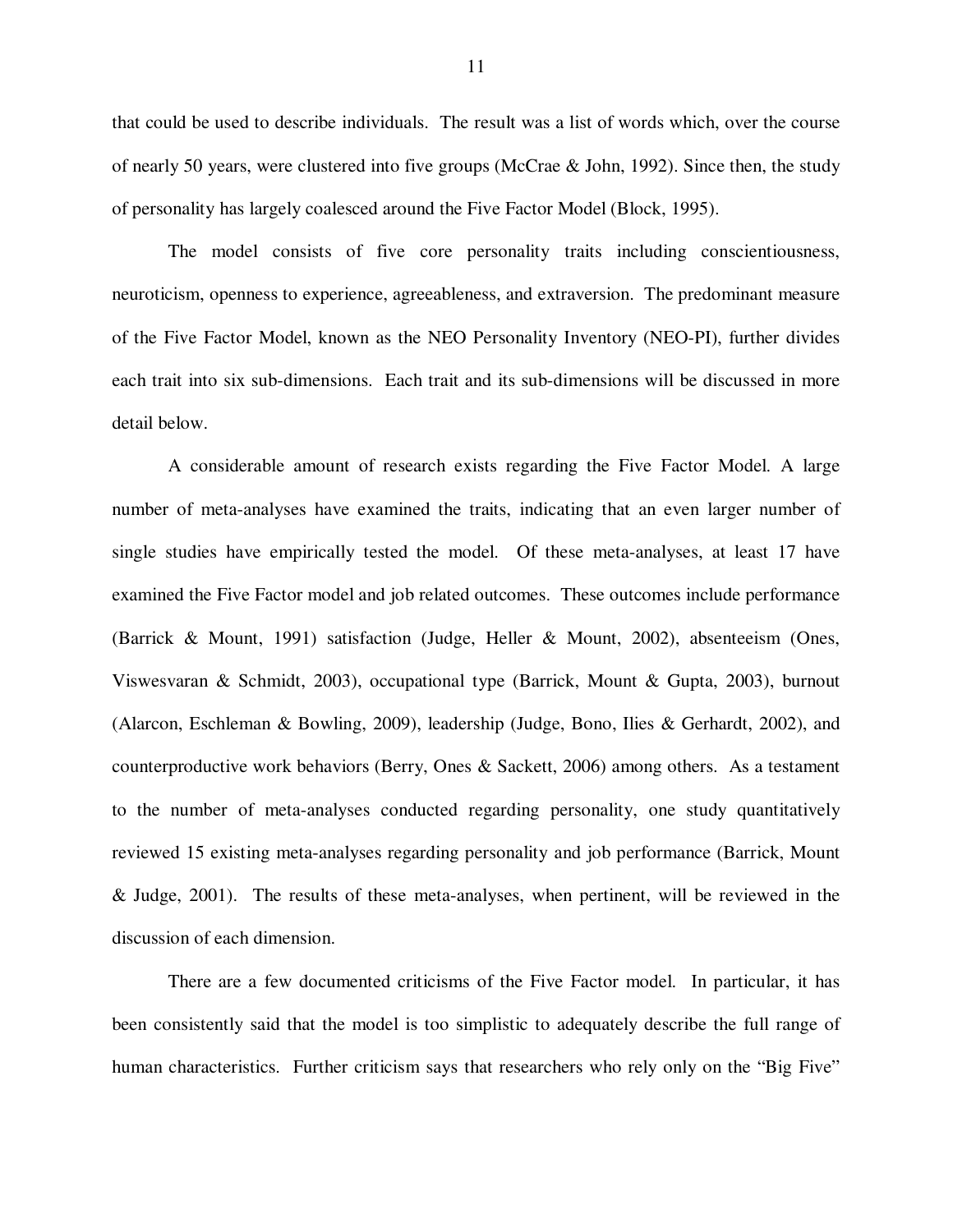that could be used to describe individuals. The result was a list of words which, over the course of nearly 50 years, were clustered into five groups (McCrae & John, 1992). Since then, the study of personality has largely coalesced around the Five Factor Model (Block, 1995).

The model consists of five core personality traits including conscientiousness, neuroticism, openness to experience, agreeableness, and extraversion. The predominant measure of the Five Factor Model, known as the NEO Personality Inventory (NEO-PI), further divides each trait into six sub-dimensions. Each trait and its sub-dimensions will be discussed in more detail below.

A considerable amount of research exists regarding the Five Factor Model. A large number of meta-analyses have examined the traits, indicating that an even larger number of single studies have empirically tested the model. Of these meta-analyses, at least 17 have examined the Five Factor model and job related outcomes. These outcomes include performance (Barrick & Mount, 1991) satisfaction (Judge, Heller & Mount, 2002), absenteeism (Ones, Viswesvaran & Schmidt, 2003), occupational type (Barrick, Mount & Gupta, 2003), burnout (Alarcon, Eschleman & Bowling, 2009), leadership (Judge, Bono, Ilies & Gerhardt, 2002), and counterproductive work behaviors (Berry, Ones & Sackett, 2006) among others. As a testament to the number of meta-analyses conducted regarding personality, one study quantitatively reviewed 15 existing meta-analyses regarding personality and job performance (Barrick, Mount & Judge, 2001). The results of these meta-analyses, when pertinent, will be reviewed in the discussion of each dimension.

There are a few documented criticisms of the Five Factor model. In particular, it has been consistently said that the model is too simplistic to adequately describe the full range of human characteristics. Further criticism says that researchers who rely only on the "Big Five"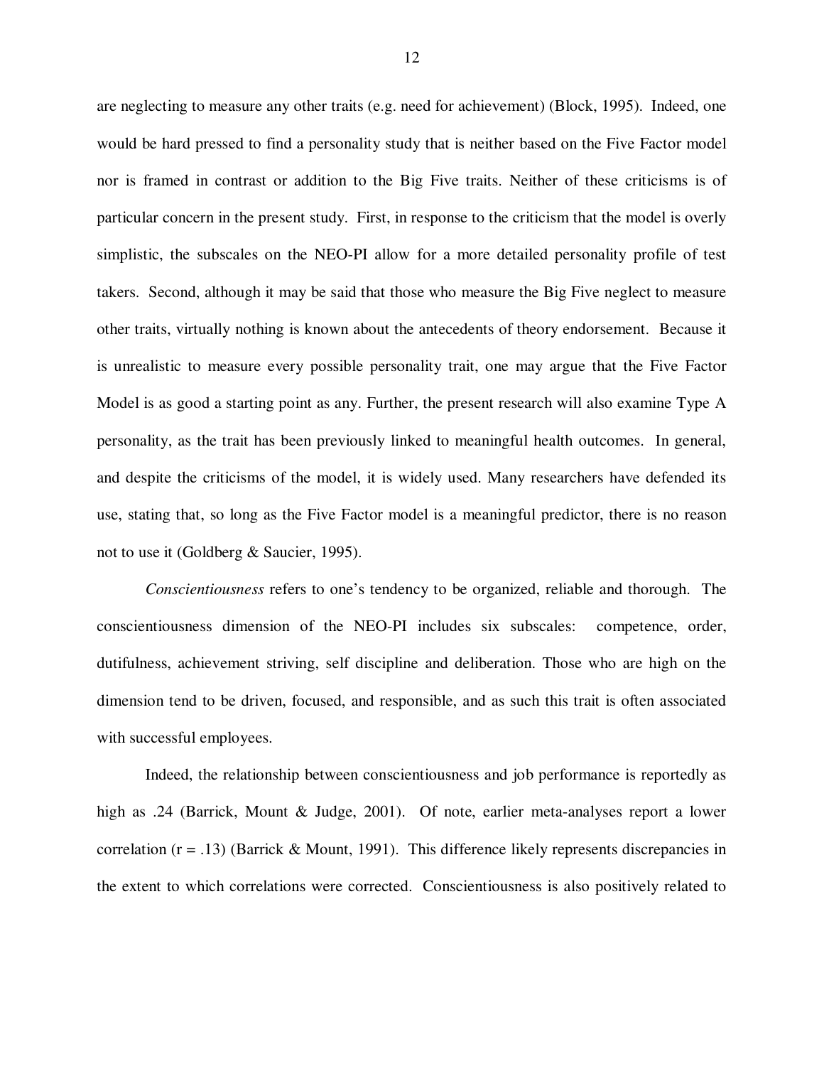are neglecting to measure any other traits (e.g. need for achievement) (Block, 1995). Indeed, one would be hard pressed to find a personality study that is neither based on the Five Factor model nor is framed in contrast or addition to the Big Five traits. Neither of these criticisms is of particular concern in the present study. First, in response to the criticism that the model is overly simplistic, the subscales on the NEO-PI allow for a more detailed personality profile of test takers. Second, although it may be said that those who measure the Big Five neglect to measure other traits, virtually nothing is known about the antecedents of theory endorsement. Because it is unrealistic to measure every possible personality trait, one may argue that the Five Factor Model is as good a starting point as any. Further, the present research will also examine Type A personality, as the trait has been previously linked to meaningful health outcomes. In general, and despite the criticisms of the model, it is widely used. Many researchers have defended its use, stating that, so long as the Five Factor model is a meaningful predictor, there is no reason not to use it (Goldberg & Saucier, 1995).

*Conscientiousness* refers to one's tendency to be organized, reliable and thorough. The conscientiousness dimension of the NEO-PI includes six subscales: competence, order, dutifulness, achievement striving, self discipline and deliberation. Those who are high on the dimension tend to be driven, focused, and responsible, and as such this trait is often associated with successful employees.

Indeed, the relationship between conscientiousness and job performance is reportedly as high as .24 (Barrick, Mount & Judge, 2001). Of note, earlier meta-analyses report a lower correlation ($r = .13$) (Barrick & Mount, 1991). This difference likely represents discrepancies in the extent to which correlations were corrected. Conscientiousness is also positively related to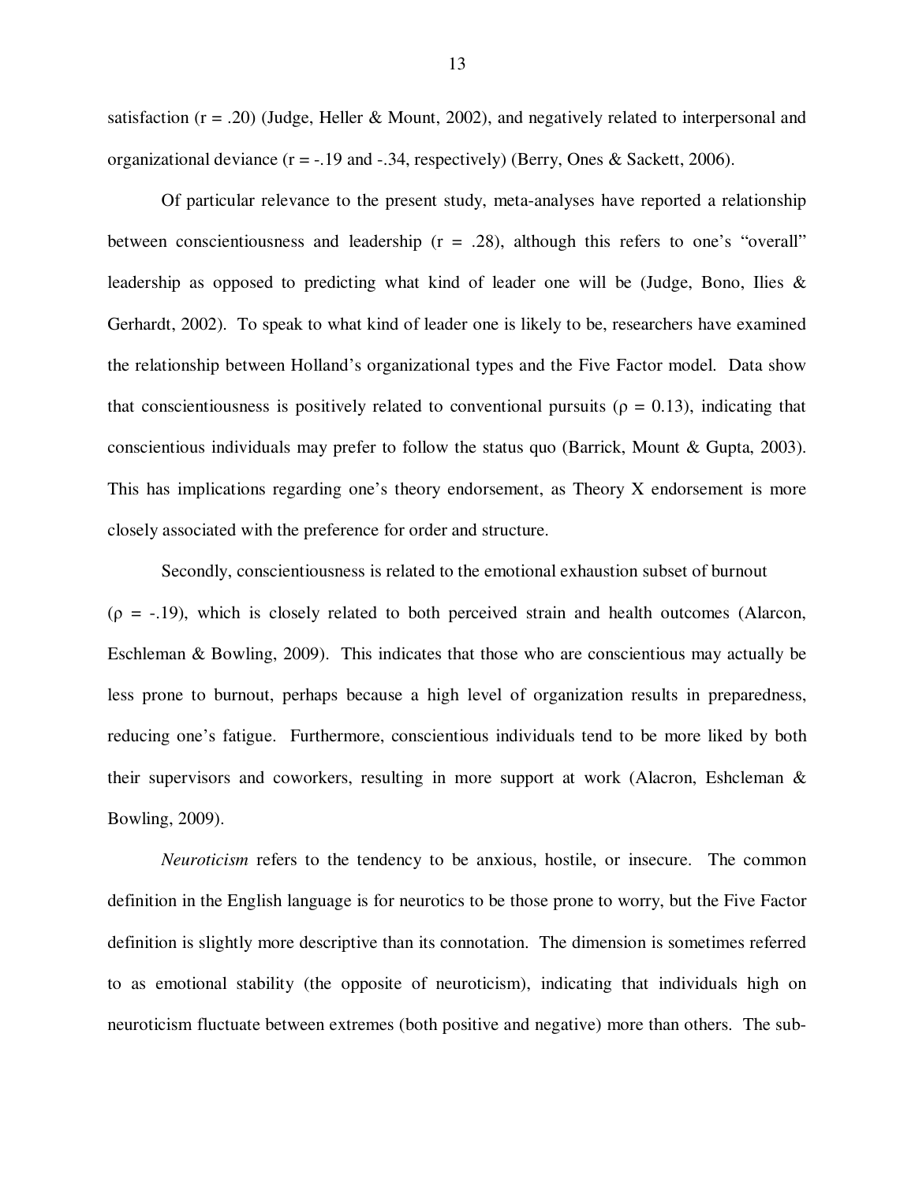satisfaction ($r = .20$) (Judge, Heller & Mount, 2002), and negatively related to interpersonal and organizational deviance ($r = -.19$ and $-.34$, respectively) (Berry, Ones & Sackett, 2006).

Of particular relevance to the present study, meta-analyses have reported a relationship between conscientiousness and leadership ($r = .28$), although this refers to one's "overall" leadership as opposed to predicting what kind of leader one will be (Judge, Bono, Ilies & Gerhardt, 2002). To speak to what kind of leader one is likely to be, researchers have examined the relationship between Holland's organizational types and the Five Factor model. Data show that conscientiousness is positively related to conventional pursuits ($\rho = 0.13$), indicating that conscientious individuals may prefer to follow the status quo (Barrick, Mount & Gupta, 2003). This has implications regarding one's theory endorsement, as Theory X endorsement is more closely associated with the preference for order and structure.

Secondly, conscientiousness is related to the emotional exhaustion subset of burnout ($\rho = -.19$), which is closely related to both perceived strain and health outcomes (Alarcon, Eschleman & Bowling, 2009). This indicates that those who are conscientious may actually be less prone to burnout, perhaps because a high level of organization results in preparedness, reducing one's fatigue. Furthermore, conscientious individuals tend to be more liked by both their supervisors and coworkers, resulting in more support at work (Alacron, Eshcleman & Bowling, 2009).

*Neuroticism* refers to the tendency to be anxious, hostile, or insecure. The common definition in the English language is for neurotics to be those prone to worry, but the Five Factor definition is slightly more descriptive than its connotation. The dimension is sometimes referred to as emotional stability (the opposite of neuroticism), indicating that individuals high on neuroticism fluctuate between extremes (both positive and negative) more than others. The sub-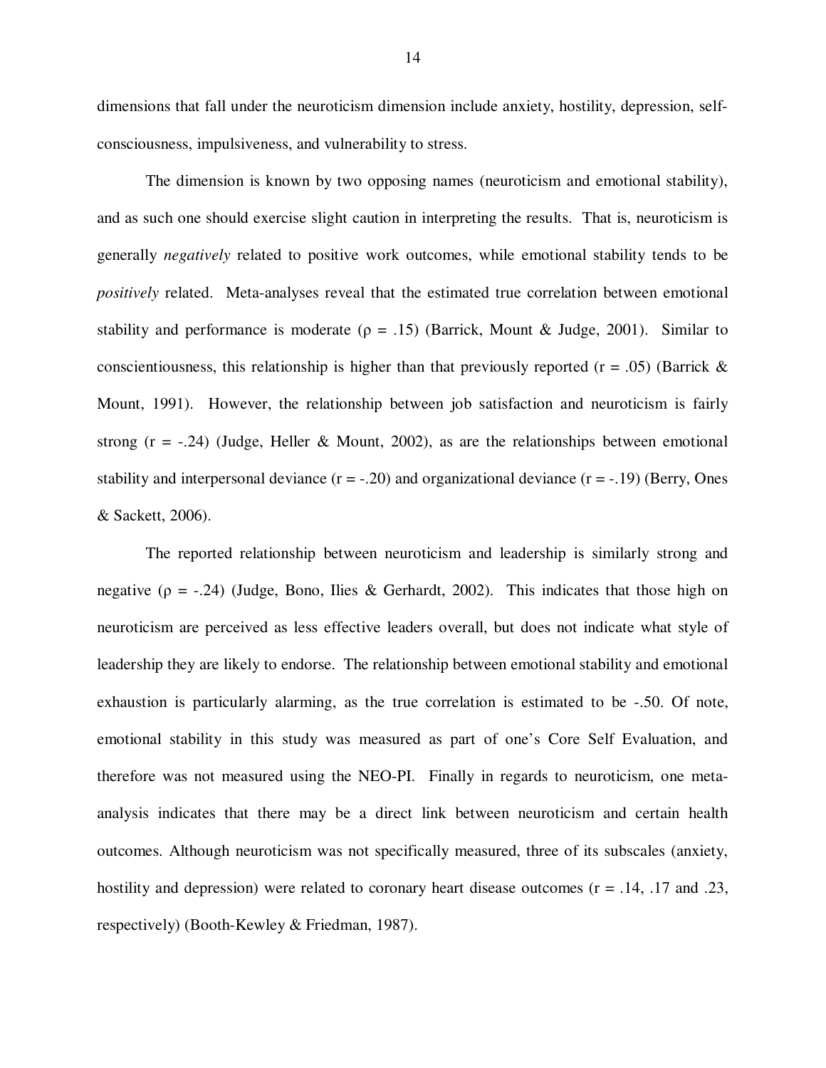dimensions that fall under the neuroticism dimension include anxiety, hostility, depression, self-consciousness, impulsiveness, and vulnerability to stress.

The dimension is known by two opposing names (neuroticism and emotional stability), and as such one should exercise slight caution in interpreting the results. That is, neuroticism is generally *negatively* related to positive work outcomes, while emotional stability tends to be *positively* related. Meta-analyses reveal that the estimated true correlation between emotional stability and performance is moderate ($\rho = .15$) (Barrick, Mount & Judge, 2001). Similar to conscientiousness, this relationship is higher than that previously reported ($r = .05$) (Barrick & Mount, 1991). However, the relationship between job satisfaction and neuroticism is fairly strong ($r = -.24$) (Judge, Heller & Mount, 2002), as are the relationships between emotional stability and interpersonal deviance ($r = -.20$) and organizational deviance ($r = -.19$) (Berry, Ones & Sackett, 2006).

The reported relationship between neuroticism and leadership is similarly strong and negative ($\rho = -.24$) (Judge, Bono, Ilies & Gerhardt, 2002). This indicates that those high on neuroticism are perceived as less effective leaders overall, but does not indicate what style of leadership they are likely to endorse. The relationship between emotional stability and emotional exhaustion is particularly alarming, as the true correlation is estimated to be -.50. Of note, emotional stability in this study was measured as part of one's Core Self Evaluation, and therefore was not measured using the NEO-PI. Finally in regards to neuroticism, one meta-analysis indicates that there may be a direct link between neuroticism and certain health outcomes. Although neuroticism was not specifically measured, three of its subscales (anxiety, hostility and depression) were related to coronary heart disease outcomes ($r = .14$, .17 and .23, respectively) (Booth-Kewley & Friedman, 1987).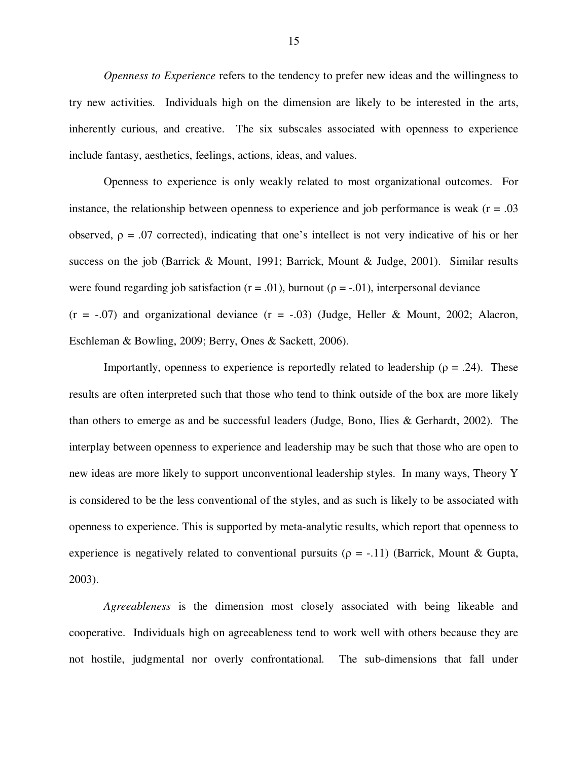*Openness to Experience* refers to the tendency to prefer new ideas and the willingness to try new activities. Individuals high on the dimension are likely to be interested in the arts, inherently curious, and creative. The six subscales associated with openness to experience include fantasy, aesthetics, feelings, actions, ideas, and values.

Openness to experience is only weakly related to most organizational outcomes. For instance, the relationship between openness to experience and job performance is weak ($r = .03$ observed, $\rho = .07$ corrected), indicating that one's intellect is not very indicative of his or her success on the job (Barrick & Mount, 1991; Barrick, Mount & Judge, 2001). Similar results were found regarding job satisfaction ($r = .01$), burnout ($\rho = -.01$), interpersonal deviance ($r = -.07$) and organizational deviance ($r = -.03$) (Judge, Heller & Mount, 2002; Alacron, Eschleman & Bowling, 2009; Berry, Ones & Sackett, 2006).

Importantly, openness to experience is reportedly related to leadership ($\rho = .24$). These results are often interpreted such that those who tend to think outside of the box are more likely than others to emerge as and be successful leaders (Judge, Bono, Ilies & Gerhardt, 2002). The interplay between openness to experience and leadership may be such that those who are open to new ideas are more likely to support unconventional leadership styles. In many ways, Theory Y is considered to be the less conventional of the styles, and as such is likely to be associated with openness to experience. This is supported by meta-analytic results, which report that openness to experience is negatively related to conventional pursuits ($\rho = -.11$) (Barrick, Mount & Gupta, 2003).

*Agreeableness* is the dimension most closely associated with being likeable and cooperative. Individuals high on agreeableness tend to work well with others because they are not hostile, judgmental nor overly confrontational. The sub-dimensions that fall under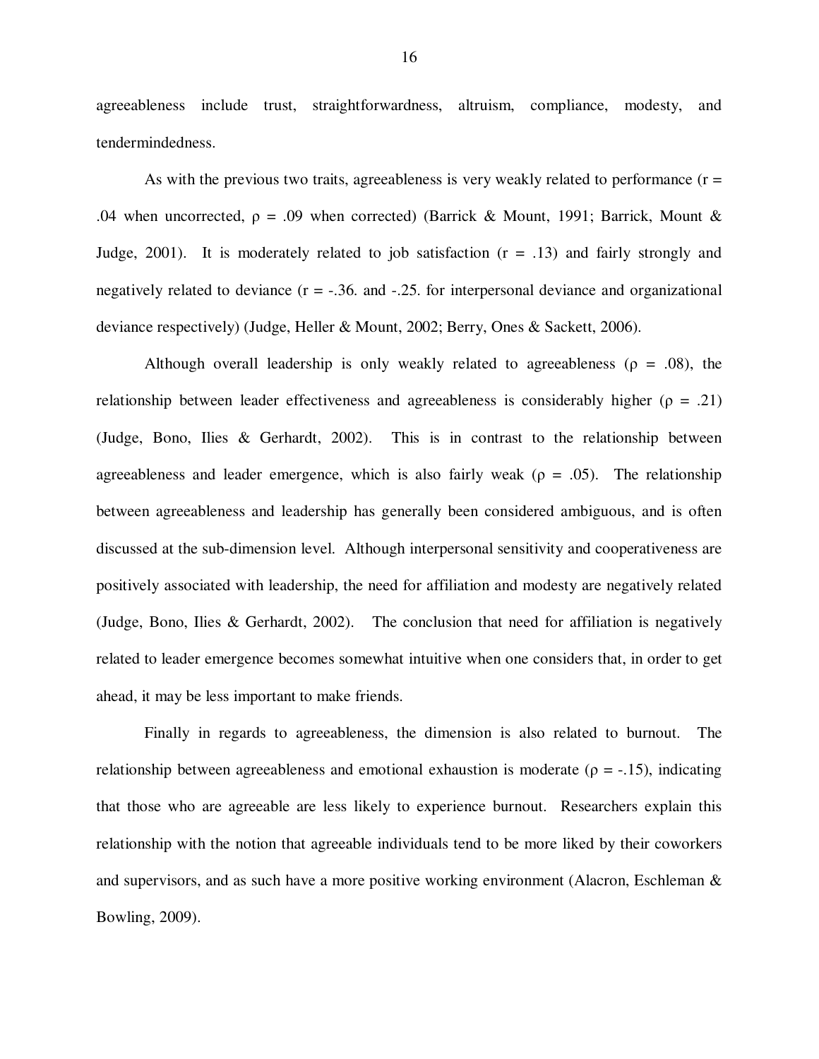agreeableness include trust, straightforwardness, altruism, compliance, modesty, and tendermindedness.

As with the previous two traits, agreeableness is very weakly related to performance ($r = .04$ when uncorrected, $\rho = .09$ when corrected) (Barrick & Mount, 1991; Barrick, Mount & Judge, 2001). It is moderately related to job satisfaction ($r = .13$) and fairly strongly and negatively related to deviance ($r = -.36$. and $-.25$. for interpersonal deviance and organizational deviance respectively) (Judge, Heller & Mount, 2002; Berry, Ones & Sackett, 2006).

Although overall leadership is only weakly related to agreeableness ($\rho = .08$), the relationship between leader effectiveness and agreeableness is considerably higher ($\rho = .21$) (Judge, Bono, Ilies & Gerhardt, 2002). This is in contrast to the relationship between agreeableness and leader emergence, which is also fairly weak ($\rho = .05$). The relationship between agreeableness and leadership has generally been considered ambiguous, and is often discussed at the sub-dimension level. Although interpersonal sensitivity and cooperativeness are positively associated with leadership, the need for affiliation and modesty are negatively related (Judge, Bono, Ilies & Gerhardt, 2002). The conclusion that need for affiliation is negatively related to leader emergence becomes somewhat intuitive when one considers that, in order to get ahead, it may be less important to make friends.

Finally in regards to agreeableness, the dimension is also related to burnout. The relationship between agreeableness and emotional exhaustion is moderate ($\rho = -.15$), indicating that those who are agreeable are less likely to experience burnout. Researchers explain this relationship with the notion that agreeable individuals tend to be more liked by their coworkers and supervisors, and as such have a more positive working environment (Alacron, Eschleman & Bowling, 2009).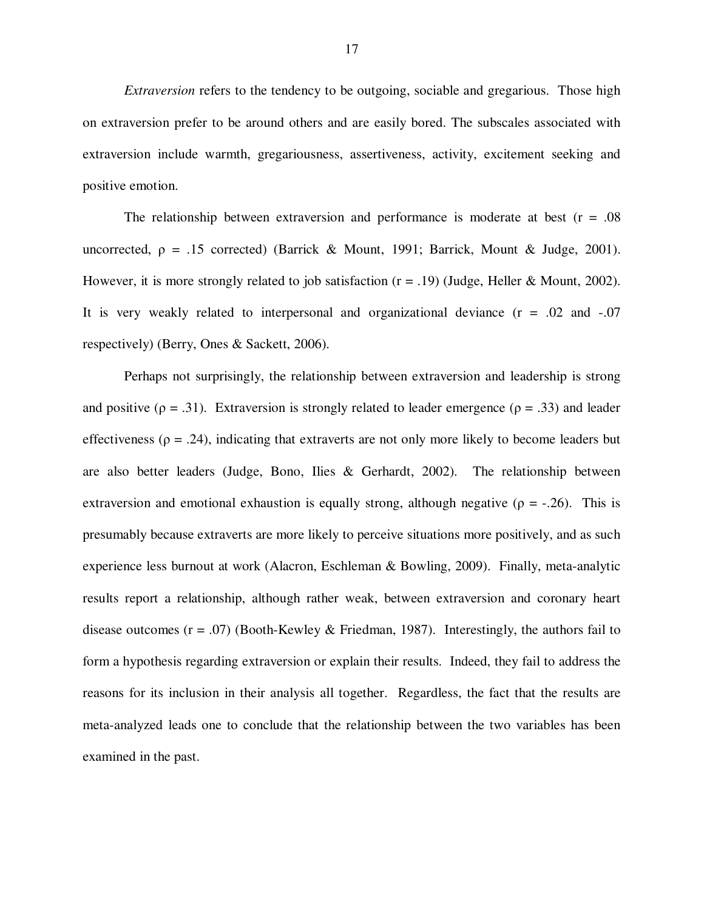*Extraversion* refers to the tendency to be outgoing, sociable and gregarious. Those high on extraversion prefer to be around others and are easily bored. The subscales associated with extraversion include warmth, gregariousness, assertiveness, activity, excitement seeking and positive emotion.

The relationship between extraversion and performance is moderate at best ($r = .08$ uncorrected, $\rho = .15$ corrected) (Barrick & Mount, 1991; Barrick, Mount & Judge, 2001). However, it is more strongly related to job satisfaction ($r = .19$) (Judge, Heller & Mount, 2002). It is very weakly related to interpersonal and organizational deviance ($r = .02$ and $-.07$ respectively) (Berry, Ones & Sackett, 2006).

Perhaps not surprisingly, the relationship between extraversion and leadership is strong and positive ($\rho = .31$). Extraversion is strongly related to leader emergence ($\rho = .33$) and leader effectiveness ($\rho = .24$), indicating that extraverts are not only more likely to become leaders but are also better leaders (Judge, Bono, Ilies & Gerhardt, 2002). The relationship between extraversion and emotional exhaustion is equally strong, although negative ($\rho = -.26$). This is presumably because extraverts are more likely to perceive situations more positively, and as such experience less burnout at work (Alacron, Eschleman & Bowling, 2009). Finally, meta-analytic results report a relationship, although rather weak, between extraversion and coronary heart disease outcomes ($r = .07$) (Booth-Kewley & Friedman, 1987). Interestingly, the authors fail to form a hypothesis regarding extraversion or explain their results. Indeed, they fail to address the reasons for its inclusion in their analysis all together. Regardless, the fact that the results are meta-analyzed leads one to conclude that the relationship between the two variables has been examined in the past.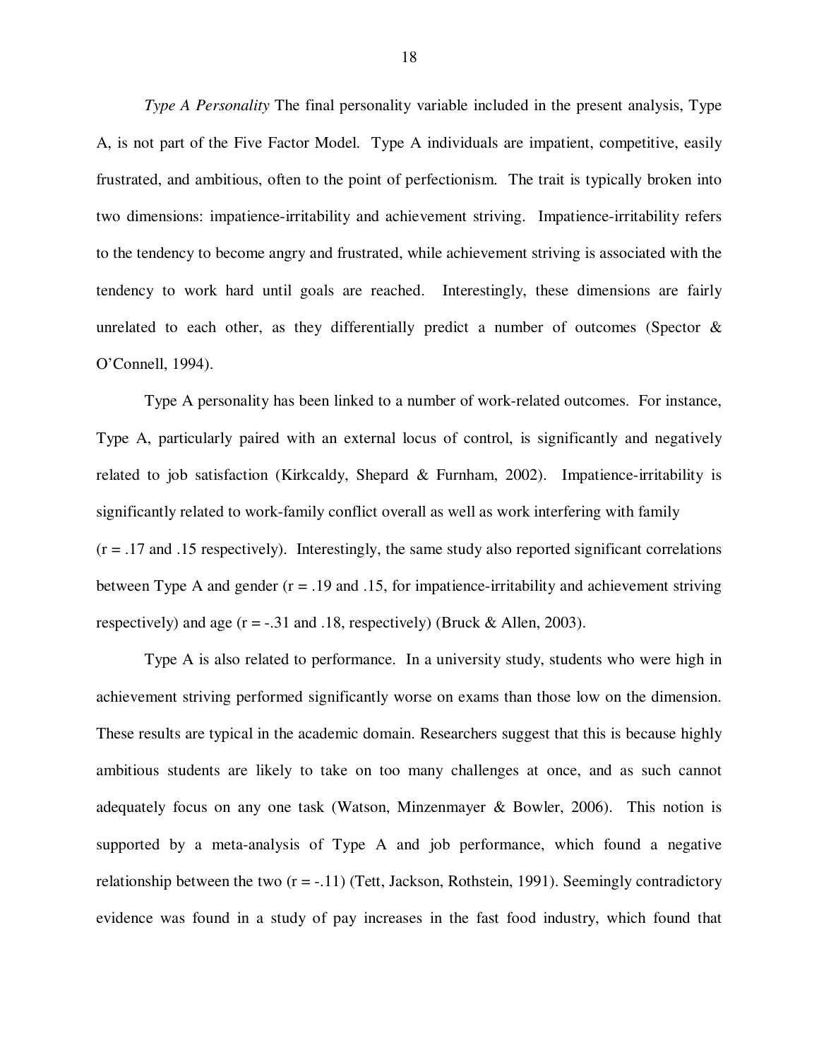*Type A Personality* The final personality variable included in the present analysis, Type A, is not part of the Five Factor Model. Type A individuals are impatient, competitive, easily frustrated, and ambitious, often to the point of perfectionism. The trait is typically broken into two dimensions: impatience-irritability and achievement striving. Impatience-irritability refers to the tendency to become angry and frustrated, while achievement striving is associated with the tendency to work hard until goals are reached. Interestingly, these dimensions are fairly unrelated to each other, as they differentially predict a number of outcomes (Spector & O'Connell, 1994).

Type A personality has been linked to a number of work-related outcomes. For instance, Type A, particularly paired with an external locus of control, is significantly and negatively related to job satisfaction (Kirkcaldy, Shepard & Furnham, 2002). Impatience-irritability is significantly related to work-family conflict overall as well as work interfering with family ($r = .17$ and $.15$ respectively). Interestingly, the same study also reported significant correlations between Type A and gender ($r = .19$ and $.15$, for impatience-irritability and achievement striving respectively) and age ($r = -.31$ and $.18$, respectively) (Bruck & Allen, 2003).

Type A is also related to performance. In a university study, students who were high in achievement striving performed significantly worse on exams than those low on the dimension. These results are typical in the academic domain. Researchers suggest that this is because highly ambitious students are likely to take on too many challenges at once, and as such cannot adequately focus on any one task (Watson, Minzenmayer & Bowler, 2006). This notion is supported by a meta-analysis of Type A and job performance, which found a negative relationship between the two ($r = -.11$) (Tett, Jackson, Rothstein, 1991). Seemingly contradictory evidence was found in a study of pay increases in the fast food industry, which found that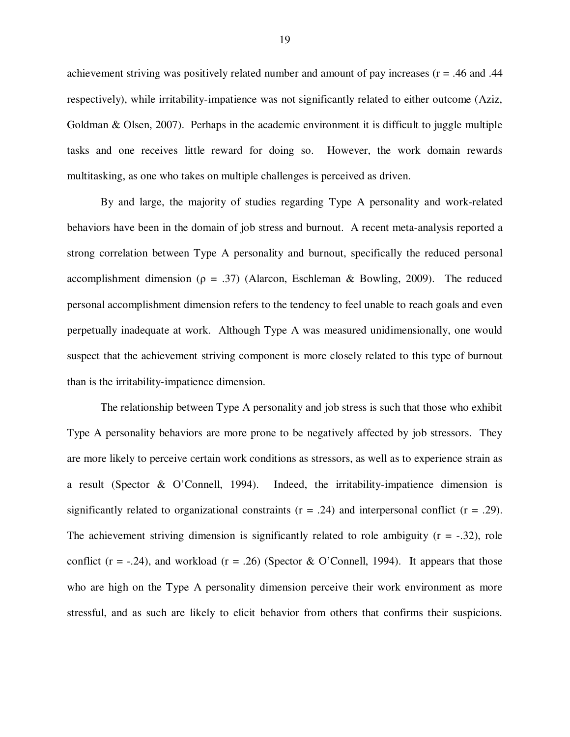achievement striving was positively related number and amount of pay increases ($r = .46$ and $.44$ respectively), while irritability-impatience was not significantly related to either outcome (Aziz, Goldman & Olsen, 2007). Perhaps in the academic environment it is difficult to juggle multiple tasks and one receives little reward for doing so. However, the work domain rewards multitasking, as one who takes on multiple challenges is perceived as driven.

By and large, the majority of studies regarding Type A personality and work-related behaviors have been in the domain of job stress and burnout. A recent meta-analysis reported a strong correlation between Type A personality and burnout, specifically the reduced personal accomplishment dimension ($\rho = .37$) (Alarcon, Eschleman & Bowling, 2009). The reduced personal accomplishment dimension refers to the tendency to feel unable to reach goals and even perpetually inadequate at work. Although Type A was measured unidimensionally, one would suspect that the achievement striving component is more closely related to this type of burnout than is the irritability-impatience dimension.

The relationship between Type A personality and job stress is such that those who exhibit Type A personality behaviors are more prone to be negatively affected by job stressors. They are more likely to perceive certain work conditions as stressors, as well as to experience strain as a result (Spector & O'Connell, 1994). Indeed, the irritability-impatience dimension is significantly related to organizational constraints ($r = .24$) and interpersonal conflict ($r = .29$). The achievement striving dimension is significantly related to role ambiguity ($r = -.32$), role conflict ($r = -.24$), and workload ($r = .26$) (Spector & O'Connell, 1994). It appears that those who are high on the Type A personality dimension perceive their work environment as more stressful, and as such are likely to elicit behavior from others that confirms their suspicions.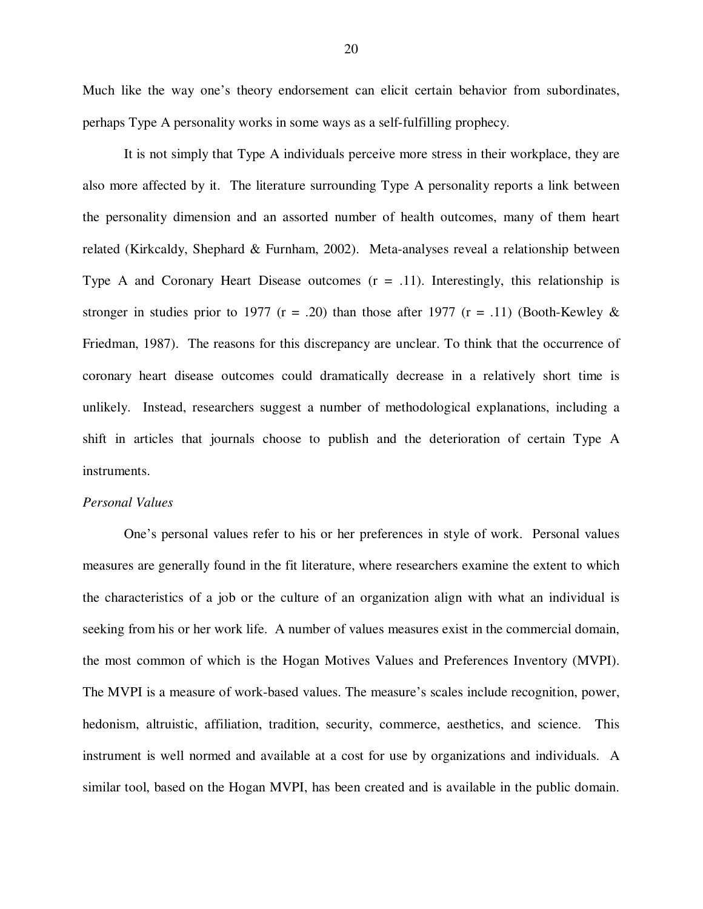Much like the way one's theory endorsement can elicit certain behavior from subordinates, perhaps Type A personality works in some ways as a self-fulfilling prophecy.

It is not simply that Type A individuals perceive more stress in their workplace, they are also more affected by it. The literature surrounding Type A personality reports a link between the personality dimension and an assorted number of health outcomes, many of them heart related (Kirkcaldy, Shephard & Furnham, 2002). Meta-analyses reveal a relationship between Type A and Coronary Heart Disease outcomes ($r = .11$). Interestingly, this relationship is stronger in studies prior to 1977 ($r = .20$) than those after 1977 ($r = .11$) (Booth-Kewley & Friedman, 1987). The reasons for this discrepancy are unclear. To think that the occurrence of coronary heart disease outcomes could dramatically decrease in a relatively short time is unlikely. Instead, researchers suggest a number of methodological explanations, including a shift in articles that journals choose to publish and the deterioration of certain Type A instruments.

*Personal Values*

One's personal values refer to his or her preferences in style of work. Personal values measures are generally found in the fit literature, where researchers examine the extent to which the characteristics of a job or the culture of an organization align with what an individual is seeking from his or her work life. A number of values measures exist in the commercial domain, the most common of which is the Hogan Motives Values and Preferences Inventory (MVPI). The MVPI is a measure of work-based values. The measure's scales include recognition, power, hedonism, altruistic, affiliation, tradition, security, commerce, aesthetics, and science. This instrument is well normed and available at a cost for use by organizations and individuals. A similar tool, based on the Hogan MVPI, has been created and is available in the public domain.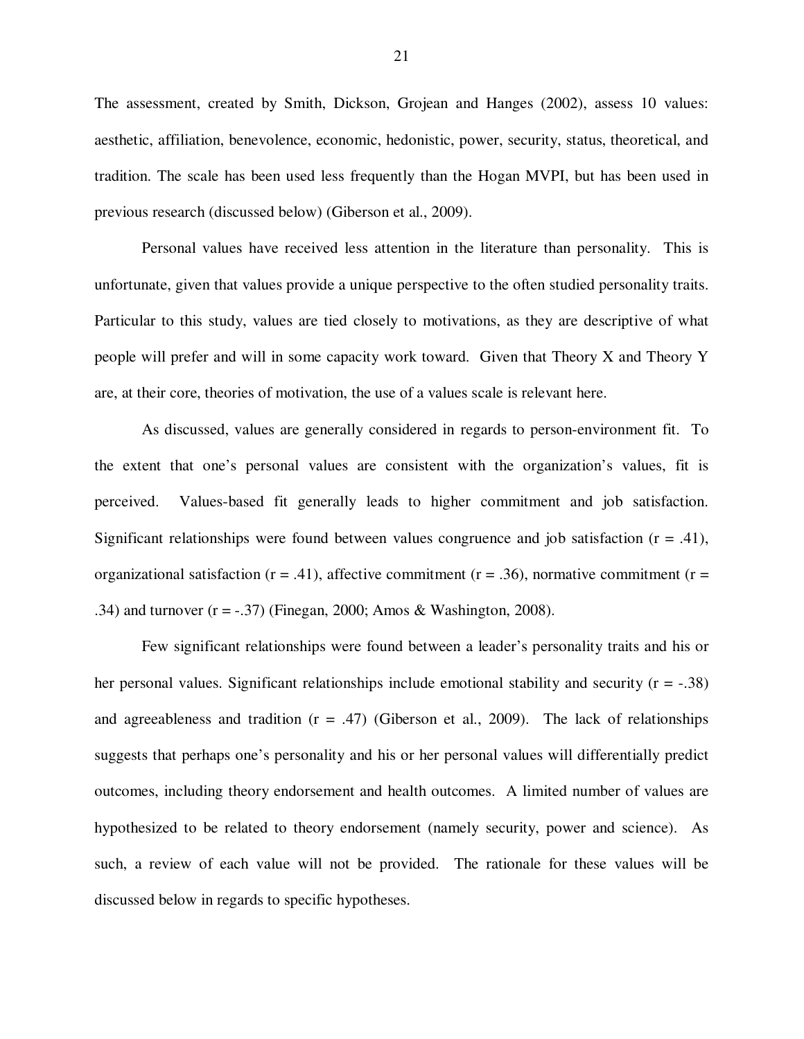The assessment, created by Smith, Dickson, Grojean and Hanges (2002), assess 10 values: aesthetic, affiliation, benevolence, economic, hedonistic, power, security, status, theoretical, and tradition. The scale has been used less frequently than the Hogan MVPI, but has been used in previous research (discussed below) (Giberson et al., 2009).

Personal values have received less attention in the literature than personality. This is unfortunate, given that values provide a unique perspective to the often studied personality traits. Particular to this study, values are tied closely to motivations, as they are descriptive of what people will prefer and will in some capacity work toward. Given that Theory X and Theory Y are, at their core, theories of motivation, the use of a values scale is relevant here.

As discussed, values are generally considered in regards to person-environment fit. To the extent that one's personal values are consistent with the organization's values, fit is perceived. Values-based fit generally leads to higher commitment and job satisfaction. Significant relationships were found between values congruence and job satisfaction ($r = .41$), organizational satisfaction ($r = .41$), affective commitment ($r = .36$), normative commitment ($r = .34$) and turnover ($r = -.37$) (Finegan, 2000; Amos & Washington, 2008).

Few significant relationships were found between a leader's personality traits and his or her personal values. Significant relationships include emotional stability and security ($r = -.38$) and agreeableness and tradition ($r = .47$) (Giberson et al., 2009). The lack of relationships suggests that perhaps one's personality and his or her personal values will differentially predict outcomes, including theory endorsement and health outcomes. A limited number of values are hypothesized to be related to theory endorsement (namely security, power and science). As such, a review of each value will not be provided. The rationale for these values will be discussed below in regards to specific hypotheses.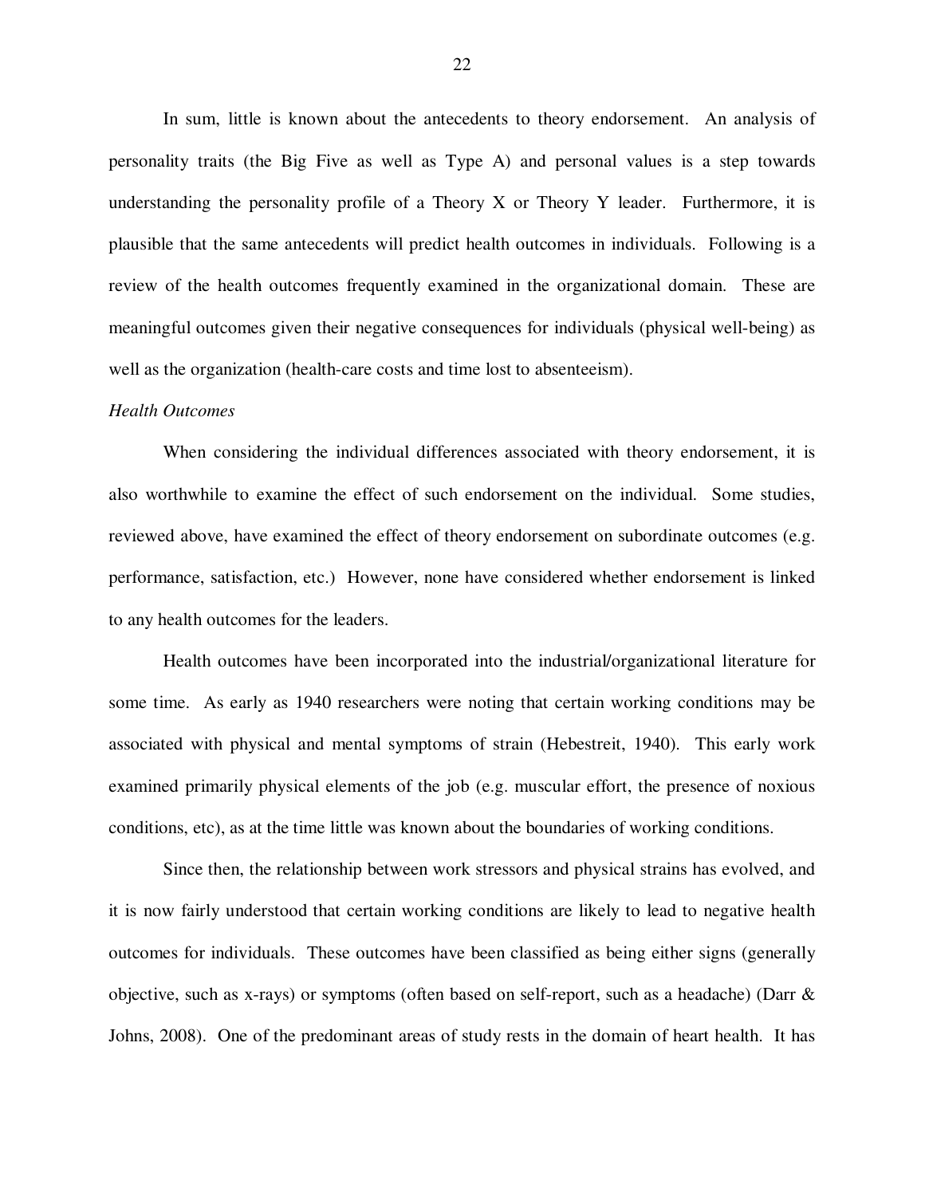In sum, little is known about the antecedents to theory endorsement. An analysis of personality traits (the Big Five as well as Type A) and personal values is a step towards understanding the personality profile of a Theory X or Theory Y leader. Furthermore, it is plausible that the same antecedents will predict health outcomes in individuals. Following is a review of the health outcomes frequently examined in the organizational domain. These are meaningful outcomes given their negative consequences for individuals (physical well-being) as well as the organization (health-care costs and time lost to absenteeism).

*Health Outcomes*

When considering the individual differences associated with theory endorsement, it is also worthwhile to examine the effect of such endorsement on the individual. Some studies, reviewed above, have examined the effect of theory endorsement on subordinate outcomes (e.g. performance, satisfaction, etc.) However, none have considered whether endorsement is linked to any health outcomes for the leaders.

Health outcomes have been incorporated into the industrial/organizational literature for some time. As early as 1940 researchers were noting that certain working conditions may be associated with physical and mental symptoms of strain (Hebestreit, 1940). This early work examined primarily physical elements of the job (e.g. muscular effort, the presence of noxious conditions, etc), as at the time little was known about the boundaries of working conditions.

Since then, the relationship between work stressors and physical strains has evolved, and it is now fairly understood that certain working conditions are likely to lead to negative health outcomes for individuals. These outcomes have been classified as being either signs (generally objective, such as x-rays) or symptoms (often based on self-report, such as a headache) (Darr & Johns, 2008). One of the predominant areas of study rests in the domain of heart health. It has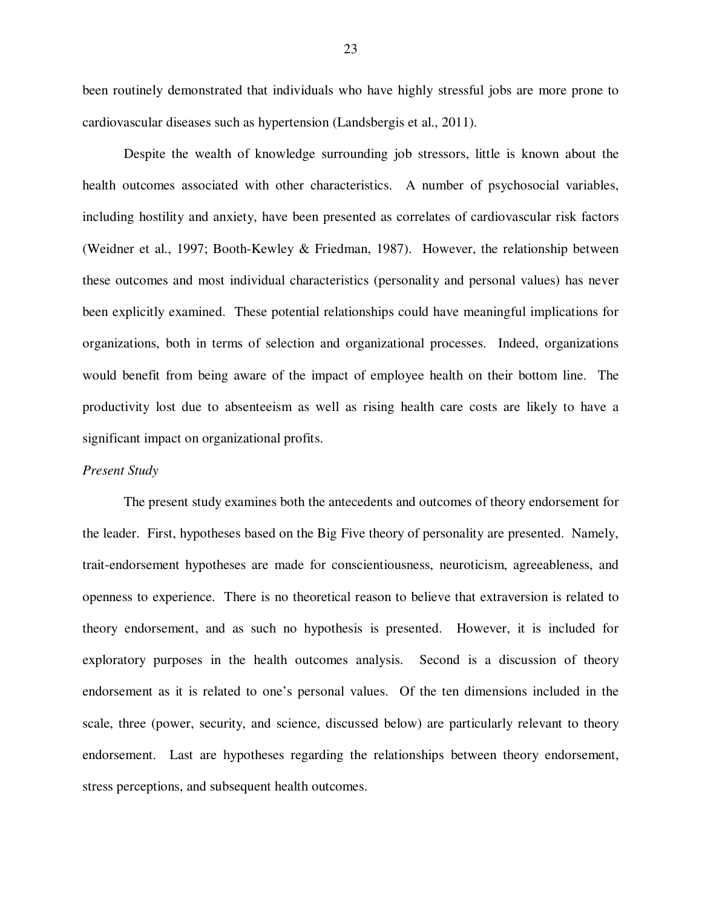been routinely demonstrated that individuals who have highly stressful jobs are more prone to cardiovascular diseases such as hypertension (Landsbergis et al., 2011).

Despite the wealth of knowledge surrounding job stressors, little is known about the health outcomes associated with other characteristics. A number of psychosocial variables, including hostility and anxiety, have been presented as correlates of cardiovascular risk factors (Weidner et al., 1997; Booth-Kewley & Friedman, 1987). However, the relationship between these outcomes and most individual characteristics (personality and personal values) has never been explicitly examined. These potential relationships could have meaningful implications for organizations, both in terms of selection and organizational processes. Indeed, organizations would benefit from being aware of the impact of employee health on their bottom line. The productivity lost due to absenteeism as well as rising health care costs are likely to have a significant impact on organizational profits.

*Present Study*

The present study examines both the antecedents and outcomes of theory endorsement for the leader. First, hypotheses based on the Big Five theory of personality are presented. Namely, trait-endorsement hypotheses are made for conscientiousness, neuroticism, agreeableness, and openness to experience. There is no theoretical reason to believe that extraversion is related to theory endorsement, and as such no hypothesis is presented. However, it is included for exploratory purposes in the health outcomes analysis. Second is a discussion of theory endorsement as it is related to one's personal values. Of the ten dimensions included in the scale, three (power, security, and science, discussed below) are particularly relevant to theory endorsement. Last are hypotheses regarding the relationships between theory endorsement, stress perceptions, and subsequent health outcomes.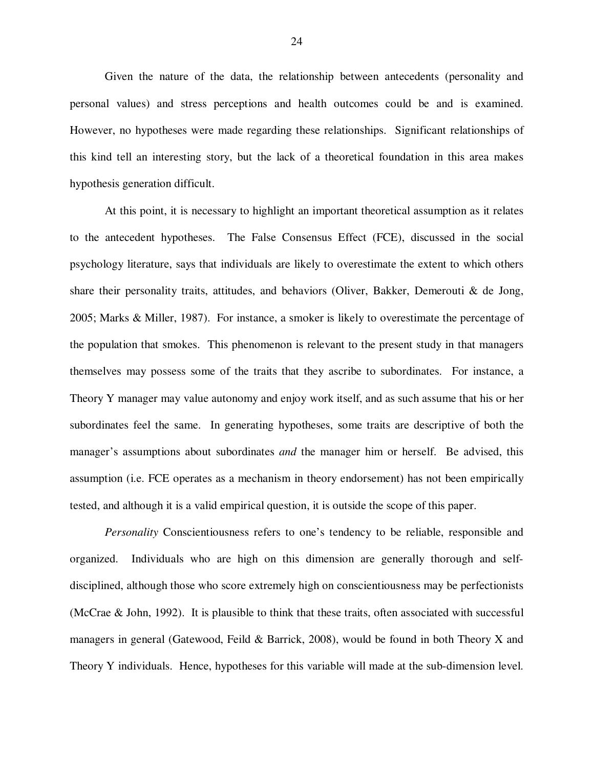Given the nature of the data, the relationship between antecedents (personality and personal values) and stress perceptions and health outcomes could be and is examined. However, no hypotheses were made regarding these relationships. Significant relationships of this kind tell an interesting story, but the lack of a theoretical foundation in this area makes hypothesis generation difficult.

At this point, it is necessary to highlight an important theoretical assumption as it relates to the antecedent hypotheses. The False Consensus Effect (FCE), discussed in the social psychology literature, says that individuals are likely to overestimate the extent to which others share their personality traits, attitudes, and behaviors (Oliver, Bakker, Demerouti & de Jong, 2005; Marks & Miller, 1987). For instance, a smoker is likely to overestimate the percentage of the population that smokes. This phenomenon is relevant to the present study in that managers themselves may possess some of the traits that they ascribe to subordinates. For instance, a Theory Y manager may value autonomy and enjoy work itself, and as such assume that his or her subordinates feel the same. In generating hypotheses, some traits are descriptive of both the manager's assumptions about subordinates *and* the manager him or herself. Be advised, this assumption (i.e. FCE operates as a mechanism in theory endorsement) has not been empirically tested, and although it is a valid empirical question, it is outside the scope of this paper.

*Personality* Conscientiousness refers to one's tendency to be reliable, responsible and organized. Individuals who are high on this dimension are generally thorough and self-disciplined, although those who score extremely high on conscientiousness may be perfectionists (McCrae & John, 1992). It is plausible to think that these traits, often associated with successful managers in general (Gatewood, Feild & Barrick, 2008), would be found in both Theory X and Theory Y individuals. Hence, hypotheses for this variable will made at the sub-dimension level.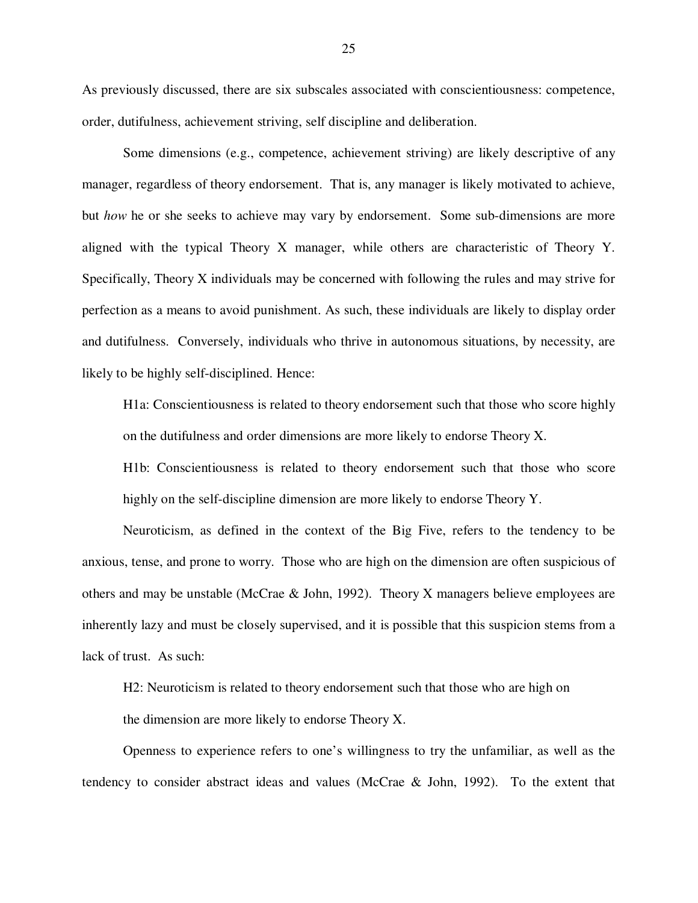As previously discussed, there are six subscales associated with conscientiousness: competence, order, dutifulness, achievement striving, self discipline and deliberation.

Some dimensions (e.g., competence, achievement striving) are likely descriptive of any manager, regardless of theory endorsement. That is, any manager is likely motivated to achieve, but *how* he or she seeks to achieve may vary by endorsement. Some sub-dimensions are more aligned with the typical Theory X manager, while others are characteristic of Theory Y. Specifically, Theory X individuals may be concerned with following the rules and may strive for perfection as a means to avoid punishment. As such, these individuals are likely to display order and dutifulness. Conversely, individuals who thrive in autonomous situations, by necessity, are likely to be highly self-disciplined. Hence:

> H1a: Conscientiousness is related to theory endorsement such that those who score highly on the dutifulness and order dimensions are more likely to endorse Theory X.
>
> H1b: Conscientiousness is related to theory endorsement such that those who score highly on the self-discipline dimension are more likely to endorse Theory Y.

Neuroticism, as defined in the context of the Big Five, refers to the tendency to be anxious, tense, and prone to worry. Those who are high on the dimension are often suspicious of others and may be unstable (McCrae & John, 1992). Theory X managers believe employees are inherently lazy and must be closely supervised, and it is possible that this suspicion stems from a lack of trust. As such:

> H2: Neuroticism is related to theory endorsement such that those who are high on the dimension are more likely to endorse Theory X.

Openness to experience refers to one's willingness to try the unfamiliar, as well as the tendency to consider abstract ideas and values (McCrae & John, 1992). To the extent that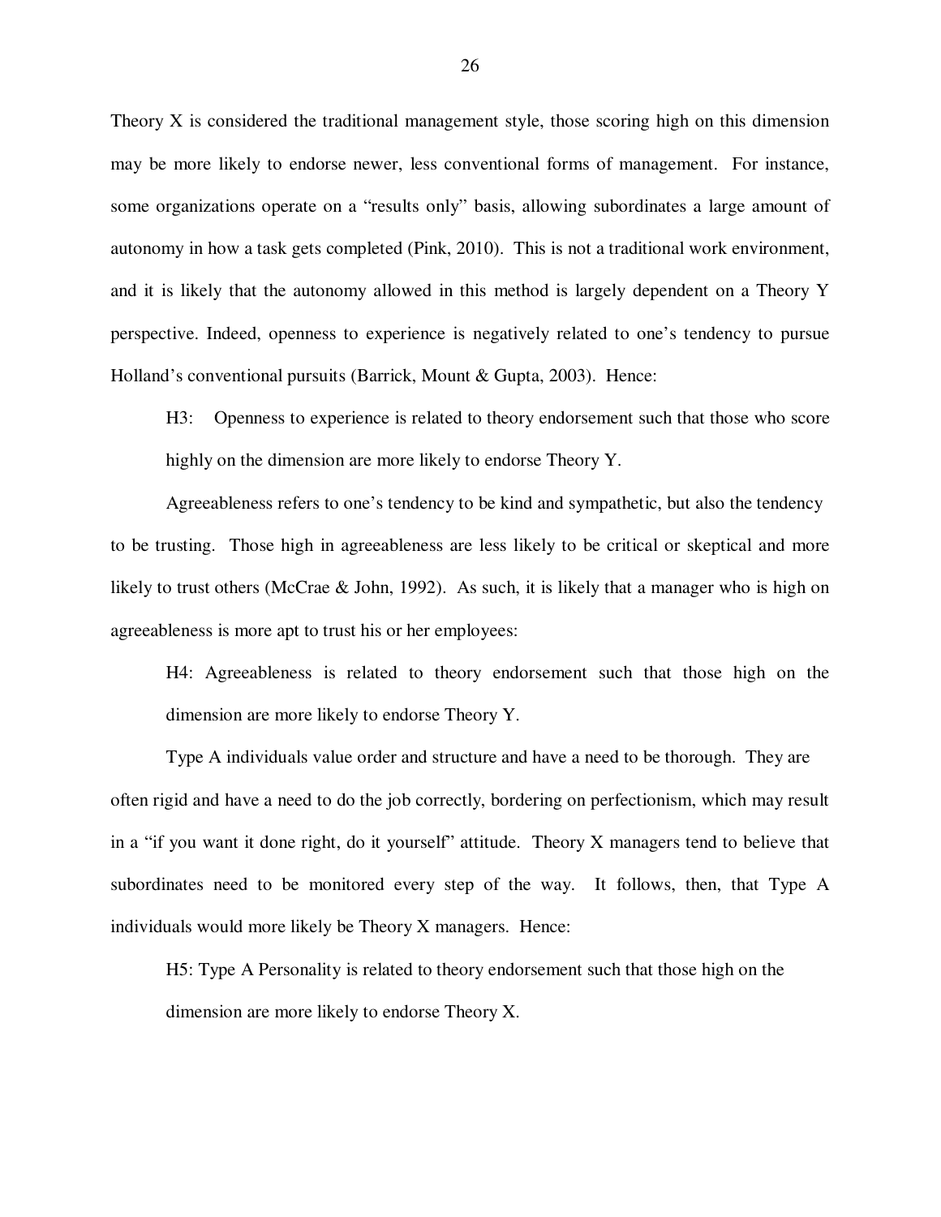Theory X is considered the traditional management style, those scoring high on this dimension may be more likely to endorse newer, less conventional forms of management. For instance, some organizations operate on a "results only" basis, allowing subordinates a large amount of autonomy in how a task gets completed (Pink, 2010). This is not a traditional work environment, and it is likely that the autonomy allowed in this method is largely dependent on a Theory Y perspective. Indeed, openness to experience is negatively related to one's tendency to pursue Holland's conventional pursuits (Barrick, Mount & Gupta, 2003). Hence:

> H3: Openness to experience is related to theory endorsement such that those who score highly on the dimension are more likely to endorse Theory Y.

Agreeableness refers to one's tendency to be kind and sympathetic, but also the tendency to be trusting. Those high in agreeableness are less likely to be critical or skeptical and more likely to trust others (McCrae & John, 1992). As such, it is likely that a manager who is high on agreeableness is more apt to trust his or her employees:

> H4: Agreeableness is related to theory endorsement such that those high on the dimension are more likely to endorse Theory Y.

Type A individuals value order and structure and have a need to be thorough. They are often rigid and have a need to do the job correctly, bordering on perfectionism, which may result in a "if you want it done right, do it yourself" attitude. Theory X managers tend to believe that subordinates need to be monitored every step of the way. It follows, then, that Type A individuals would more likely be Theory X managers. Hence:

> H5: Type A Personality is related to theory endorsement such that those high on the dimension are more likely to endorse Theory X.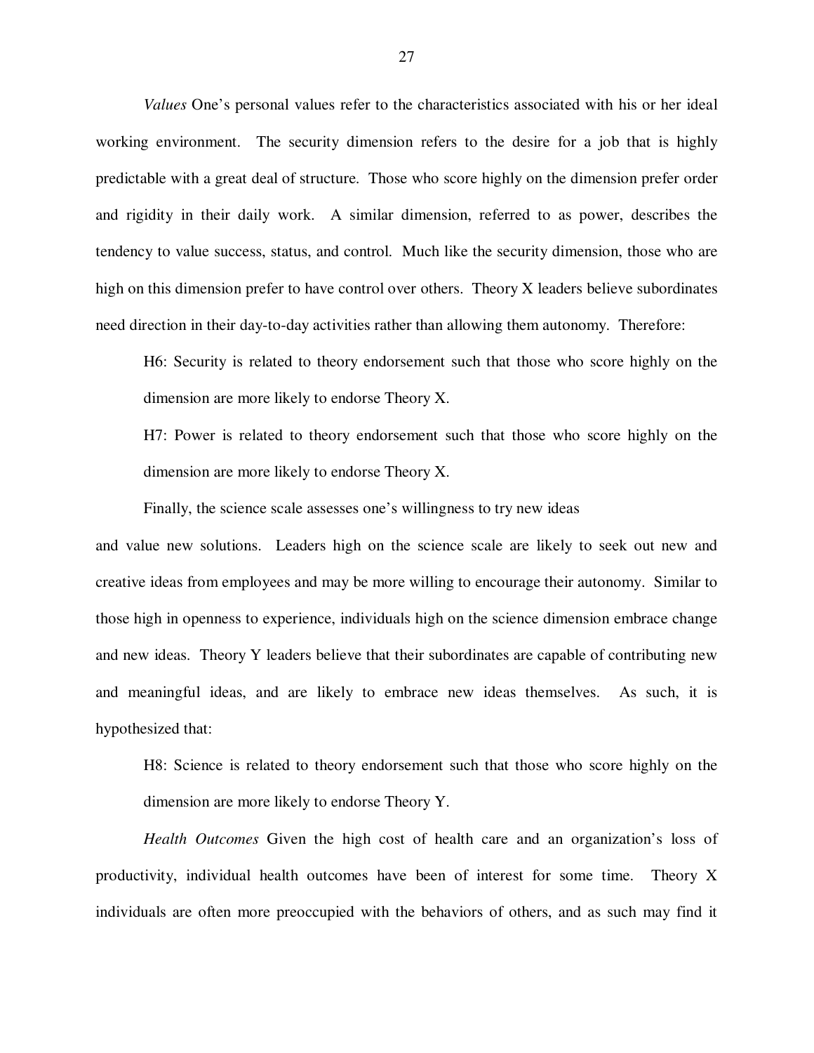*Values* One's personal values refer to the characteristics associated with his or her ideal working environment. The security dimension refers to the desire for a job that is highly predictable with a great deal of structure. Those who score highly on the dimension prefer order and rigidity in their daily work. A similar dimension, referred to as power, describes the tendency to value success, status, and control. Much like the security dimension, those who are high on this dimension prefer to have control over others. Theory X leaders believe subordinates need direction in their day-to-day activities rather than allowing them autonomy. Therefore:

> H6: Security is related to theory endorsement such that those who score highly on the dimension are more likely to endorse Theory X.
>
> H7: Power is related to theory endorsement such that those who score highly on the dimension are more likely to endorse Theory X.

Finally, the science scale assesses one's willingness to try new ideas and value new solutions. Leaders high on the science scale are likely to seek out new and creative ideas from employees and may be more willing to encourage their autonomy. Similar to those high in openness to experience, individuals high on the science dimension embrace change and new ideas. Theory Y leaders believe that their subordinates are capable of contributing new and meaningful ideas, and are likely to embrace new ideas themselves. As such, it is hypothesized that:

> H8: Science is related to theory endorsement such that those who score highly on the dimension are more likely to endorse Theory Y.

*Health Outcomes* Given the high cost of health care and an organization's loss of productivity, individual health outcomes have been of interest for some time. Theory X individuals are often more preoccupied with the behaviors of others, and as such may find it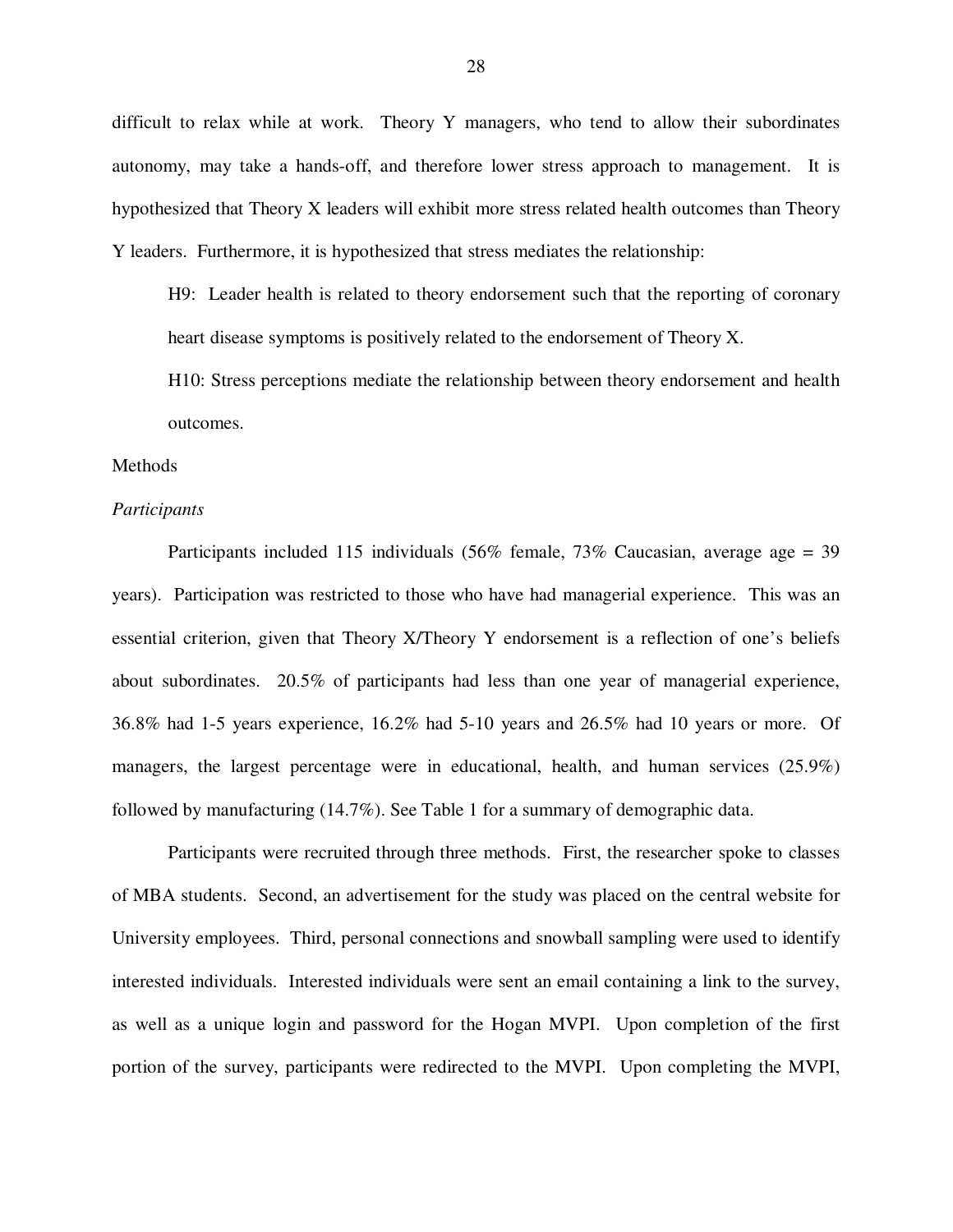difficult to relax while at work. Theory Y managers, who tend to allow their subordinates autonomy, may take a hands-off, and therefore lower stress approach to management. It is hypothesized that Theory X leaders will exhibit more stress related health outcomes than Theory Y leaders. Furthermore, it is hypothesized that stress mediates the relationship:

> H9: Leader health is related to theory endorsement such that the reporting of coronary heart disease symptoms is positively related to the endorsement of Theory X.
>
> H10: Stress perceptions mediate the relationship between theory endorsement and health outcomes.

## Methods

### *Participants*

Participants included 115 individuals (56% female, 73% Caucasian, average age = 39 years). Participation was restricted to those who have had managerial experience. This was an essential criterion, given that Theory X/Theory Y endorsement is a reflection of one's beliefs about subordinates. 20.5% of participants had less than one year of managerial experience, 36.8% had 1-5 years experience, 16.2% had 5-10 years and 26.5% had 10 years or more. Of managers, the largest percentage were in educational, health, and human services (25.9%) followed by manufacturing (14.7%). See Table 1 for a summary of demographic data.

Participants were recruited through three methods. First, the researcher spoke to classes of MBA students. Second, an advertisement for the study was placed on the central website for University employees. Third, personal connections and snowball sampling were used to identify interested individuals. Interested individuals were sent an email containing a link to the survey, as well as a unique login and password for the Hogan MVPI. Upon completion of the first portion of the survey, participants were redirected to the MVPI. Upon completing the MVPI,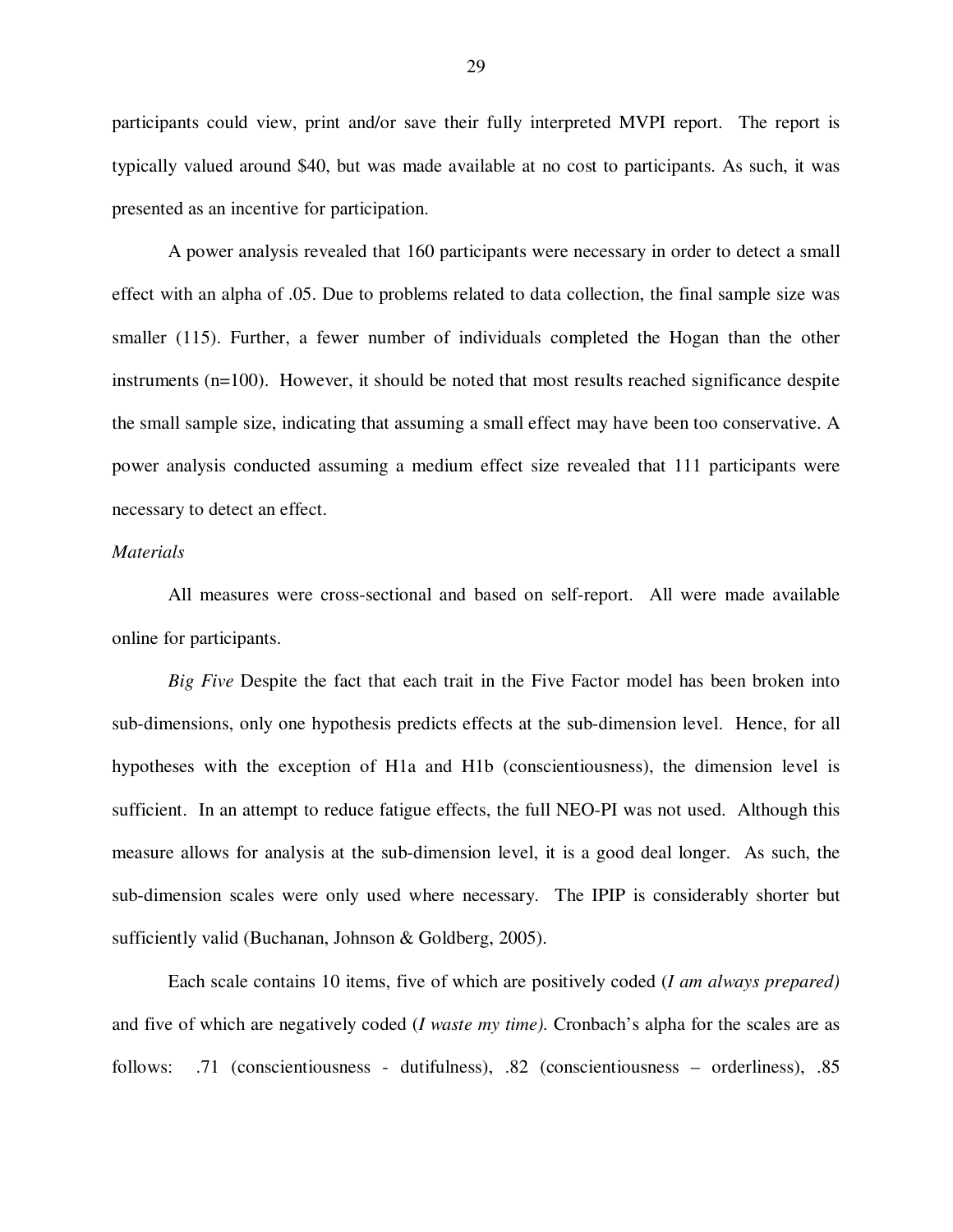participants could view, print and/or save their fully interpreted MVPI report. The report is typically valued around $40, but was made available at no cost to participants. As such, it was presented as an incentive for participation.

A power analysis revealed that 160 participants were necessary in order to detect a small effect with an alpha of .05. Due to problems related to data collection, the final sample size was smaller (115). Further, a fewer number of individuals completed the Hogan than the other instruments (n=100). However, it should be noted that most results reached significance despite the small sample size, indicating that assuming a small effect may have been too conservative. A power analysis conducted assuming a medium effect size revealed that 111 participants were necessary to detect an effect.

*Materials*

All measures were cross-sectional and based on self-report. All were made available online for participants.

*Big Five* Despite the fact that each trait in the Five Factor model has been broken into sub-dimensions, only one hypothesis predicts effects at the sub-dimension level. Hence, for all hypotheses with the exception of H1a and H1b (conscientiousness), the dimension level is sufficient. In an attempt to reduce fatigue effects, the full NEO-PI was not used. Although this measure allows for analysis at the sub-dimension level, it is a good deal longer. As such, the sub-dimension scales were only used where necessary. The IPIP is considerably shorter but sufficiently valid (Buchanan, Johnson & Goldberg, 2005).

Each scale contains 10 items, five of which are positively coded (*I am always prepared)* and five of which are negatively coded (*I waste my time).* Cronbach's alpha for the scales are as follows: .71 (conscientiousness - dutifulness), .82 (conscientiousness – orderliness), .85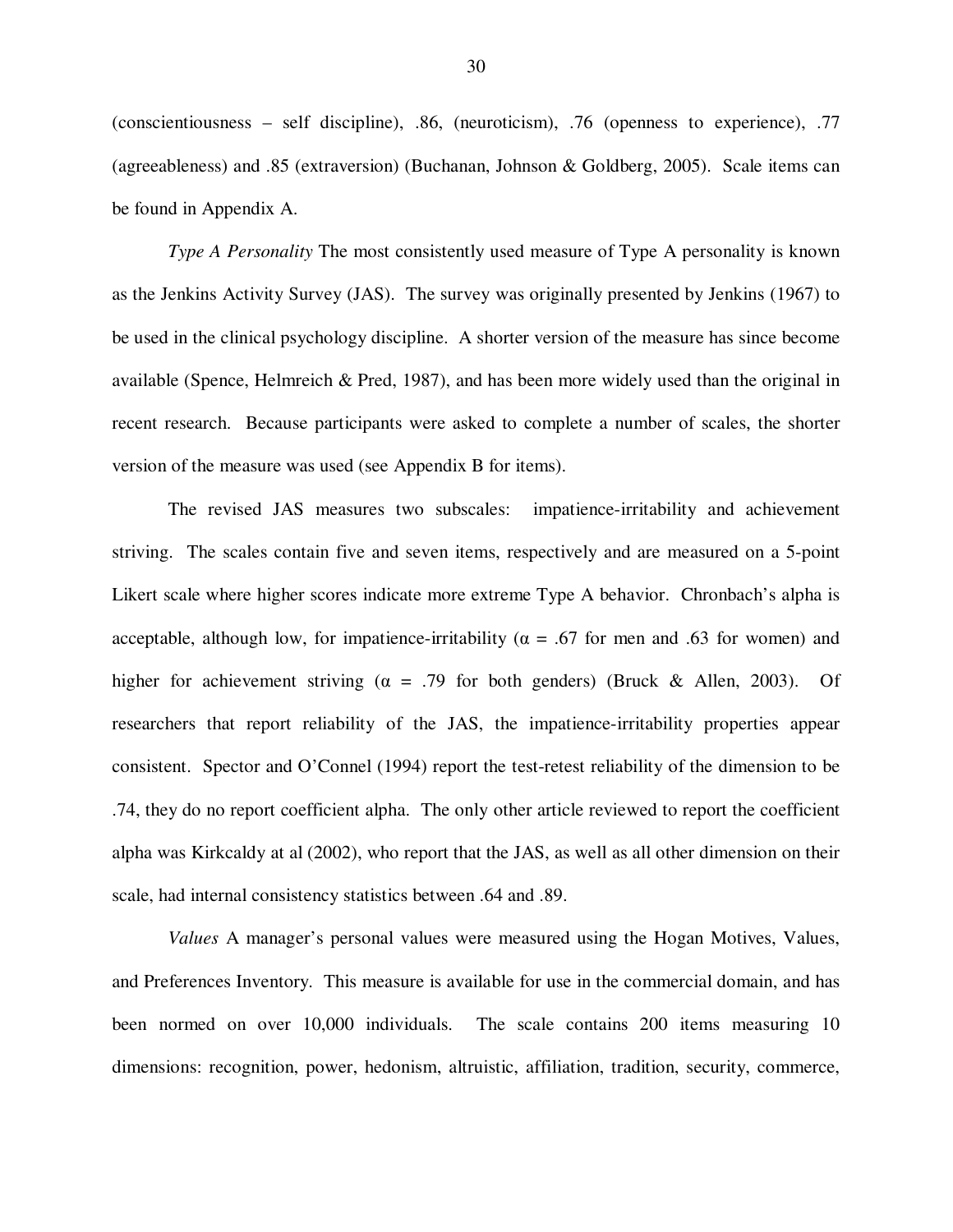(conscientiousness – self discipline), .86, (neuroticism), .76 (openness to experience), .77 (agreeableness) and .85 (extraversion) (Buchanan, Johnson & Goldberg, 2005). Scale items can be found in Appendix A.

*Type A Personality* The most consistently used measure of Type A personality is known as the Jenkins Activity Survey (JAS). The survey was originally presented by Jenkins (1967) to be used in the clinical psychology discipline. A shorter version of the measure has since become available (Spence, Helmreich & Pred, 1987), and has been more widely used than the original in recent research. Because participants were asked to complete a number of scales, the shorter version of the measure was used (see Appendix B for items).

The revised JAS measures two subscales: impatience-irritability and achievement striving. The scales contain five and seven items, respectively and are measured on a 5-point Likert scale where higher scores indicate more extreme Type A behavior. Chronbach's alpha is acceptable, although low, for impatience-irritability ($\alpha$ = .67 for men and .63 for women) and higher for achievement striving ($\alpha$ = .79 for both genders) (Bruck & Allen, 2003). Of researchers that report reliability of the JAS, the impatience-irritability properties appear consistent. Spector and O'Connel (1994) report the test-retest reliability of the dimension to be .74, they do no report coefficient alpha. The only other article reviewed to report the coefficient alpha was Kirkcaldy at al (2002), who report that the JAS, as well as all other dimension on their scale, had internal consistency statistics between .64 and .89.

*Values* A manager's personal values were measured using the Hogan Motives, Values, and Preferences Inventory. This measure is available for use in the commercial domain, and has been normed on over 10,000 individuals. The scale contains 200 items measuring 10 dimensions: recognition, power, hedonism, altruistic, affiliation, tradition, security, commerce,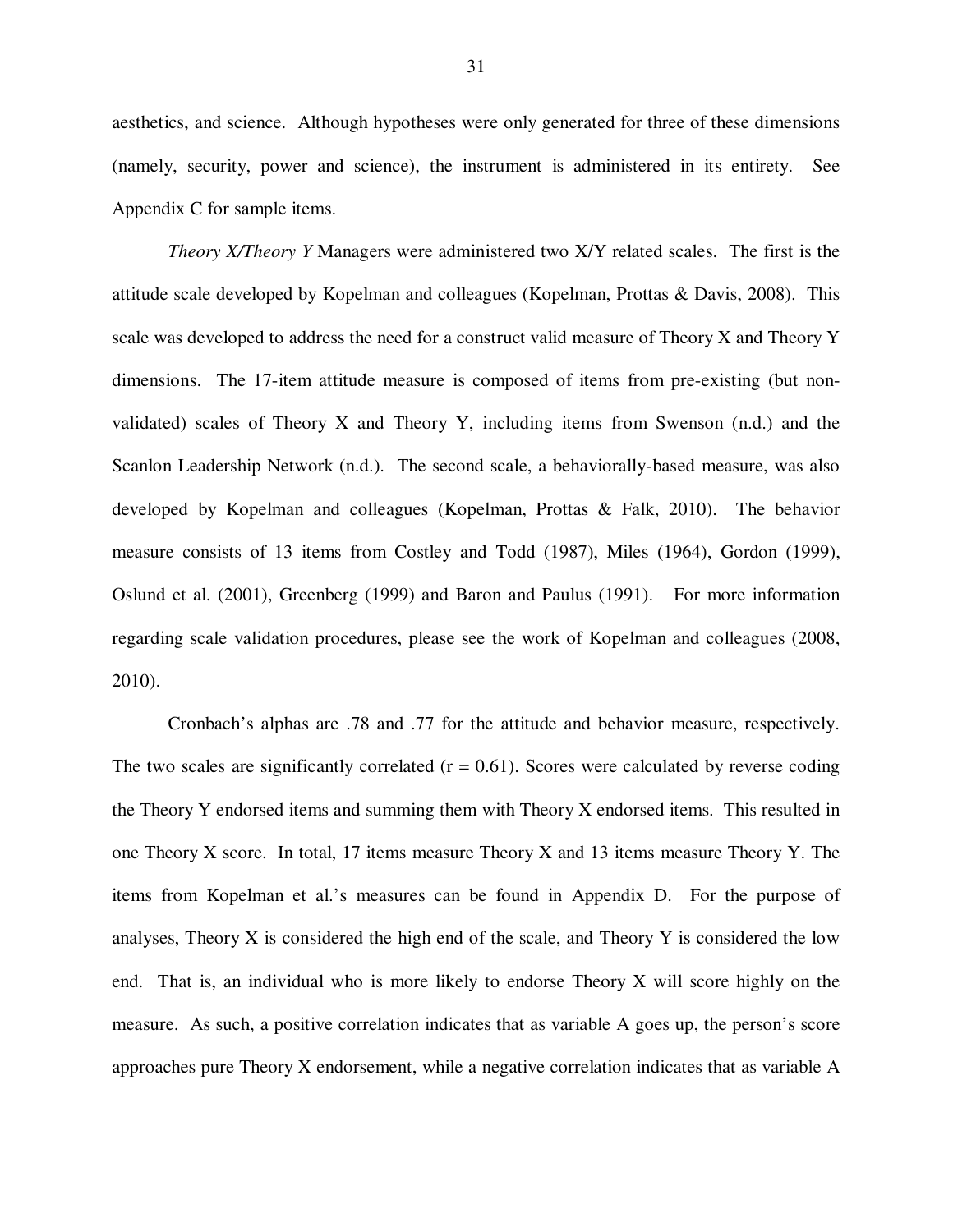aesthetics, and science. Although hypotheses were only generated for three of these dimensions (namely, security, power and science), the instrument is administered in its entirety. See Appendix C for sample items.

*Theory X/Theory Y* Managers were administered two X/Y related scales. The first is the attitude scale developed by Kopelman and colleagues (Kopelman, Prottas & Davis, 2008). This scale was developed to address the need for a construct valid measure of Theory X and Theory Y dimensions. The 17-item attitude measure is composed of items from pre-existing (but non-validated) scales of Theory X and Theory Y, including items from Swenson (n.d.) and the Scanlon Leadership Network (n.d.). The second scale, a behaviorally-based measure, was also developed by Kopelman and colleagues (Kopelman, Prottas & Falk, 2010). The behavior measure consists of 13 items from Costley and Todd (1987), Miles (1964), Gordon (1999), Oslund et al. (2001), Greenberg (1999) and Baron and Paulus (1991). For more information regarding scale validation procedures, please see the work of Kopelman and colleagues (2008, 2010).

Cronbach's alphas are .78 and .77 for the attitude and behavior measure, respectively. The two scales are significantly correlated ($r = 0.61$). Scores were calculated by reverse coding the Theory Y endorsed items and summing them with Theory X endorsed items. This resulted in one Theory X score. In total, 17 items measure Theory X and 13 items measure Theory Y. The items from Kopelman et al.'s measures can be found in Appendix D. For the purpose of analyses, Theory X is considered the high end of the scale, and Theory Y is considered the low end. That is, an individual who is more likely to endorse Theory X will score highly on the measure. As such, a positive correlation indicates that as variable A goes up, the person's score approaches pure Theory X endorsement, while a negative correlation indicates that as variable A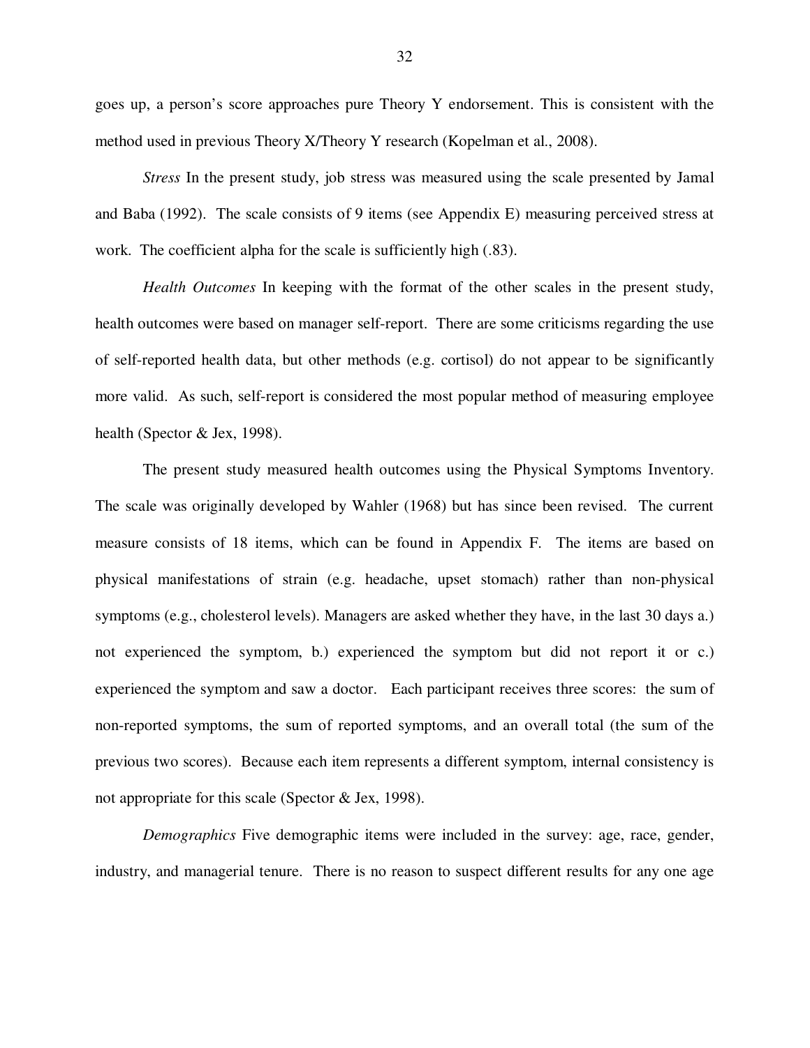goes up, a person's score approaches pure Theory Y endorsement. This is consistent with the method used in previous Theory X/Theory Y research (Kopelman et al., 2008).

*Stress* In the present study, job stress was measured using the scale presented by Jamal and Baba (1992). The scale consists of 9 items (see Appendix E) measuring perceived stress at work. The coefficient alpha for the scale is sufficiently high (.83).

*Health Outcomes* In keeping with the format of the other scales in the present study, health outcomes were based on manager self-report. There are some criticisms regarding the use of self-reported health data, but other methods (e.g. cortisol) do not appear to be significantly more valid. As such, self-report is considered the most popular method of measuring employee health (Spector & Jex, 1998).

The present study measured health outcomes using the Physical Symptoms Inventory. The scale was originally developed by Wahler (1968) but has since been revised. The current measure consists of 18 items, which can be found in Appendix F. The items are based on physical manifestations of strain (e.g. headache, upset stomach) rather than non-physical symptoms (e.g., cholesterol levels). Managers are asked whether they have, in the last 30 days a.) not experienced the symptom, b.) experienced the symptom but did not report it or c.) experienced the symptom and saw a doctor. Each participant receives three scores: the sum of non-reported symptoms, the sum of reported symptoms, and an overall total (the sum of the previous two scores). Because each item represents a different symptom, internal consistency is not appropriate for this scale (Spector & Jex, 1998).

*Demographics* Five demographic items were included in the survey: age, race, gender, industry, and managerial tenure. There is no reason to suspect different results for any one age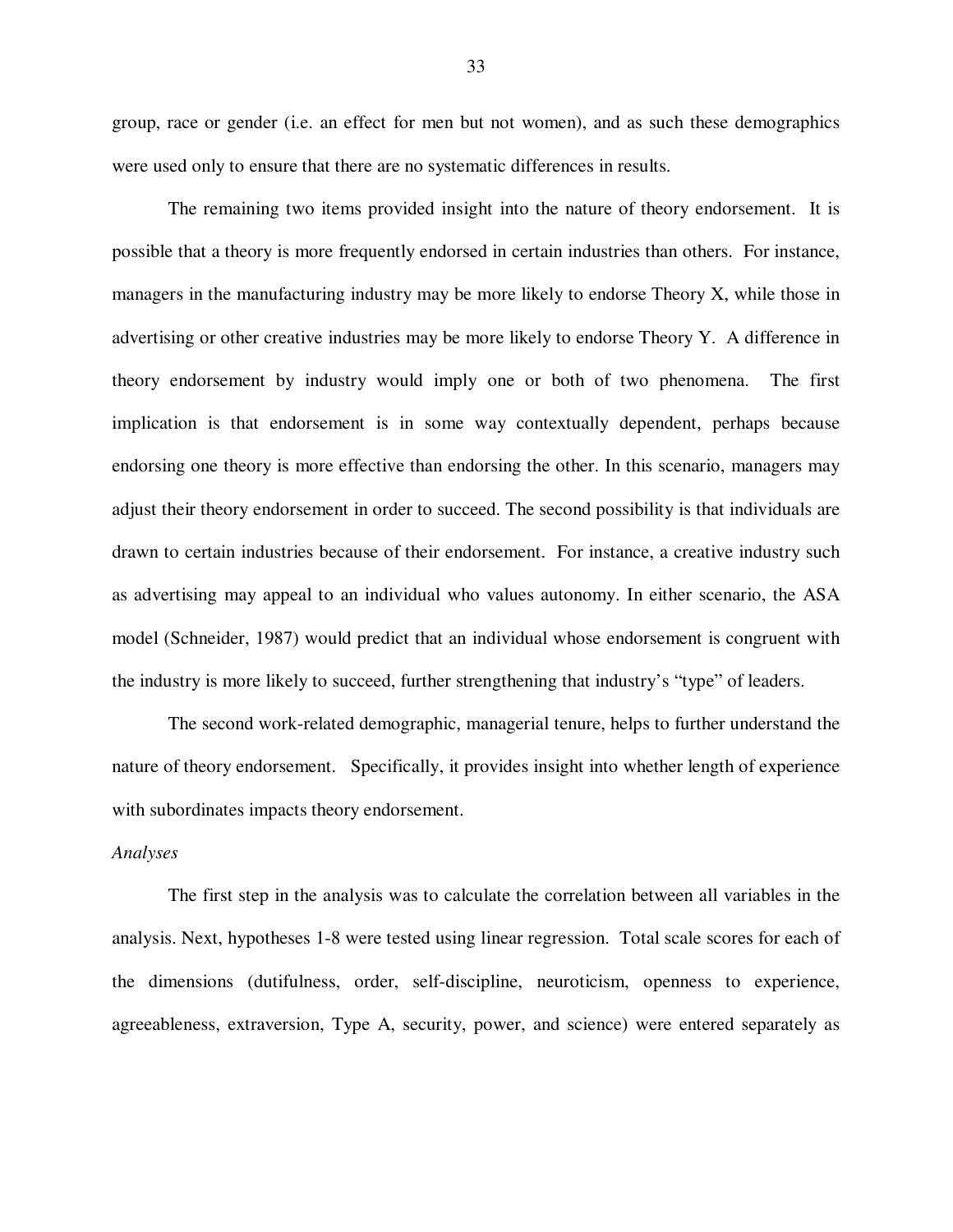group, race or gender (i.e. an effect for men but not women), and as such these demographics were used only to ensure that there are no systematic differences in results.

The remaining two items provided insight into the nature of theory endorsement. It is possible that a theory is more frequently endorsed in certain industries than others. For instance, managers in the manufacturing industry may be more likely to endorse Theory X, while those in advertising or other creative industries may be more likely to endorse Theory Y. A difference in theory endorsement by industry would imply one or both of two phenomena. The first implication is that endorsement is in some way contextually dependent, perhaps because endorsing one theory is more effective than endorsing the other. In this scenario, managers may adjust their theory endorsement in order to succeed. The second possibility is that individuals are drawn to certain industries because of their endorsement. For instance, a creative industry such as advertising may appeal to an individual who values autonomy. In either scenario, the ASA model (Schneider, 1987) would predict that an individual whose endorsement is congruent with the industry is more likely to succeed, further strengthening that industry's "type" of leaders.

The second work-related demographic, managerial tenure, helps to further understand the nature of theory endorsement. Specifically, it provides insight into whether length of experience with subordinates impacts theory endorsement.

*Analyses*

The first step in the analysis was to calculate the correlation between all variables in the analysis. Next, hypotheses 1-8 were tested using linear regression. Total scale scores for each of the dimensions (dutifulness, order, self-discipline, neuroticism, openness to experience, agreeableness, extraversion, Type A, security, power, and science) were entered separately as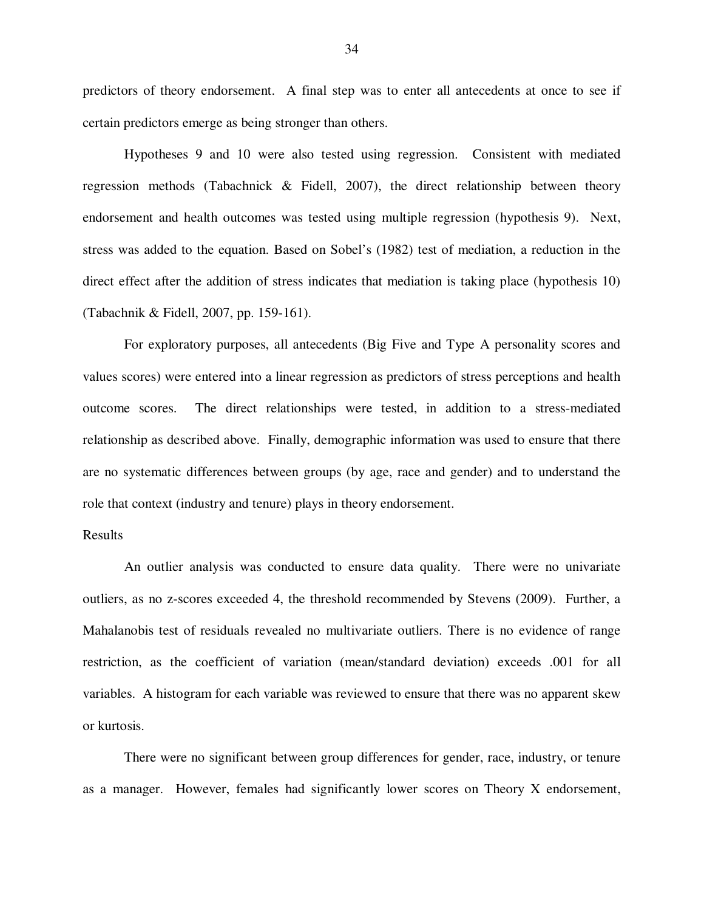predictors of theory endorsement. A final step was to enter all antecedents at once to see if certain predictors emerge as being stronger than others.

Hypotheses 9 and 10 were also tested using regression. Consistent with mediated regression methods (Tabachnick & Fidell, 2007), the direct relationship between theory endorsement and health outcomes was tested using multiple regression (hypothesis 9). Next, stress was added to the equation. Based on Sobel's (1982) test of mediation, a reduction in the direct effect after the addition of stress indicates that mediation is taking place (hypothesis 10) (Tabachnik & Fidell, 2007, pp. 159-161).

For exploratory purposes, all antecedents (Big Five and Type A personality scores and values scores) were entered into a linear regression as predictors of stress perceptions and health outcome scores. The direct relationships were tested, in addition to a stress-mediated relationship as described above. Finally, demographic information was used to ensure that there are no systematic differences between groups (by age, race and gender) and to understand the role that context (industry and tenure) plays in theory endorsement.

## Results

An outlier analysis was conducted to ensure data quality. There were no univariate outliers, as no z-scores exceeded 4, the threshold recommended by Stevens (2009). Further, a Mahalanobis test of residuals revealed no multivariate outliers. There is no evidence of range restriction, as the coefficient of variation (mean/standard deviation) exceeds .001 for all variables. A histogram for each variable was reviewed to ensure that there was no apparent skew or kurtosis.

There were no significant between group differences for gender, race, industry, or tenure as a manager. However, females had significantly lower scores on Theory X endorsement,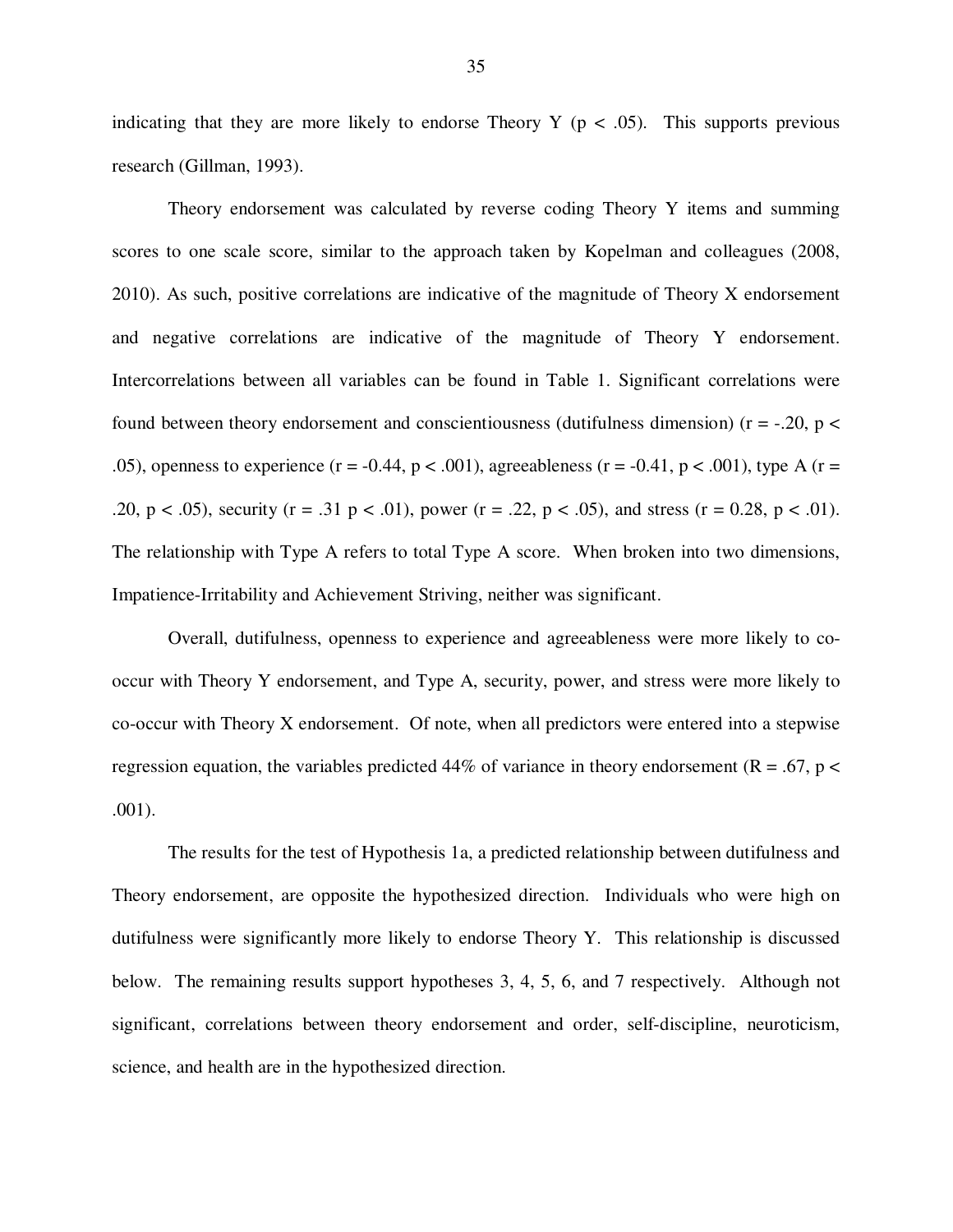indicating that they are more likely to endorse Theory Y ($p < .05$). This supports previous research (Gillman, 1993).

Theory endorsement was calculated by reverse coding Theory Y items and summing scores to one scale score, similar to the approach taken by Kopelman and colleagues (2008, 2010). As such, positive correlations are indicative of the magnitude of Theory X endorsement and negative correlations are indicative of the magnitude of Theory Y endorsement. Intercorrelations between all variables can be found in Table 1. Significant correlations were found between theory endorsement and conscientiousness (dutifulness dimension) ($r = -.20$, $p < .05$), openness to experience ($r = -0.44$, $p < .001$), agreeableness ($r = -0.41$, $p < .001$), type A ($r = .20$, $p < .05$), security ($r = .31$ $p < .01$), power ($r = .22$, $p < .05$), and stress ($r = 0.28$, $p < .01$). The relationship with Type A refers to total Type A score. When broken into two dimensions, Impatience-Irritability and Achievement Striving, neither was significant.

Overall, dutifulness, openness to experience and agreeableness were more likely to co-occur with Theory Y endorsement, and Type A, security, power, and stress were more likely to co-occur with Theory X endorsement. Of note, when all predictors were entered into a stepwise regression equation, the variables predicted 44% of variance in theory endorsement ($R = .67$, $p < .001$).

The results for the test of Hypothesis 1a, a predicted relationship between dutifulness and Theory endorsement, are opposite the hypothesized direction. Individuals who were high on dutifulness were significantly more likely to endorse Theory Y. This relationship is discussed below. The remaining results support hypotheses 3, 4, 5, 6, and 7 respectively. Although not significant, correlations between theory endorsement and order, self-discipline, neuroticism, science, and health are in the hypothesized direction.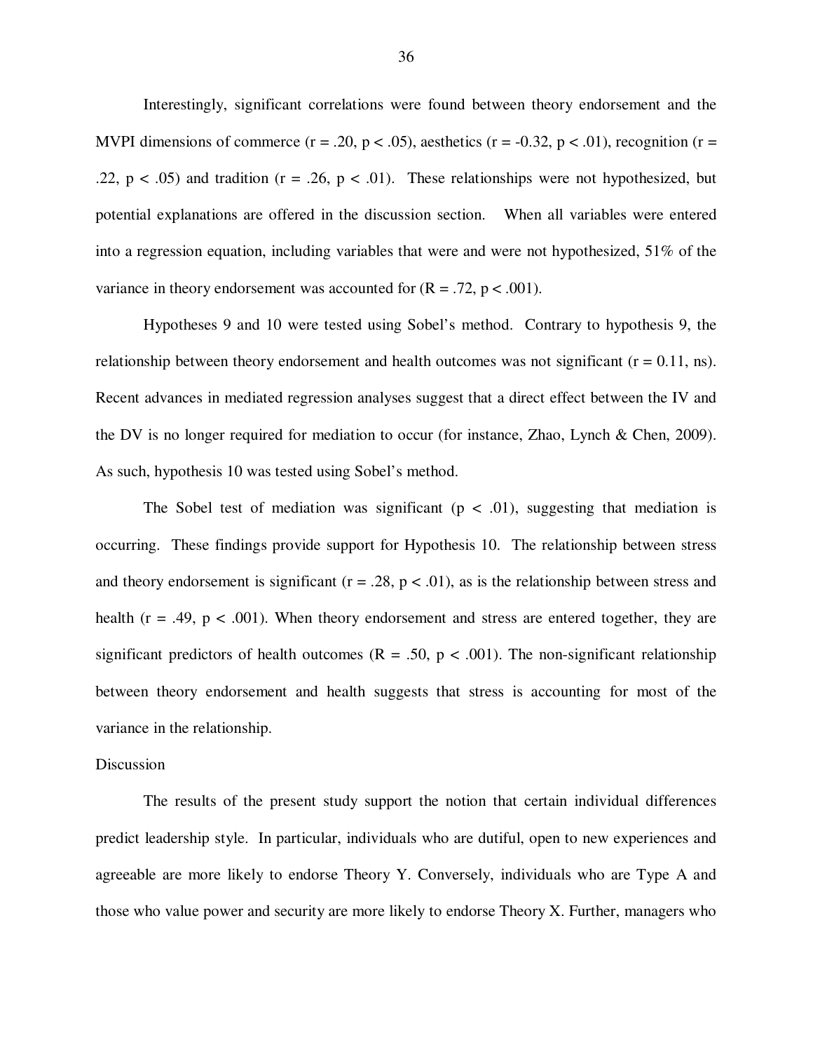Interestingly, significant correlations were found between theory endorsement and the MVPI dimensions of commerce ($r = .20$, $p < .05$), aesthetics ($r = -0.32$, $p < .01$), recognition ($r = .22$, $p < .05$) and tradition ($r = .26$, $p < .01$). These relationships were not hypothesized, but potential explanations are offered in the discussion section. When all variables were entered into a regression equation, including variables that were and were not hypothesized, 51% of the variance in theory endorsement was accounted for ($R = .72$, $p < .001$).

Hypotheses 9 and 10 were tested using Sobel's method. Contrary to hypothesis 9, the relationship between theory endorsement and health outcomes was not significant ($r = 0.11$, ns). Recent advances in mediated regression analyses suggest that a direct effect between the IV and the DV is no longer required for mediation to occur (for instance, Zhao, Lynch & Chen, 2009). As such, hypothesis 10 was tested using Sobel's method.

The Sobel test of mediation was significant ($p < .01$), suggesting that mediation is occurring. These findings provide support for Hypothesis 10. The relationship between stress and theory endorsement is significant ($r = .28$, $p < .01$), as is the relationship between stress and health ($r = .49$, $p < .001$). When theory endorsement and stress are entered together, they are significant predictors of health outcomes ($R = .50$, $p < .001$). The non-significant relationship between theory endorsement and health suggests that stress is accounting for most of the variance in the relationship.

## Discussion

The results of the present study support the notion that certain individual differences predict leadership style. In particular, individuals who are dutiful, open to new experiences and agreeable are more likely to endorse Theory Y. Conversely, individuals who are Type A and those who value power and security are more likely to endorse Theory X. Further, managers who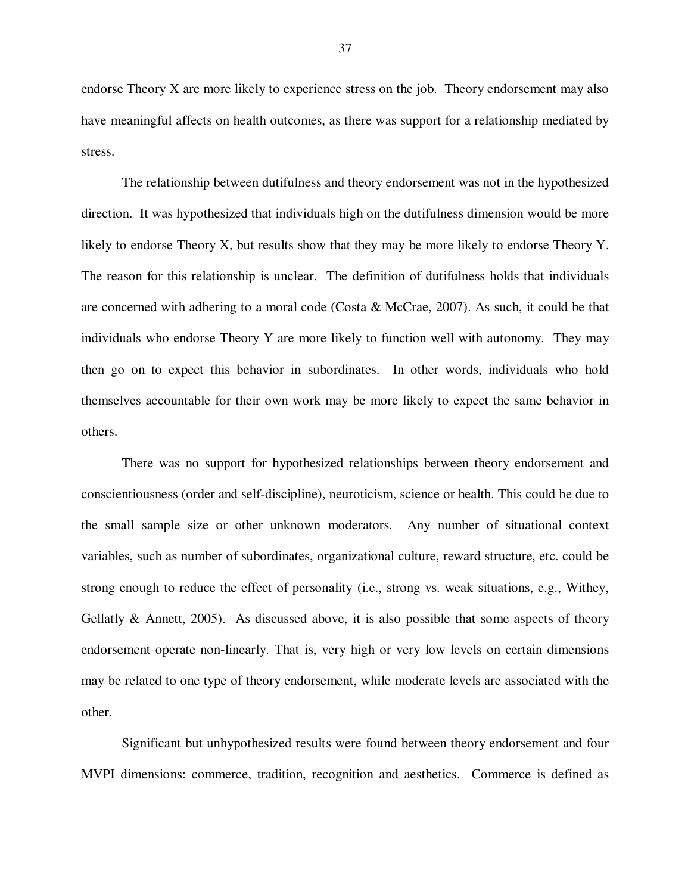endorse Theory X are more likely to experience stress on the job. Theory endorsement may also have meaningful affects on health outcomes, as there was support for a relationship mediated by stress.

The relationship between dutifulness and theory endorsement was not in the hypothesized direction. It was hypothesized that individuals high on the dutifulness dimension would be more likely to endorse Theory X, but results show that they may be more likely to endorse Theory Y. The reason for this relationship is unclear. The definition of dutifulness holds that individuals are concerned with adhering to a moral code (Costa & McCrae, 2007). As such, it could be that individuals who endorse Theory Y are more likely to function well with autonomy. They may then go on to expect this behavior in subordinates. In other words, individuals who hold themselves accountable for their own work may be more likely to expect the same behavior in others.

There was no support for hypothesized relationships between theory endorsement and conscientiousness (order and self-discipline), neuroticism, science or health. This could be due to the small sample size or other unknown moderators. Any number of situational context variables, such as number of subordinates, organizational culture, reward structure, etc. could be strong enough to reduce the effect of personality (i.e., strong vs. weak situations, e.g., Withey, Gellatly & Annett, 2005). As discussed above, it is also possible that some aspects of theory endorsement operate non-linearly. That is, very high or very low levels on certain dimensions may be related to one type of theory endorsement, while moderate levels are associated with the other.

Significant but unhypothesized results were found between theory endorsement and four MVPI dimensions: commerce, tradition, recognition and aesthetics. Commerce is defined as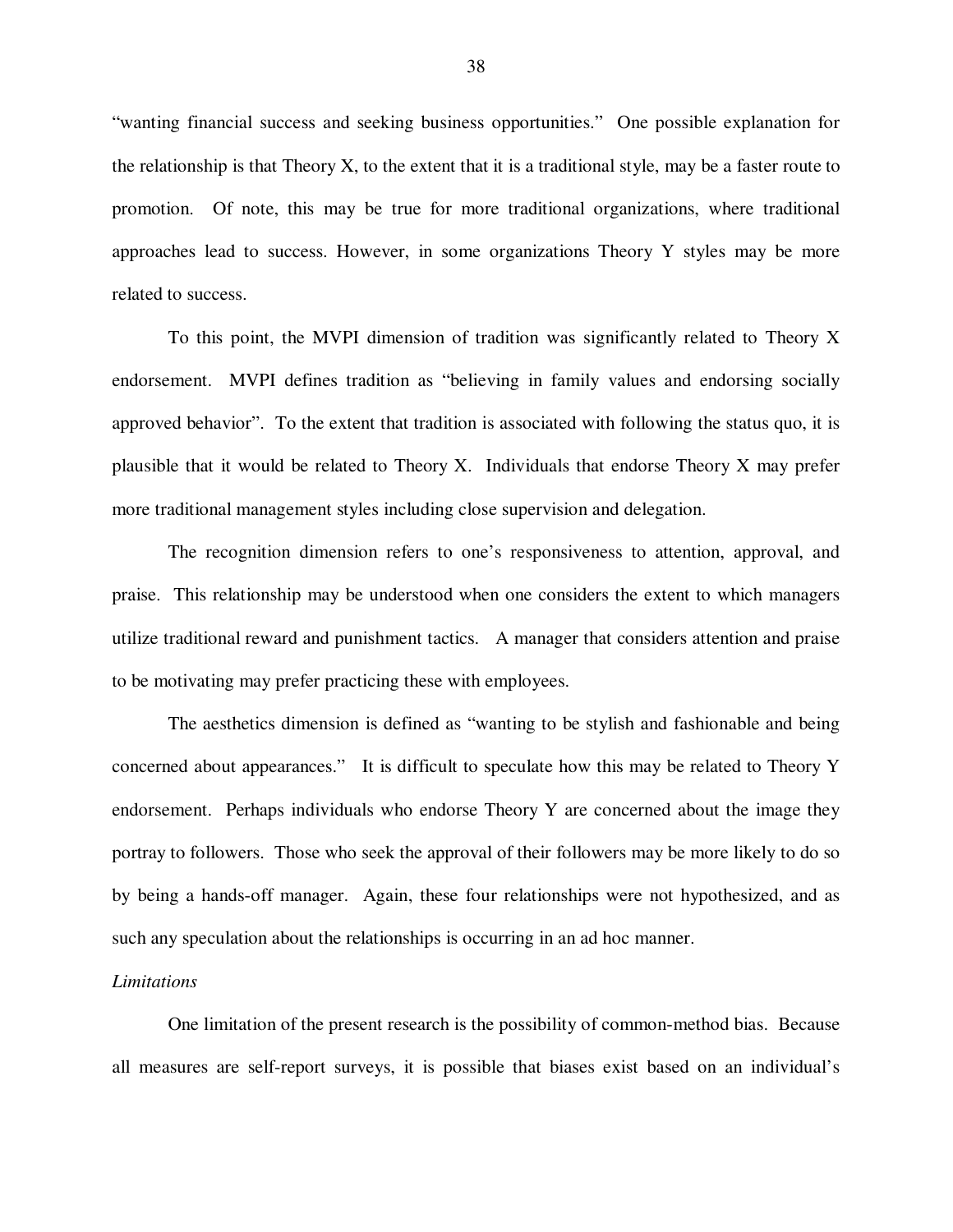"wanting financial success and seeking business opportunities." One possible explanation for the relationship is that Theory X, to the extent that it is a traditional style, may be a faster route to promotion. Of note, this may be true for more traditional organizations, where traditional approaches lead to success. However, in some organizations Theory Y styles may be more related to success.

To this point, the MVPI dimension of tradition was significantly related to Theory X endorsement. MVPI defines tradition as "believing in family values and endorsing socially approved behavior". To the extent that tradition is associated with following the status quo, it is plausible that it would be related to Theory X. Individuals that endorse Theory X may prefer more traditional management styles including close supervision and delegation.

The recognition dimension refers to one's responsiveness to attention, approval, and praise. This relationship may be understood when one considers the extent to which managers utilize traditional reward and punishment tactics. A manager that considers attention and praise to be motivating may prefer practicing these with employees.

The aesthetics dimension is defined as "wanting to be stylish and fashionable and being concerned about appearances." It is difficult to speculate how this may be related to Theory Y endorsement. Perhaps individuals who endorse Theory Y are concerned about the image they portray to followers. Those who seek the approval of their followers may be more likely to do so by being a hands-off manager. Again, these four relationships were not hypothesized, and as such any speculation about the relationships is occurring in an ad hoc manner.

*Limitations*

One limitation of the present research is the possibility of common-method bias. Because all measures are self-report surveys, it is possible that biases exist based on an individual's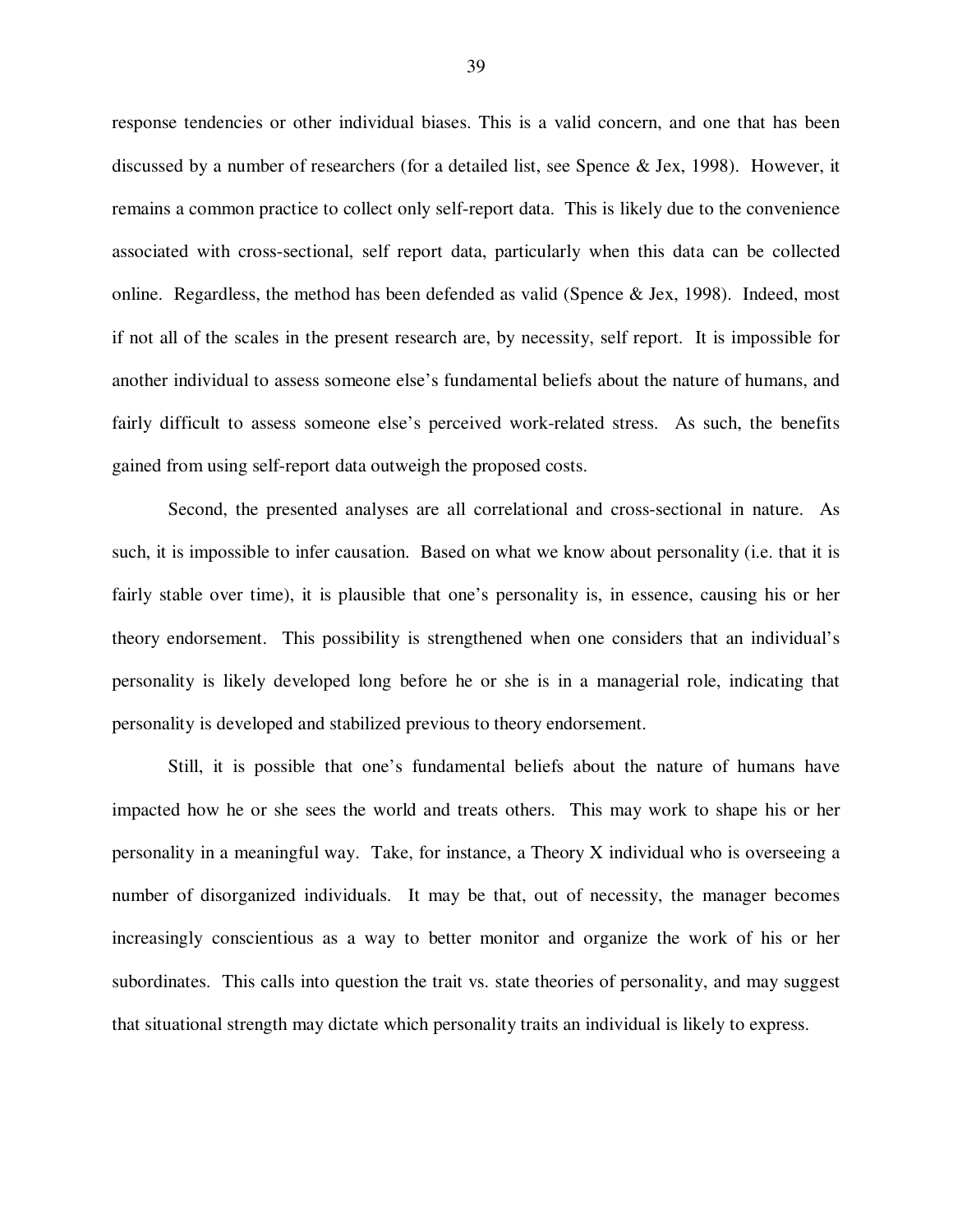response tendencies or other individual biases. This is a valid concern, and one that has been discussed by a number of researchers (for a detailed list, see Spence & Jex, 1998). However, it remains a common practice to collect only self-report data. This is likely due to the convenience associated with cross-sectional, self report data, particularly when this data can be collected online. Regardless, the method has been defended as valid (Spence & Jex, 1998). Indeed, most if not all of the scales in the present research are, by necessity, self report. It is impossible for another individual to assess someone else's fundamental beliefs about the nature of humans, and fairly difficult to assess someone else's perceived work-related stress. As such, the benefits gained from using self-report data outweigh the proposed costs.

Second, the presented analyses are all correlational and cross-sectional in nature. As such, it is impossible to infer causation. Based on what we know about personality (i.e. that it is fairly stable over time), it is plausible that one's personality is, in essence, causing his or her theory endorsement. This possibility is strengthened when one considers that an individual's personality is likely developed long before he or she is in a managerial role, indicating that personality is developed and stabilized previous to theory endorsement.

Still, it is possible that one's fundamental beliefs about the nature of humans have impacted how he or she sees the world and treats others. This may work to shape his or her personality in a meaningful way. Take, for instance, a Theory X individual who is overseeing a number of disorganized individuals. It may be that, out of necessity, the manager becomes increasingly conscientious as a way to better monitor and organize the work of his or her subordinates. This calls into question the trait vs. state theories of personality, and may suggest that situational strength may dictate which personality traits an individual is likely to express.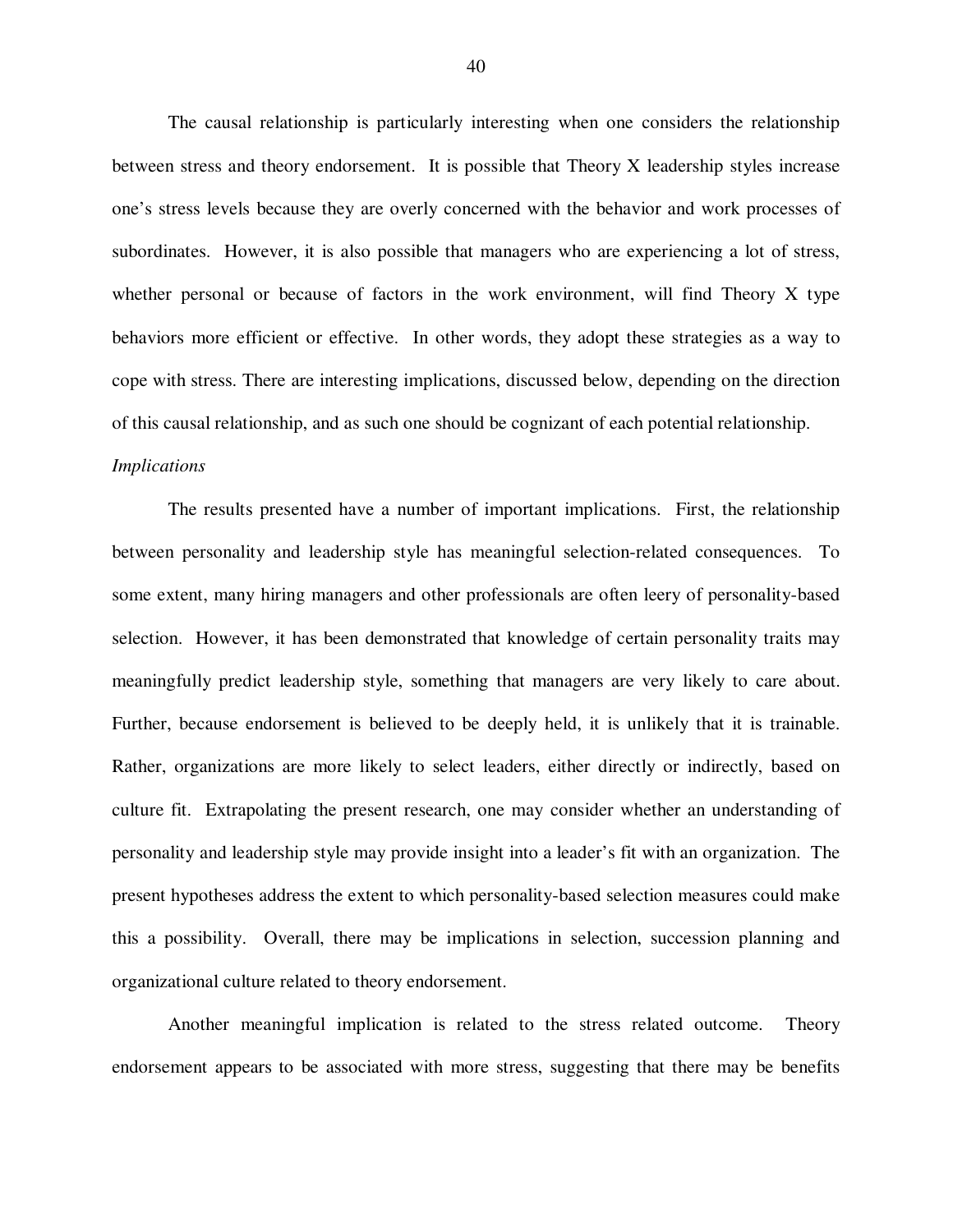The causal relationship is particularly interesting when one considers the relationship between stress and theory endorsement. It is possible that Theory X leadership styles increase one's stress levels because they are overly concerned with the behavior and work processes of subordinates. However, it is also possible that managers who are experiencing a lot of stress, whether personal or because of factors in the work environment, will find Theory X type behaviors more efficient or effective. In other words, they adopt these strategies as a way to cope with stress. There are interesting implications, discussed below, depending on the direction of this causal relationship, and as such one should be cognizant of each potential relationship.

*Implications*

The results presented have a number of important implications. First, the relationship between personality and leadership style has meaningful selection-related consequences. To some extent, many hiring managers and other professionals are often leery of personality-based selection. However, it has been demonstrated that knowledge of certain personality traits may meaningfully predict leadership style, something that managers are very likely to care about. Further, because endorsement is believed to be deeply held, it is unlikely that it is trainable. Rather, organizations are more likely to select leaders, either directly or indirectly, based on culture fit. Extrapolating the present research, one may consider whether an understanding of personality and leadership style may provide insight into a leader's fit with an organization. The present hypotheses address the extent to which personality-based selection measures could make this a possibility. Overall, there may be implications in selection, succession planning and organizational culture related to theory endorsement.

Another meaningful implication is related to the stress related outcome. Theory endorsement appears to be associated with more stress, suggesting that there may be benefits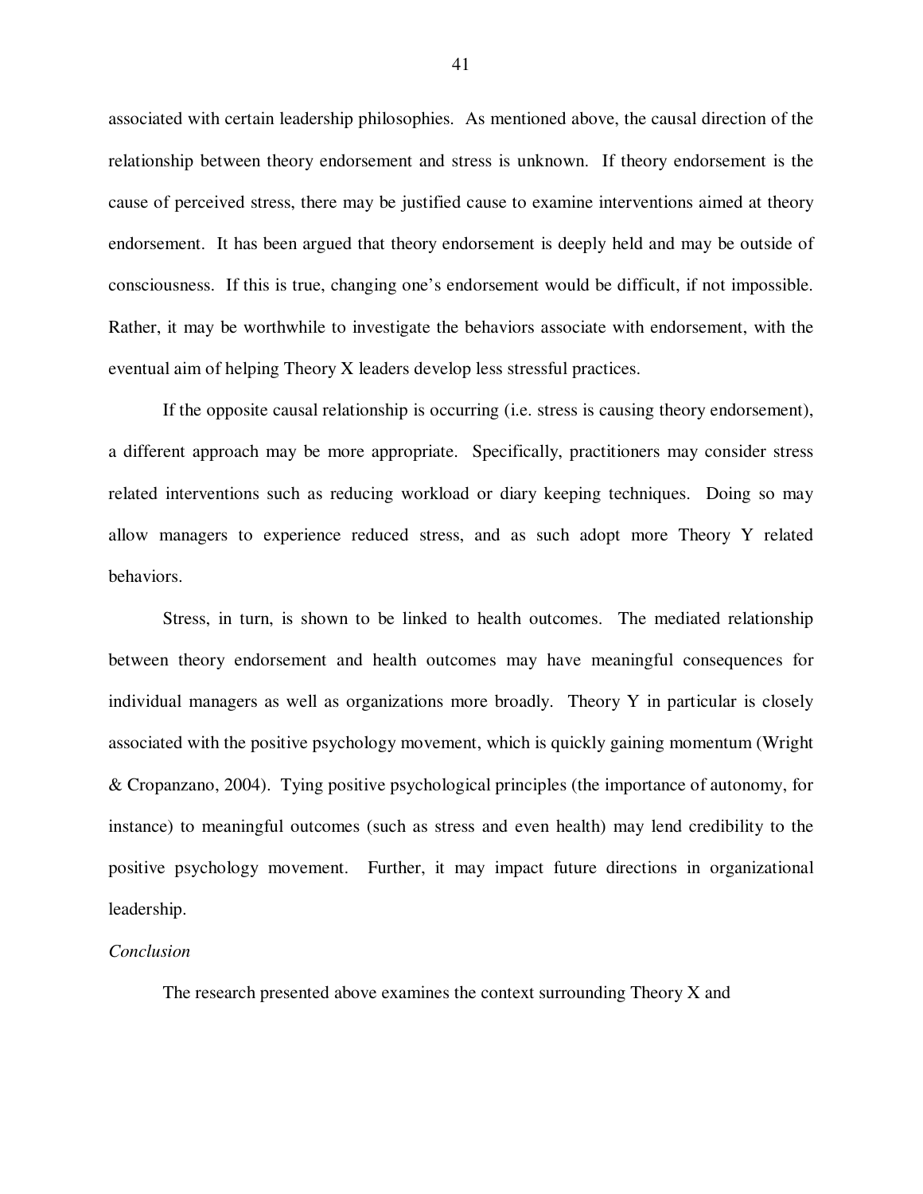associated with certain leadership philosophies. As mentioned above, the causal direction of the relationship between theory endorsement and stress is unknown. If theory endorsement is the cause of perceived stress, there may be justified cause to examine interventions aimed at theory endorsement. It has been argued that theory endorsement is deeply held and may be outside of consciousness. If this is true, changing one's endorsement would be difficult, if not impossible. Rather, it may be worthwhile to investigate the behaviors associate with endorsement, with the eventual aim of helping Theory X leaders develop less stressful practices.

If the opposite causal relationship is occurring (i.e. stress is causing theory endorsement), a different approach may be more appropriate. Specifically, practitioners may consider stress related interventions such as reducing workload or diary keeping techniques. Doing so may allow managers to experience reduced stress, and as such adopt more Theory Y related behaviors.

Stress, in turn, is shown to be linked to health outcomes. The mediated relationship between theory endorsement and health outcomes may have meaningful consequences for individual managers as well as organizations more broadly. Theory Y in particular is closely associated with the positive psychology movement, which is quickly gaining momentum (Wright & Cropanzano, 2004). Tying positive psychological principles (the importance of autonomy, for instance) to meaningful outcomes (such as stress and even health) may lend credibility to the positive psychology movement. Further, it may impact future directions in organizational leadership.

*Conclusion*

The research presented above examines the context surrounding Theory X and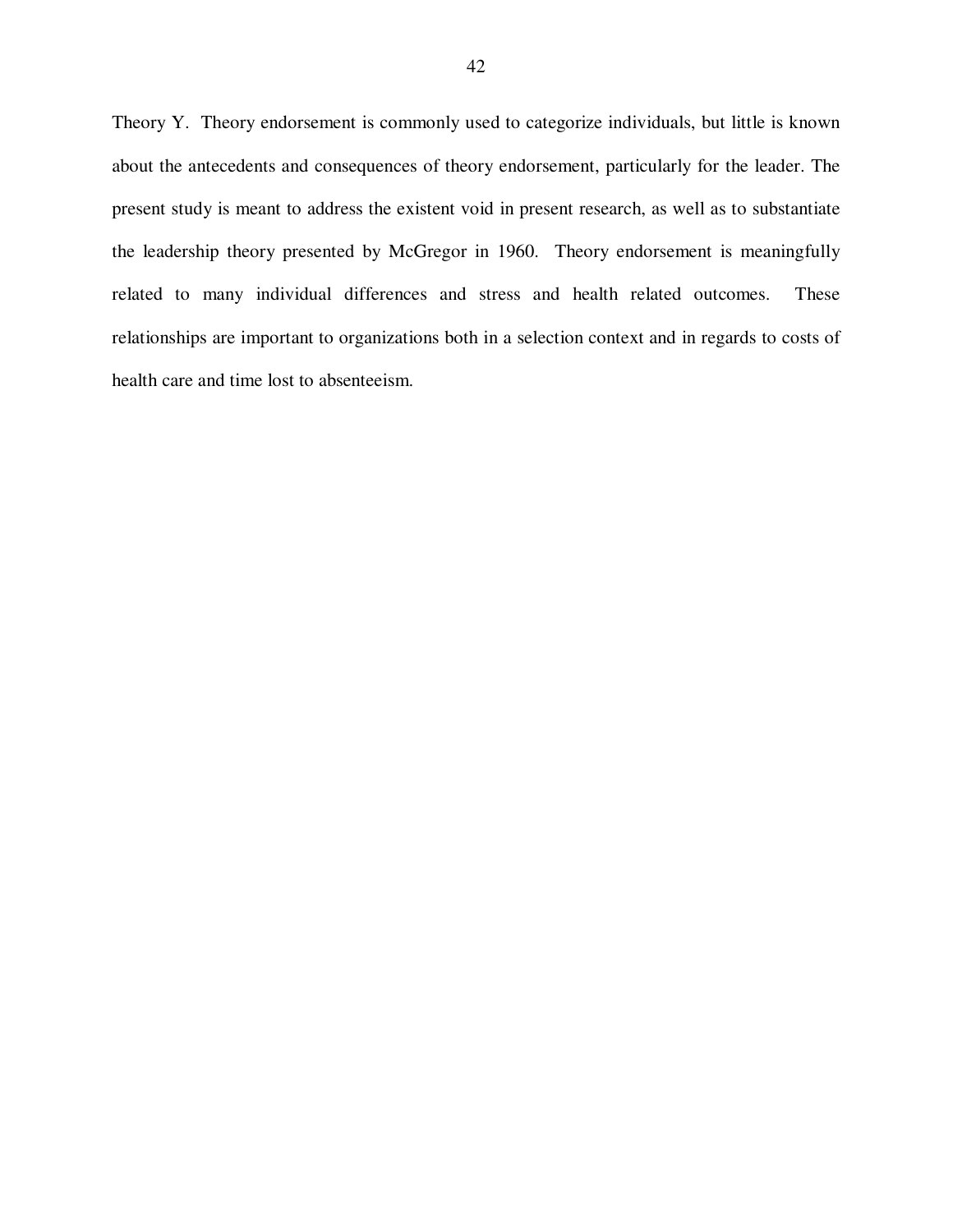Theory Y. Theory endorsement is commonly used to categorize individuals, but little is known about the antecedents and consequences of theory endorsement, particularly for the leader. The present study is meant to address the existent void in present research, as well as to substantiate the leadership theory presented by McGregor in 1960. Theory endorsement is meaningfully related to many individual differences and stress and health related outcomes. These relationships are important to organizations both in a selection context and in regards to costs of health care and time lost to absenteeism.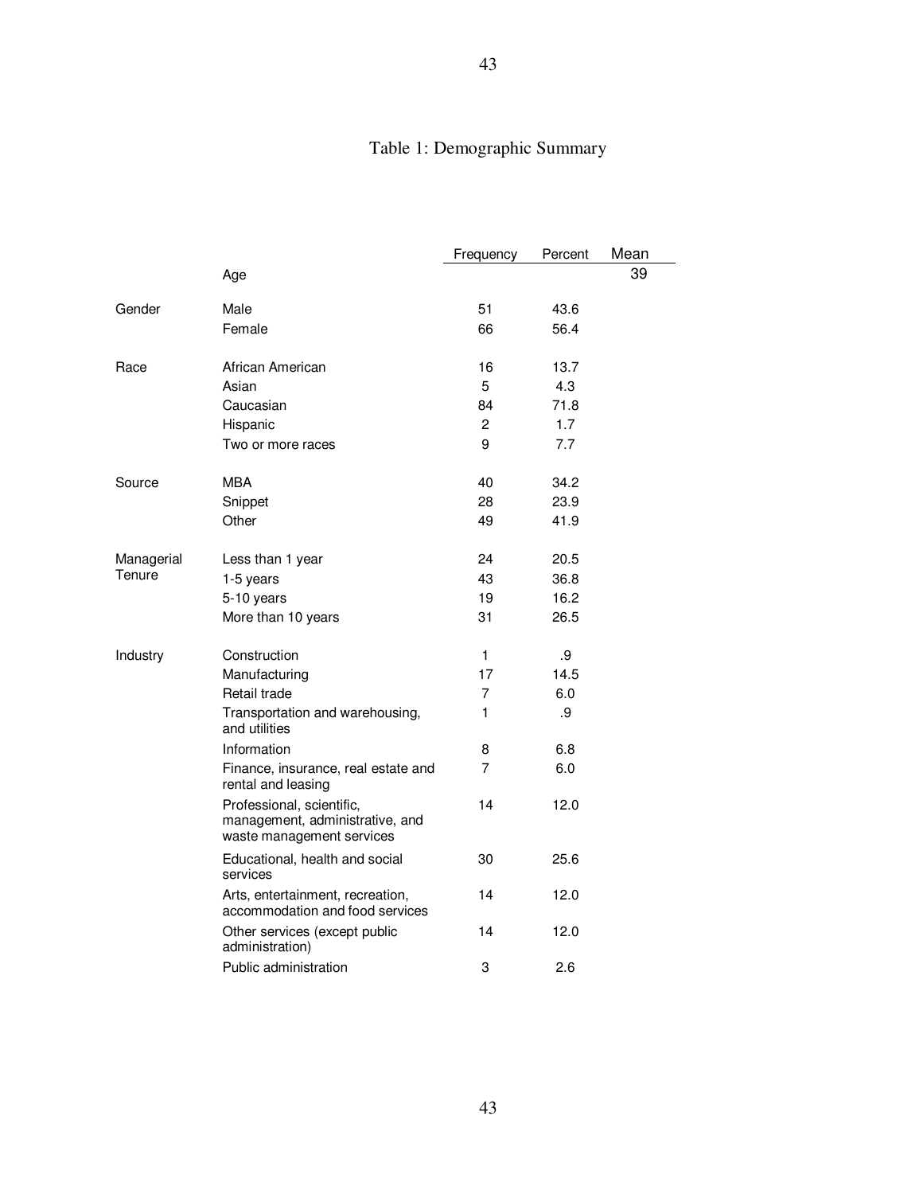## Table 1: Demographic Summary

| | | Frequency | Percent | Mean |
|---|---|---|---|---|
| | Age | | | 39 |
| Gender | Male | 51 | 43.6 | |
| | Female | 66 | 56.4 | |
| Race | African American | 16 | 13.7 | |
| | Asian | 5 | 4.3 | |
| | Caucasian | 84 | 71.8 | |
| | Hispanic | 2 | 1.7 | |
| | Two or more races | 9 | 7.7 | |
| Source | MBA | 40 | 34.2 | |
| | Snippet | 28 | 23.9 | |
| | Other | 49 | 41.9 | |
| Managerial Tenure | Less than 1 year | 24 | 20.5 | |
| | 1-5 years | 43 | 36.8 | |
| | 5-10 years | 19 | 16.2 | |
| | More than 10 years | 31 | 26.5 | |
| Industry | Construction | 1 | .9 | |
| | Manufacturing | 17 | 14.5 | |
| | Retail trade | 7 | 6.0 | |
| | Transportation and warehousing, and utilities | 1 | .9 | |
| | Information | 8 | 6.8 | |
| | Finance, insurance, real estate and rental and leasing | 7 | 6.0 | |
| | Professional, scientific, management, administrative, and waste management services | 14 | 12.0 | |
| | Educational, health and social services | 30 | 25.6 | |
| | Arts, entertainment, recreation, accommodation and food services | 14 | 12.0 | |
| | Other services (except public administration) | 14 | 12.0 | |
| | Public administration | 3 | 2.6 | |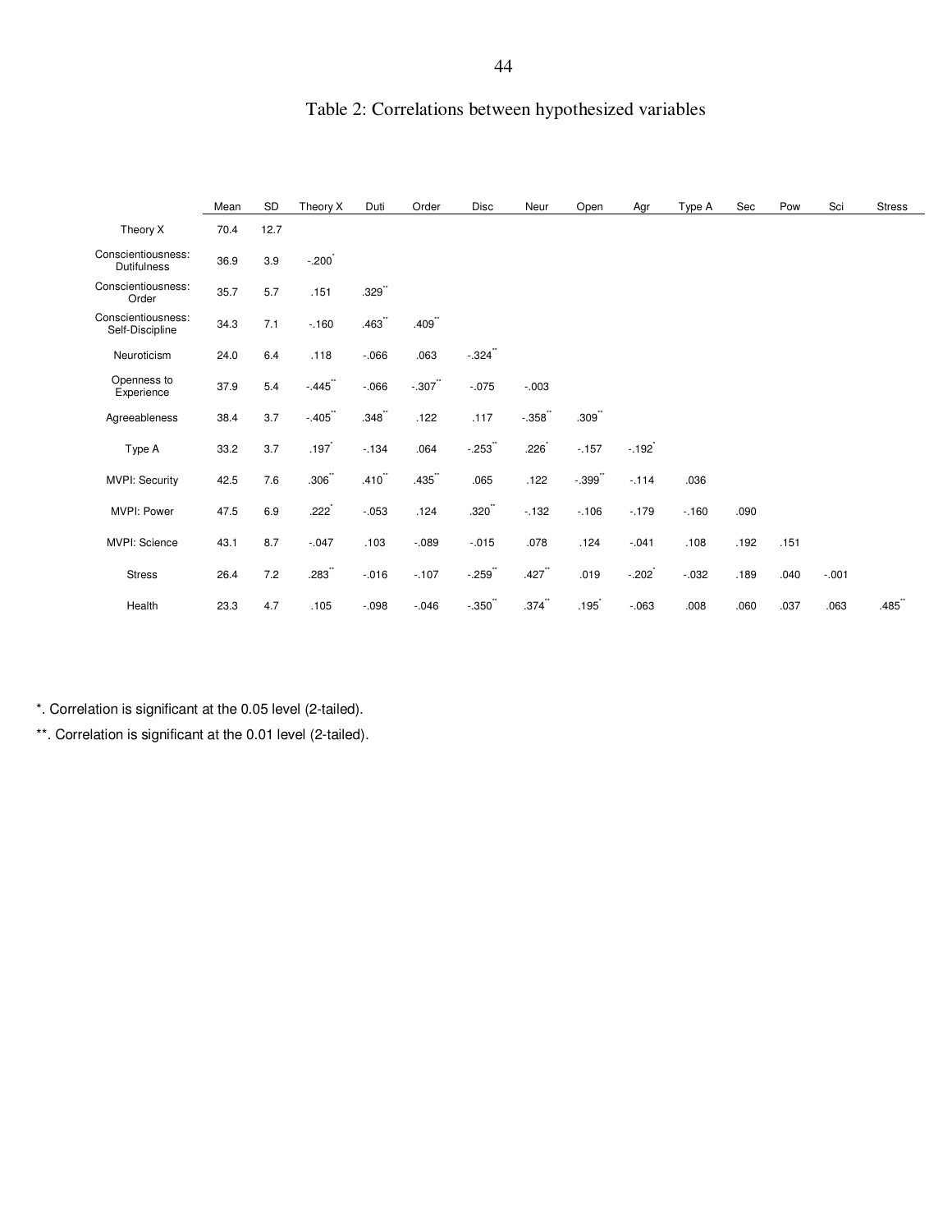# Table 2: Correlations between hypothesized variables

| | Mean | SD | Theory X | Duti | Order | Disc | Neur | Open | Agr | Type A | Sec | Pow | Sci | Stress |
|---|---|---|---|---|---|---|---|---|---|---|---|---|---|---|
| Theory X | 70.4 | 12.7 | | | | | | | | | | | | |
| Conscientiousness: Dutifulness | 36.9 | 3.9 | -.200* | | | | | | | | | | | |
| Conscientiousness: Order | 35.7 | 5.7 | .151 | .329** | | | | | | | | | | |
| Conscientiousness: Self-Discipline | 34.3 | 7.1 | -.160 | .463** | .409** | | | | | | | | | |
| Neuroticism | 24.0 | 6.4 | .118 | -.066 | .063 | -.324** | | | | | | | | |
| Openness to Experience | 37.9 | 5.4 | -.445** | -.066 | -.307** | -.075 | -.003 | | | | | | | |
| Agreeableness | 38.4 | 3.7 | -.405** | .348** | .122 | .117 | -.358** | .309** | | | | | | |
| Type A | 33.2 | 3.7 | .197* | -.134 | .064 | -.253** | .226* | -.157 | -.192* | | | | | |
| MVPI: Security | 42.5 | 7.6 | .306** | .410** | .435** | .065 | .122 | -.399** | -.114 | .036 | | | | |
| MVPI: Power | 47.5 | 6.9 | .222* | -.053 | .124 | .320** | -.132 | -.106 | -.179 | -.160 | .090 | | | |
| MVPI: Science | 43.1 | 8.7 | -.047 | .103 | -.089 | -.015 | .078 | .124 | -.041 | .108 | .192 | .151 | | |
| Stress | 26.4 | 7.2 | .283** | -.016 | -.107 | -.259** | .427** | .019 | -.202* | -.032 | .189 | .040 | -.001 | |
| Health | 23.3 | 4.7 | .105 | -.098 | -.046 | -.350** | .374** | .195* | -.063 | .008 | .060 | .037 | .063 | .485** |

*. Correlation is significant at the 0.05 level (2-tailed).

**. Correlation is significant at the 0.01 level (2-tailed).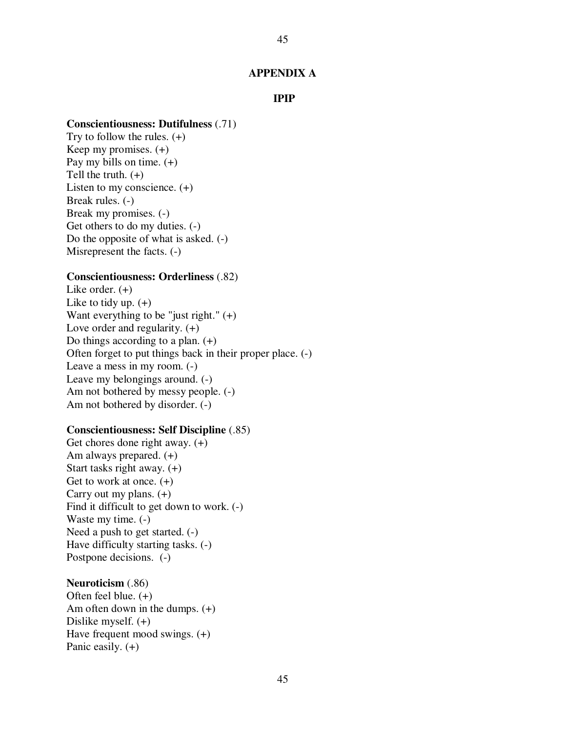## APPENDIX A

## IPIP

**Conscientiousness: Dutifulness** (.71)
Try to follow the rules. (+)
Keep my promises. (+)
Pay my bills on time. (+)
Tell the truth. (+)
Listen to my conscience. (+)
Break rules. (-)
Break my promises. (-)
Get others to do my duties. (-)
Do the opposite of what is asked. (-)
Misrepresent the facts. (-)

**Conscientiousness: Orderliness** (.82)
Like order. (+)
Like to tidy up. (+)
Want everything to be "just right." (+)
Love order and regularity. (+)
Do things according to a plan. (+)
Often forget to put things back in their proper place. (-)
Leave a mess in my room. (-)
Leave my belongings around. (-)
Am not bothered by messy people. (-)
Am not bothered by disorder. (-)

**Conscientiousness: Self Discipline** (.85)
Get chores done right away. (+)
Am always prepared. (+)
Start tasks right away. (+)
Get to work at once. (+)
Carry out my plans. (+)
Find it difficult to get down to work. (-)
Waste my time. (-)
Need a push to get started. (-)
Have difficulty starting tasks. (-)
Postpone decisions. (-)

**Neuroticism** (.86)
Often feel blue. (+)
Am often down in the dumps. (+)
Dislike myself. (+)
Have frequent mood swings. (+)
Panic easily. (+)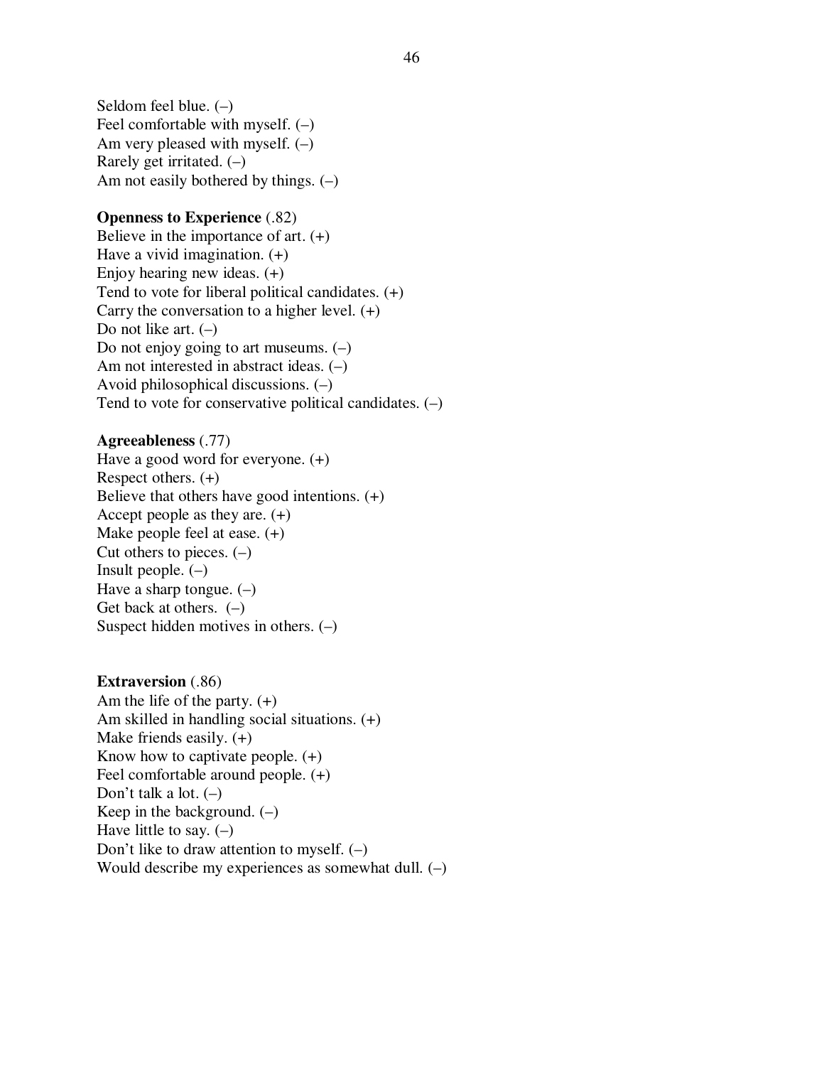Seldom feel blue. (–)
Feel comfortable with myself. (–)
Am very pleased with myself. (–)
Rarely get irritated. (–)
Am not easily bothered by things. (–)

**Openness to Experience** (.82)
Believe in the importance of art. (+)
Have a vivid imagination. (+)
Enjoy hearing new ideas. (+)
Tend to vote for liberal political candidates. (+)
Carry the conversation to a higher level. (+)
Do not like art. (–)
Do not enjoy going to art museums. (–)
Am not interested in abstract ideas. (–)
Avoid philosophical discussions. (–)
Tend to vote for conservative political candidates. (–)

**Agreeableness** (.77)
Have a good word for everyone. (+)
Respect others. (+)
Believe that others have good intentions. (+)
Accept people as they are. (+)
Make people feel at ease. (+)
Cut others to pieces. (–)
Insult people. (–)
Have a sharp tongue. (–)
Get back at others. (–)
Suspect hidden motives in others. (–)

**Extraversion** (.86)
Am the life of the party. (+)
Am skilled in handling social situations. (+)
Make friends easily. (+)
Know how to captivate people. (+)
Feel comfortable around people. (+)
Don't talk a lot. (–)
Keep in the background. (–)
Have little to say. (–)
Don't like to draw attention to myself. (–)
Would describe my experiences as somewhat dull. (–)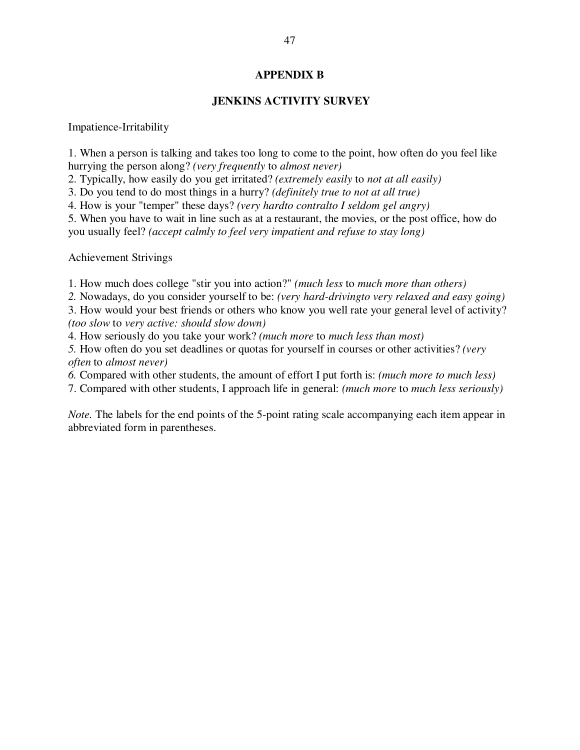## APPENDIX B

## JENKINS ACTIVITY SURVEY

Impatience-Irritability

1. When a person is talking and takes too long to come to the point, how often do you feel like hurrying the person along? *(very frequently* to *almost never)*
2. Typically, how easily do you get irritated? *(extremely easily* to *not at all easily)*
3. Do you tend to do most things in a hurry? *(definitely true to not at all true)*
4. How is your "temper" these days? *(very hardto contralto I seldom gel angry)*
5. When you have to wait in line such as at a restaurant, the movies, or the post office, how do you usually feel? *(accept calmly to feel very impatient and refuse to stay long)*

Achievement Strivings

1. How much does college "stir you into action?" *(much less* to *much more than others)*
2. Nowadays, do you consider yourself to be: *(very hard-drivingto very relaxed and easy going)*
3. How would your best friends or others who know you well rate your general level of activity? *(too slow* to *very active: should slow down)*
4. How seriously do you take your work? *(much more* to *much less than most)*
5. How often do you set deadlines or quotas for yourself in courses or other activities? *(very often* to *almost never)*
6. Compared with other students, the amount of effort I put forth is: *(much more to much less)*
7. Compared with other students, I approach life in general: *(much more* to *much less seriously)*

*Note.* The labels for the end points of the 5-point rating scale accompanying each item appear in abbreviated form in parentheses.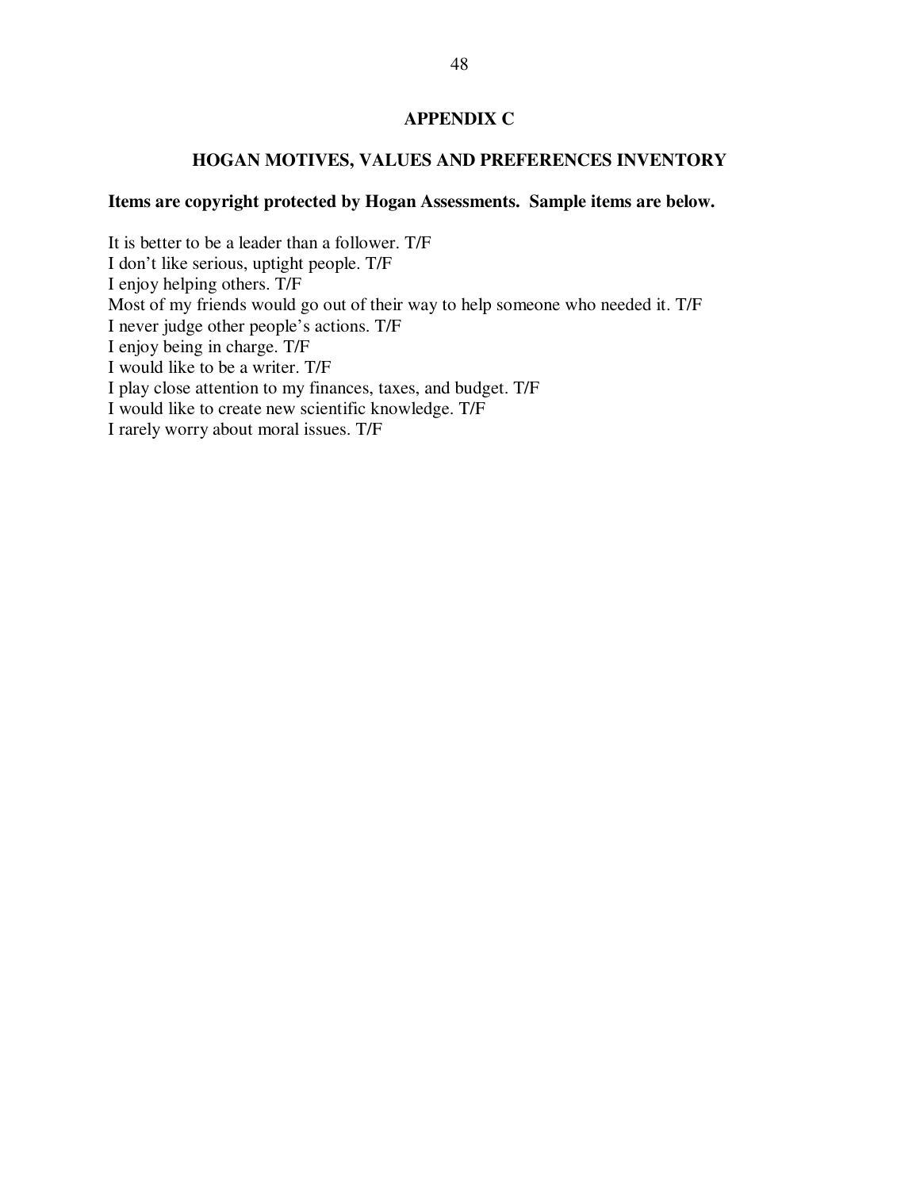# APPENDIX C

## HOGAN MOTIVES, VALUES AND PREFERENCES INVENTORY

**Items are copyright protected by Hogan Assessments. Sample items are below.**

It is better to be a leader than a follower. T/F
I don't like serious, uptight people. T/F
I enjoy helping others. T/F
Most of my friends would go out of their way to help someone who needed it. T/F
I never judge other people's actions. T/F
I enjoy being in charge. T/F
I would like to be a writer. T/F
I play close attention to my finances, taxes, and budget. T/F
I would like to create new scientific knowledge. T/F
I rarely worry about moral issues. T/F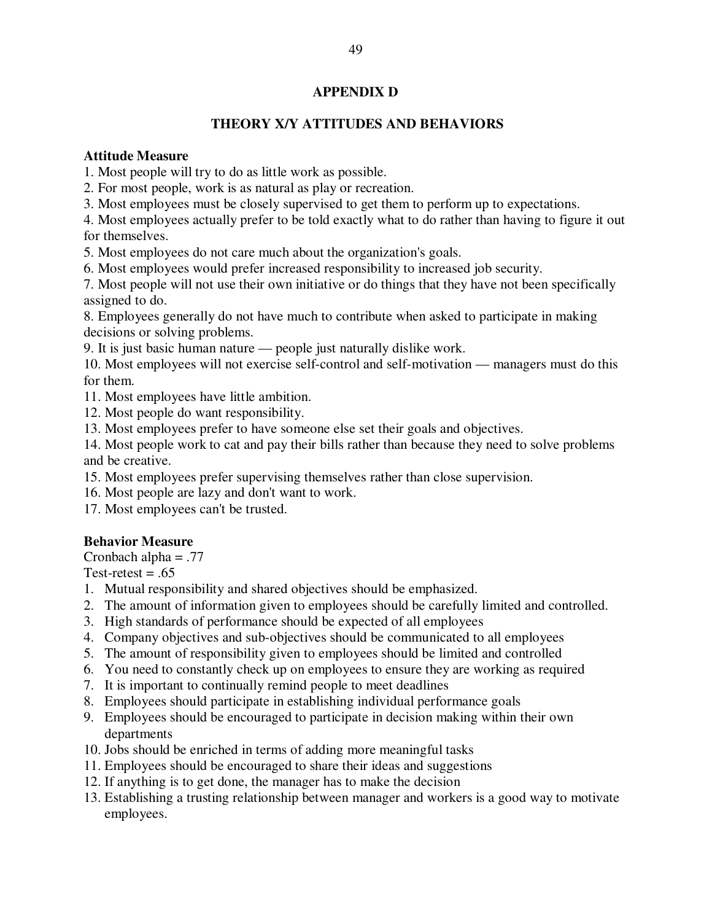# APPENDIX D

## THEORY X/Y ATTITUDES AND BEHAVIORS

**Attitude Measure**

1. Most people will try to do as little work as possible.
2. For most people, work is as natural as play or recreation.
3. Most employees must be closely supervised to get them to perform up to expectations.
4. Most employees actually prefer to be told exactly what to do rather than having to figure it out for themselves.
5. Most employees do not care much about the organization's goals.
6. Most employees would prefer increased responsibility to increased job security.
7. Most people will not use their own initiative or do things that they have not been specifically assigned to do.
8. Employees generally do not have much to contribute when asked to participate in making decisions or solving problems.
9. It is just basic human nature — people just naturally dislike work.
10. Most employees will not exercise self-control and self-motivation — managers must do this for them.
11. Most employees have little ambition.
12. Most people do want responsibility.
13. Most employees prefer to have someone else set their goals and objectives.
14. Most people work to cat and pay their bills rather than because they need to solve problems and be creative.
15. Most employees prefer supervising themselves rather than close supervision.
16. Most people are lazy and don't want to work.
17. Most employees can't be trusted.

**Behavior Measure**

Cronbach alpha = .77

Test-retest = .65

1. Mutual responsibility and shared objectives should be emphasized.
2. The amount of information given to employees should be carefully limited and controlled.
3. High standards of performance should be expected of all employees
4. Company objectives and sub-objectives should be communicated to all employees
5. The amount of responsibility given to employees should be limited and controlled
6. You need to constantly check up on employees to ensure they are working as required
7. It is important to continually remind people to meet deadlines
8. Employees should participate in establishing individual performance goals
9. Employees should be encouraged to participate in decision making within their own departments
10. Jobs should be enriched in terms of adding more meaningful tasks
11. Employees should be encouraged to share their ideas and suggestions
12. If anything is to get done, the manager has to make the decision
13. Establishing a trusting relationship between manager and workers is a good way to motivate employees.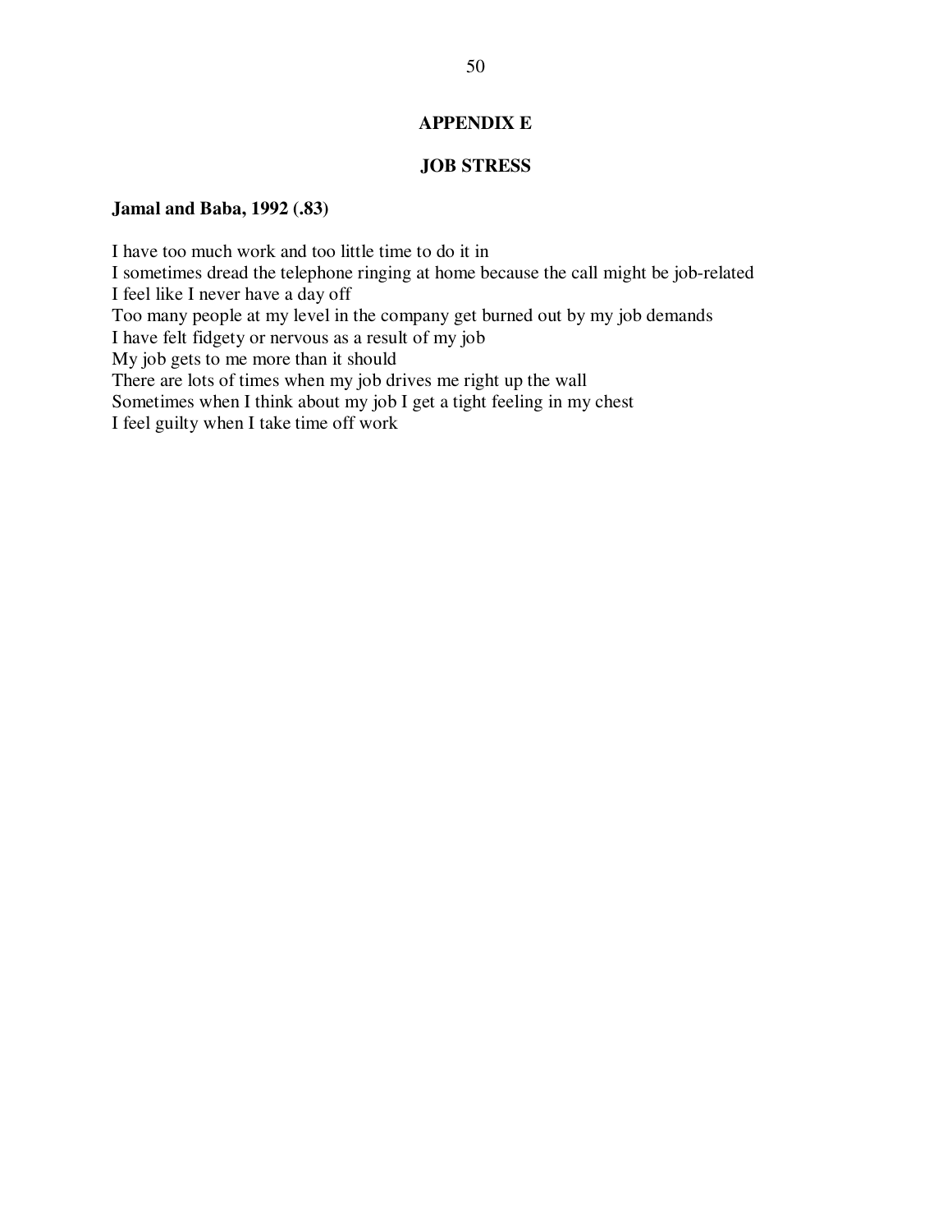# APPENDIX E

## JOB STRESS

**Jamal and Baba, 1992 (.83)**

I have too much work and too little time to do it in
I sometimes dread the telephone ringing at home because the call might be job-related
I feel like I never have a day off
Too many people at my level in the company get burned out by my job demands
I have felt fidgety or nervous as a result of my job
My job gets to me more than it should
There are lots of times when my job drives me right up the wall
Sometimes when I think about my job I get a tight feeling in my chest
I feel guilty when I take time off work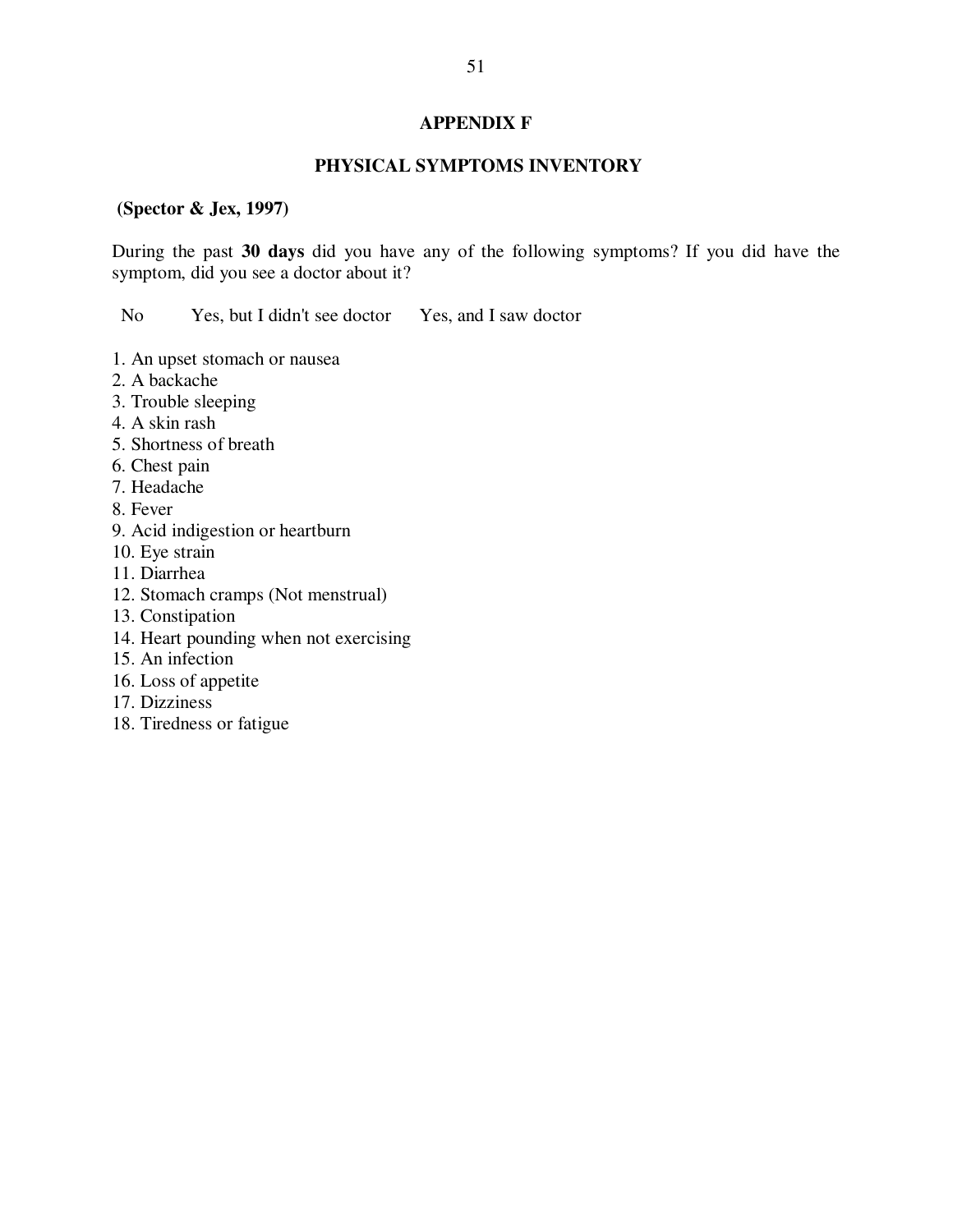## APPENDIX F

## PHYSICAL SYMPTOMS INVENTORY

**(Spector & Jex, 1997)**

During the past **30 days** did you have any of the following symptoms? If you did have the symptom, did you see a doctor about it?

No Yes, but I didn't see doctor Yes, and I saw doctor

1. An upset stomach or nausea
2. A backache
3. Trouble sleeping
4. A skin rash
5. Shortness of breath
6. Chest pain
7. Headache
8. Fever
9. Acid indigestion or heartburn
10. Eye strain
11. Diarrhea
12. Stomach cramps (Not menstrual)
13. Constipation
14. Heart pounding when not exercising
15. An infection
16. Loss of appetite
17. Dizziness
18. Tiredness or fatigue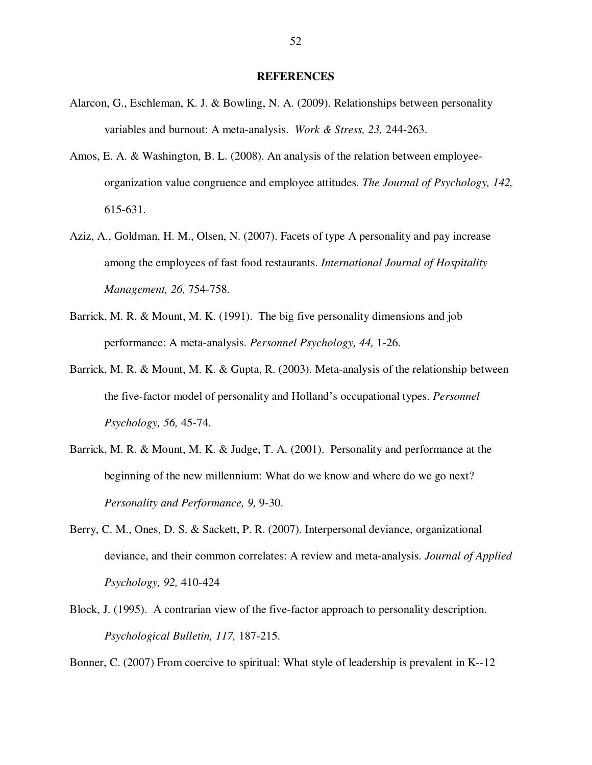**REFERENCES**

Alarcon, G., Eschleman, K. J. & Bowling, N. A. (2009). Relationships between personality variables and burnout: A meta-analysis. *Work & Stress, 23,* 244-263.

Amos, E. A. & Washington, B. L. (2008). An analysis of the relation between employee-organization value congruence and employee attitudes. *The Journal of Psychology, 142,* 615-631.

Aziz, A., Goldman, H. M., Olsen, N. (2007). Facets of type A personality and pay increase among the employees of fast food restaurants. *International Journal of Hospitality Management, 26,* 754-758.

Barrick, M. R. & Mount, M. K. (1991). The big five personality dimensions and job performance: A meta-analysis. *Personnel Psychology, 44,* 1-26.

Barrick, M. R. & Mount, M. K. & Gupta, R. (2003). Meta-analysis of the relationship between the five-factor model of personality and Holland's occupational types. *Personnel Psychology, 56,* 45-74.

Barrick, M. R. & Mount, M. K. & Judge, T. A. (2001). Personality and performance at the beginning of the new millennium: What do we know and where do we go next? *Personality and Performance, 9,* 9-30.

Berry, C. M., Ones, D. S. & Sackett, P. R. (2007). Interpersonal deviance, organizational deviance, and their common correlates: A review and meta-analysis. *Journal of Applied Psychology, 92,* 410-424

Block, J. (1995). A contrarian view of the five-factor approach to personality description. *Psychological Bulletin, 117,* 187-215.

Bonner, C. (2007) From coercive to spiritual: What style of leadership is prevalent in K--12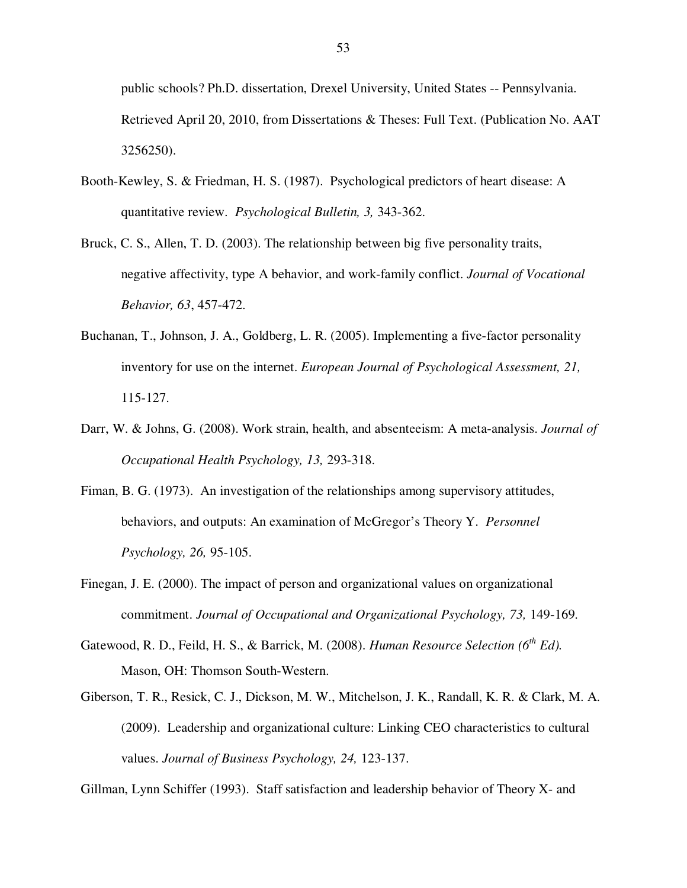public schools? Ph.D. dissertation, Drexel University, United States -- Pennsylvania. Retrieved April 20, 2010, from Dissertations & Theses: Full Text. (Publication No. AAT 3256250).

Booth-Kewley, S. & Friedman, H. S. (1987). Psychological predictors of heart disease: A quantitative review. *Psychological Bulletin, 3,* 343-362.

Bruck, C. S., Allen, T. D. (2003). The relationship between big five personality traits, negative affectivity, type A behavior, and work-family conflict. *Journal of Vocational Behavior, 63*, 457-472.

Buchanan, T., Johnson, J. A., Goldberg, L. R. (2005). Implementing a five-factor personality inventory for use on the internet. *European Journal of Psychological Assessment, 21,* 115-127.

Darr, W. & Johns, G. (2008). Work strain, health, and absenteeism: A meta-analysis. *Journal of Occupational Health Psychology, 13,* 293-318.

Fiman, B. G. (1973). An investigation of the relationships among supervisory attitudes, behaviors, and outputs: An examination of McGregor's Theory Y. *Personnel Psychology, 26,* 95-105.

Finegan, J. E. (2000). The impact of person and organizational values on organizational commitment. *Journal of Occupational and Organizational Psychology, 73,* 149-169.

Gatewood, R. D., Feild, H. S., & Barrick, M. (2008). *Human Resource Selection (6th Ed).* Mason, OH: Thomson South-Western.

Giberson, T. R., Resick, C. J., Dickson, M. W., Mitchelson, J. K., Randall, K. R. & Clark, M. A. (2009). Leadership and organizational culture: Linking CEO characteristics to cultural values. *Journal of Business Psychology, 24,* 123-137.

Gillman, Lynn Schiffer (1993). Staff satisfaction and leadership behavior of Theory X- and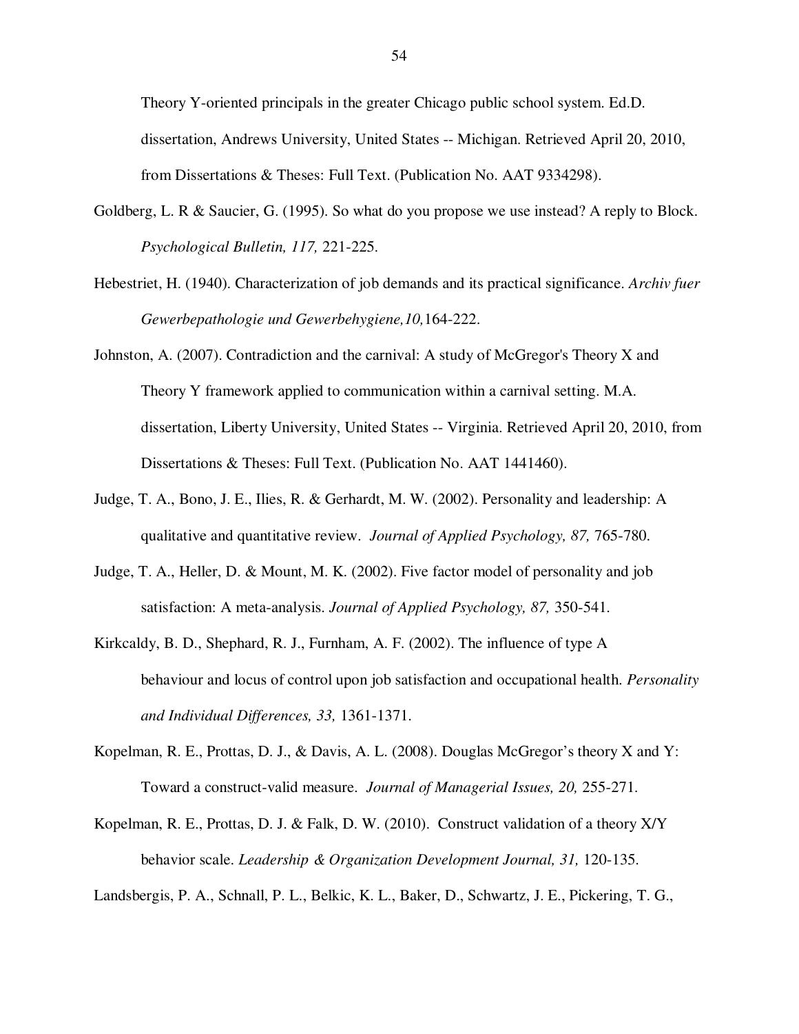Theory Y-oriented principals in the greater Chicago public school system. Ed.D. dissertation, Andrews University, United States -- Michigan. Retrieved April 20, 2010, from Dissertations & Theses: Full Text. (Publication No. AAT 9334298).

Goldberg, L. R & Saucier, G. (1995). So what do you propose we use instead? A reply to Block. *Psychological Bulletin, 117,* 221-225.

Hebestriet, H. (1940). Characterization of job demands and its practical significance. *Archiv fuer Gewerbepathologie und Gewerbehygiene,10,*164-222.

Johnston, A. (2007). Contradiction and the carnival: A study of McGregor's Theory X and Theory Y framework applied to communication within a carnival setting. M.A. dissertation, Liberty University, United States -- Virginia. Retrieved April 20, 2010, from Dissertations & Theses: Full Text. (Publication No. AAT 1441460).

Judge, T. A., Bono, J. E., Ilies, R. & Gerhardt, M. W. (2002). Personality and leadership: A qualitative and quantitative review. *Journal of Applied Psychology, 87,* 765-780.

Judge, T. A., Heller, D. & Mount, M. K. (2002). Five factor model of personality and job satisfaction: A meta-analysis. *Journal of Applied Psychology, 87,* 350-541.

Kirkcaldy, B. D., Shephard, R. J., Furnham, A. F. (2002). The influence of type A behaviour and locus of control upon job satisfaction and occupational health. *Personality and Individual Differences, 33,* 1361-1371.

Kopelman, R. E., Prottas, D. J., & Davis, A. L. (2008). Douglas McGregor's theory X and Y: Toward a construct-valid measure. *Journal of Managerial Issues, 20,* 255-271.

Kopelman, R. E., Prottas, D. J. & Falk, D. W. (2010). Construct validation of a theory X/Y behavior scale. *Leadership & Organization Development Journal, 31,* 120-135.

Landsbergis, P. A., Schnall, P. L., Belkic, K. L., Baker, D., Schwartz, J. E., Pickering, T. G.,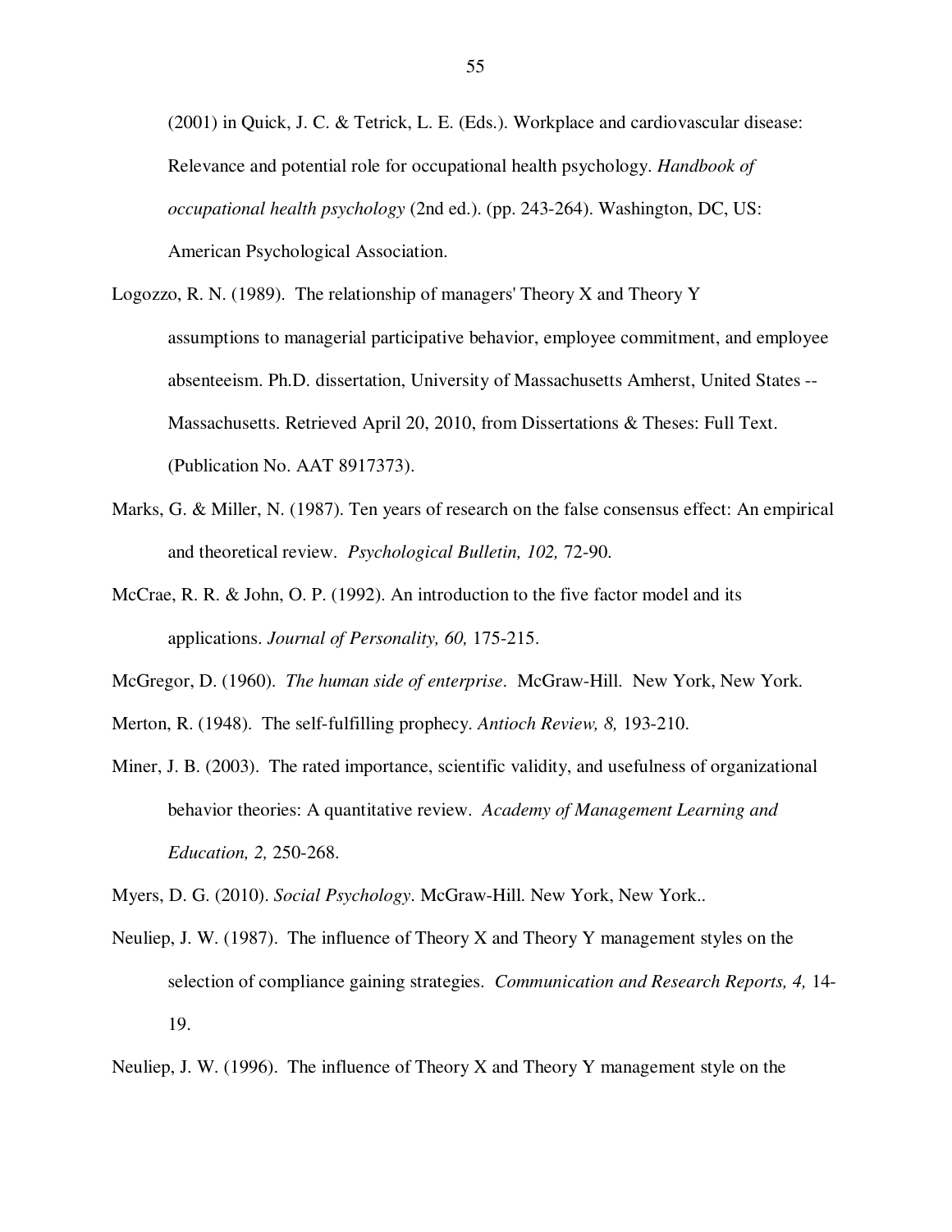(2001) in Quick, J. C. & Tetrick, L. E. (Eds.). Workplace and cardiovascular disease: Relevance and potential role for occupational health psychology. *Handbook of occupational health psychology* (2nd ed.). (pp. 243-264). Washington, DC, US: American Psychological Association.

Logozzo, R. N. (1989). The relationship of managers' Theory X and Theory Y assumptions to managerial participative behavior, employee commitment, and employee absenteeism. Ph.D. dissertation, University of Massachusetts Amherst, United States -- Massachusetts. Retrieved April 20, 2010, from Dissertations & Theses: Full Text. (Publication No. AAT 8917373).

Marks, G. & Miller, N. (1987). Ten years of research on the false consensus effect: An empirical and theoretical review. *Psychological Bulletin, 102,* 72-90.

McCrae, R. R. & John, O. P. (1992). An introduction to the five factor model and its applications. *Journal of Personality, 60,* 175-215.

McGregor, D. (1960). *The human side of enterprise*. McGraw-Hill. New York, New York.

Merton, R. (1948). The self-fulfilling prophecy. *Antioch Review, 8,* 193-210.

Miner, J. B. (2003). The rated importance, scientific validity, and usefulness of organizational behavior theories: A quantitative review. *Academy of Management Learning and Education, 2,* 250-268.

Myers, D. G. (2010). *Social Psychology*. McGraw-Hill. New York, New York..

Neuliep, J. W. (1987). The influence of Theory X and Theory Y management styles on the selection of compliance gaining strategies. *Communication and Research Reports, 4,* 14-19.

Neuliep, J. W. (1996). The influence of Theory X and Theory Y management style on the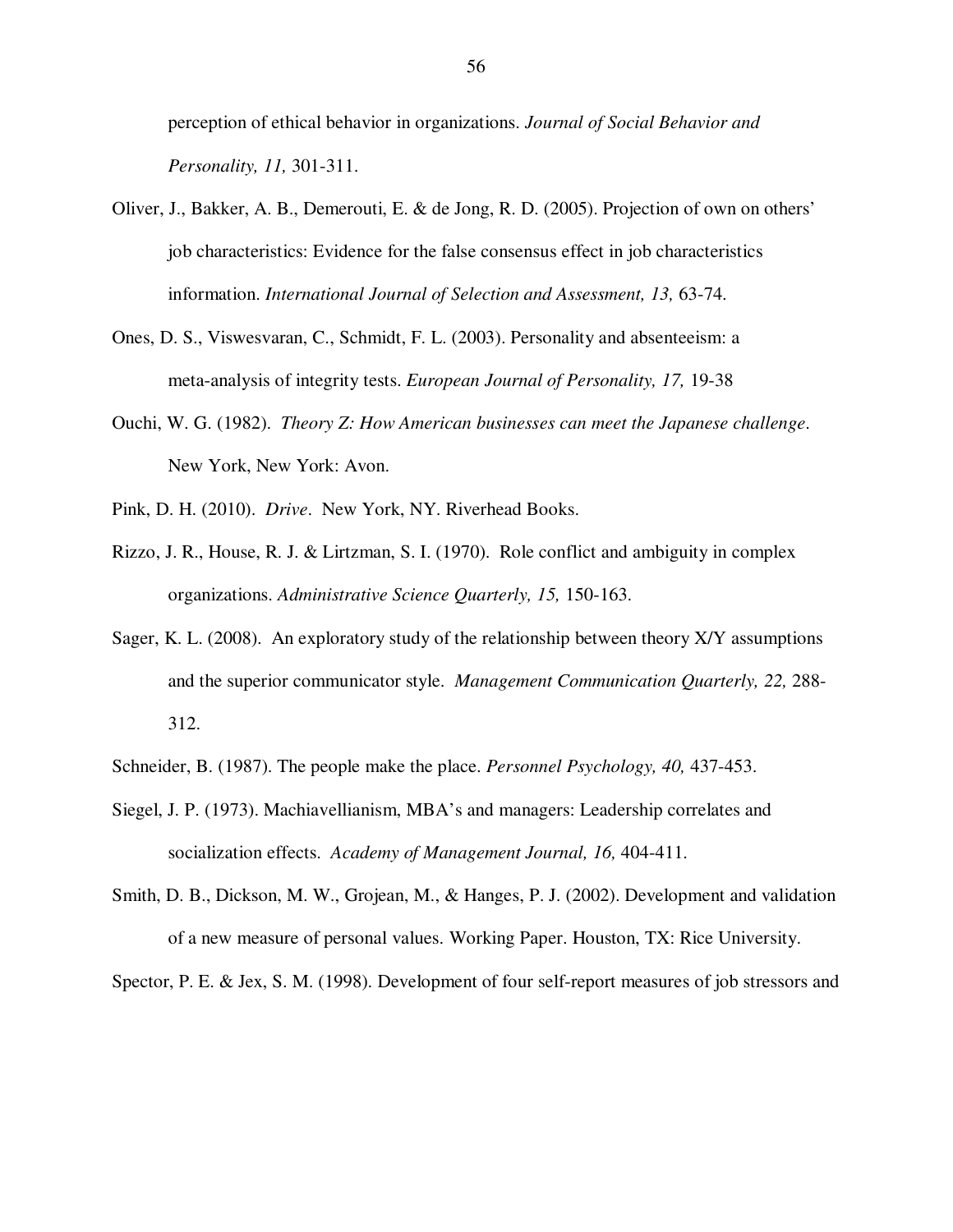perception of ethical behavior in organizations. *Journal of Social Behavior and Personality, 11,* 301-311.

Oliver, J., Bakker, A. B., Demerouti, E. & de Jong, R. D. (2005). Projection of own on others' job characteristics: Evidence for the false consensus effect in job characteristics information. *International Journal of Selection and Assessment, 13,* 63-74.

Ones, D. S., Viswesvaran, C., Schmidt, F. L. (2003). Personality and absenteeism: a meta-analysis of integrity tests. *European Journal of Personality, 17,* 19-38

Ouchi, W. G. (1982). *Theory Z: How American businesses can meet the Japanese challenge*. New York, New York: Avon.

Pink, D. H. (2010). *Drive*. New York, NY. Riverhead Books.

Rizzo, J. R., House, R. J. & Lirtzman, S. I. (1970). Role conflict and ambiguity in complex organizations. *Administrative Science Quarterly, 15,* 150-163.

Sager, K. L. (2008). An exploratory study of the relationship between theory X/Y assumptions and the superior communicator style. *Management Communication Quarterly, 22,* 288-312.

Schneider, B. (1987). The people make the place. *Personnel Psychology, 40,* 437-453.

Siegel, J. P. (1973). Machiavellianism, MBA's and managers: Leadership correlates and socialization effects. *Academy of Management Journal, 16,* 404-411.

Smith, D. B., Dickson, M. W., Grojean, M., & Hanges, P. J. (2002). Development and validation of a new measure of personal values. Working Paper. Houston, TX: Rice University.

Spector, P. E. & Jex, S. M. (1998). Development of four self-report measures of job stressors and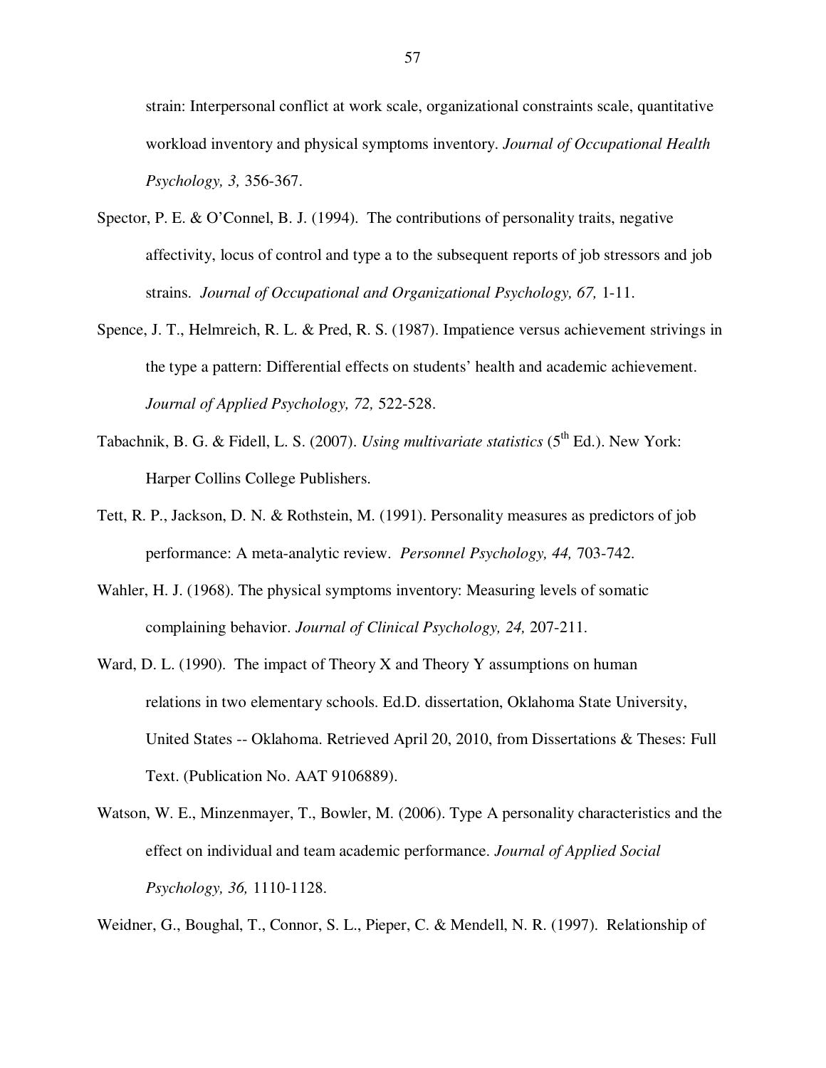strain: Interpersonal conflict at work scale, organizational constraints scale, quantitative workload inventory and physical symptoms inventory. *Journal of Occupational Health Psychology, 3,* 356-367.

Spector, P. E. & O'Connel, B. J. (1994). The contributions of personality traits, negative affectivity, locus of control and type a to the subsequent reports of job stressors and job strains. *Journal of Occupational and Organizational Psychology, 67,* 1-11.

Spence, J. T., Helmreich, R. L. & Pred, R. S. (1987). Impatience versus achievement strivings in the type a pattern: Differential effects on students' health and academic achievement. *Journal of Applied Psychology, 72,* 522-528.

Tabachnik, B. G. & Fidell, L. S. (2007). *Using multivariate statistics* (5th Ed.). New York: Harper Collins College Publishers.

Tett, R. P., Jackson, D. N. & Rothstein, M. (1991). Personality measures as predictors of job performance: A meta-analytic review. *Personnel Psychology, 44,* 703-742.

Wahler, H. J. (1968). The physical symptoms inventory: Measuring levels of somatic complaining behavior. *Journal of Clinical Psychology, 24,* 207-211.

Ward, D. L. (1990). The impact of Theory X and Theory Y assumptions on human relations in two elementary schools. Ed.D. dissertation, Oklahoma State University, United States -- Oklahoma. Retrieved April 20, 2010, from Dissertations & Theses: Full Text. (Publication No. AAT 9106889).

Watson, W. E., Minzenmayer, T., Bowler, M. (2006). Type A personality characteristics and the effect on individual and team academic performance. *Journal of Applied Social Psychology, 36,* 1110-1128.

Weidner, G., Boughal, T., Connor, S. L., Pieper, C. & Mendell, N. R. (1997). Relationship of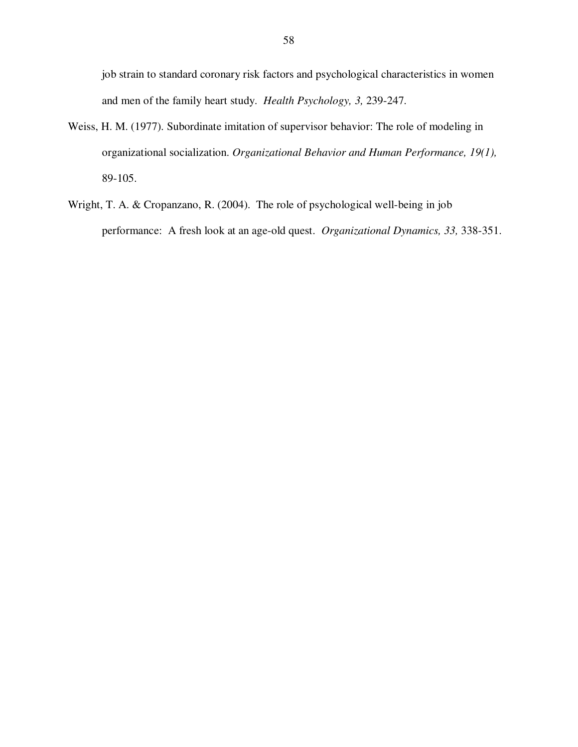job strain to standard coronary risk factors and psychological characteristics in women and men of the family heart study. *Health Psychology, 3,* 239-247.

Weiss, H. M. (1977). Subordinate imitation of supervisor behavior: The role of modeling in organizational socialization. *Organizational Behavior and Human Performance, 19(1),* 89-105.

Wright, T. A. & Cropanzano, R. (2004). The role of psychological well-being in job performance: A fresh look at an age-old quest. *Organizational Dynamics, 33,* 338-351.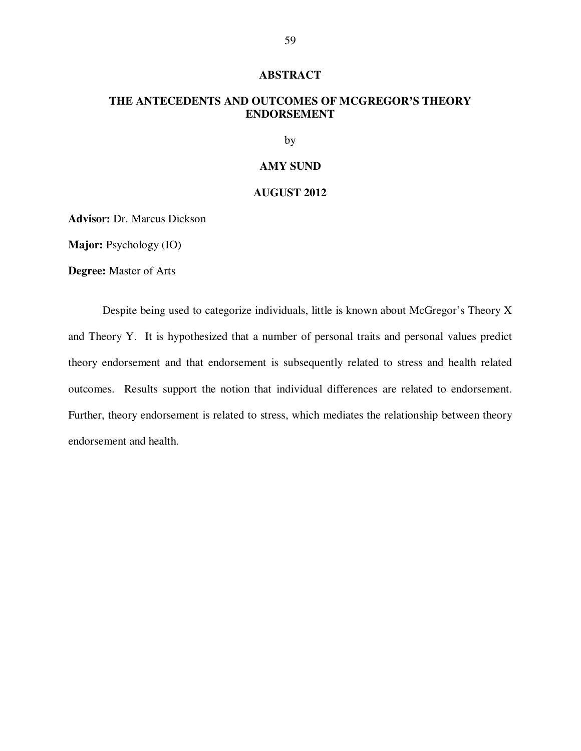# ABSTRACT

## THE ANTECEDENTS AND OUTCOMES OF MCGREGOR'S THEORY ENDORSEMENT

by

**AMY SUND**

**AUGUST 2012**

**Advisor:** Dr. Marcus Dickson

**Major:** Psychology (IO)

**Degree:** Master of Arts

Despite being used to categorize individuals, little is known about McGregor's Theory X and Theory Y. It is hypothesized that a number of personal traits and personal values predict theory endorsement and that endorsement is subsequently related to stress and health related outcomes. Results support the notion that individual differences are related to endorsement. Further, theory endorsement is related to stress, which mediates the relationship between theory endorsement and health.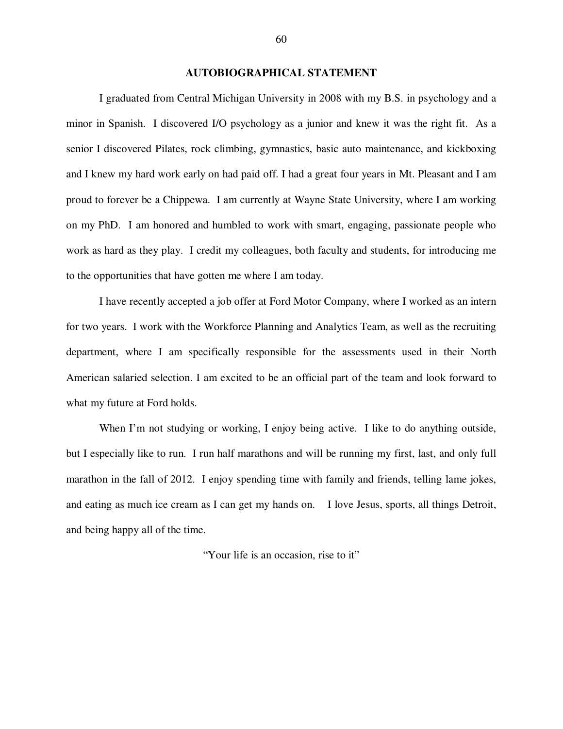# AUTOBIOGRAPHICAL STATEMENT

I graduated from Central Michigan University in 2008 with my B.S. in psychology and a minor in Spanish. I discovered I/O psychology as a junior and knew it was the right fit. As a senior I discovered Pilates, rock climbing, gymnastics, basic auto maintenance, and kickboxing and I knew my hard work early on had paid off. I had a great four years in Mt. Pleasant and I am proud to forever be a Chippewa. I am currently at Wayne State University, where I am working on my PhD. I am honored and humbled to work with smart, engaging, passionate people who work as hard as they play. I credit my colleagues, both faculty and students, for introducing me to the opportunities that have gotten me where I am today.

I have recently accepted a job offer at Ford Motor Company, where I worked as an intern for two years. I work with the Workforce Planning and Analytics Team, as well as the recruiting department, where I am specifically responsible for the assessments used in their North American salaried selection. I am excited to be an official part of the team and look forward to what my future at Ford holds.

When I'm not studying or working, I enjoy being active. I like to do anything outside, but I especially like to run. I run half marathons and will be running my first, last, and only full marathon in the fall of 2012. I enjoy spending time with family and friends, telling lame jokes, and eating as much ice cream as I can get my hands on. I love Jesus, sports, all things Detroit, and being happy all of the time.

"Your life is an occasion, rise to it"